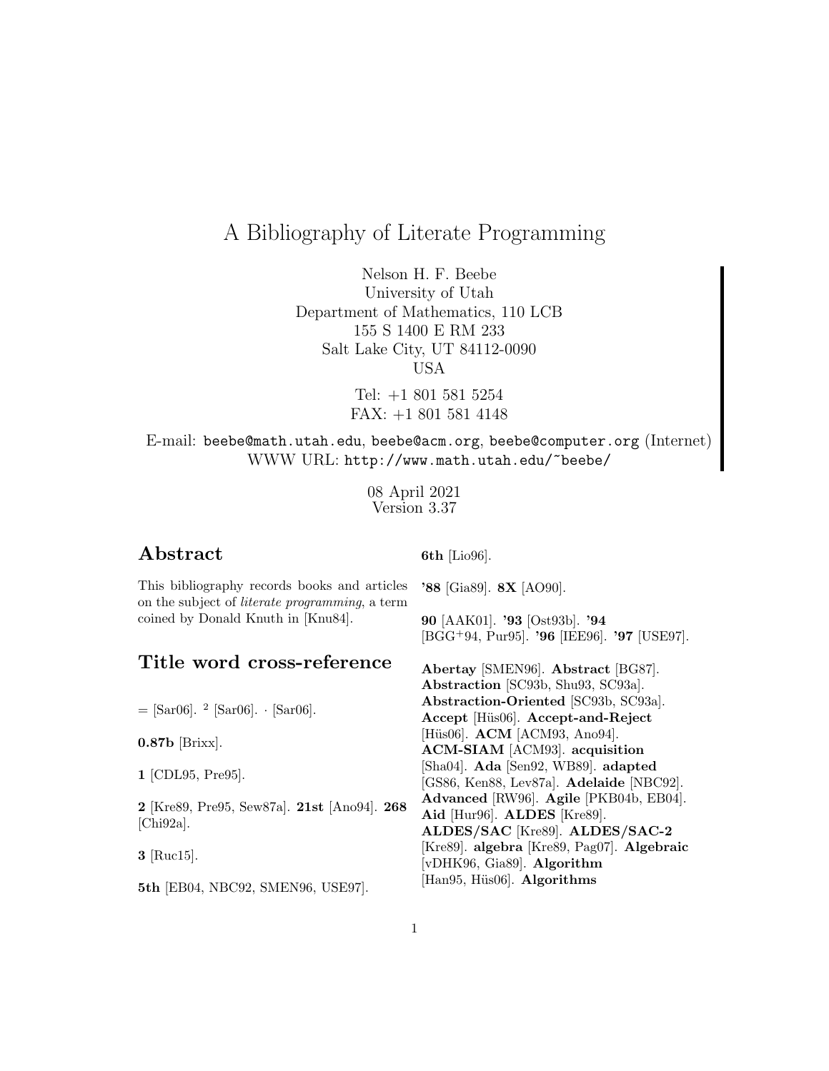# A Bibliography of Literate Programming

Nelson H. F. Beebe
University of Utah
Department of Mathematics, 110 LCB
155 S 1400 E RM 233
Salt Lake City, UT 84112-0090
USA

Tel: +1 801 581 5254
FAX: +1 801 581 4148

E-mail: beebe@math.utah.edu, beebe@acm.org, beebe@computer.org (Internet)
WWW URL: http://www.math.utah.edu/~beebe/

08 April 2021
Version 3.37

## Abstract

This bibliography records books and articles on the subject of *literate programming*, a term coined by Donald Knuth in [Knu84].

## Title word cross-reference

= [Sar06]. $^2$ [Sar06]. · [Sar06].

**0.87b** [Brixx].

**1** [CDL95, Pre95].

**2** [Kre89, Pre95, Sew87a]. **21st** [Ano94]. **268** [Chi92a].

**3** [Ruc15].

**5th** [EB04, NBC92, SMEN96, USE97].

**6th** [Lio96].

**'88** [Gia89]. **8X** [AO90].

**90** [AAK01]. **'93** [Ost93b]. **'94** [BGG+94, Pur95]. **'96** [IEE96]. **'97** [USE97].

**Abertay** [SMEN96]. **Abstract** [BG87]. **Abstraction** [SC93b, Shu93, SC93a]. **Abstraction-Oriented** [SC93b, SC93a]. **Accept** [Hüs06]. **Accept-and-Reject** [Hüs06]. **ACM** [ACM93, Ano94]. **ACM-SIAM** [ACM93]. **acquisition** [Sha04]. **Ada** [Sen92, WB89]. **adapted** [GS86, Ken88, Lev87a]. **Adelaide** [NBC92]. **Advanced** [RW96]. **Agile** [PKB04b, EB04]. **Aid** [Hur96]. **ALDES** [Kre89]. **ALDES/SAC** [Kre89]. **ALDES/SAC-2** [Kre89]. **algebra** [Kre89, Pag07]. **Algebraic** [vDHK96, Gia89]. **Algorithm** [Han95, Hüs06]. **Algorithms**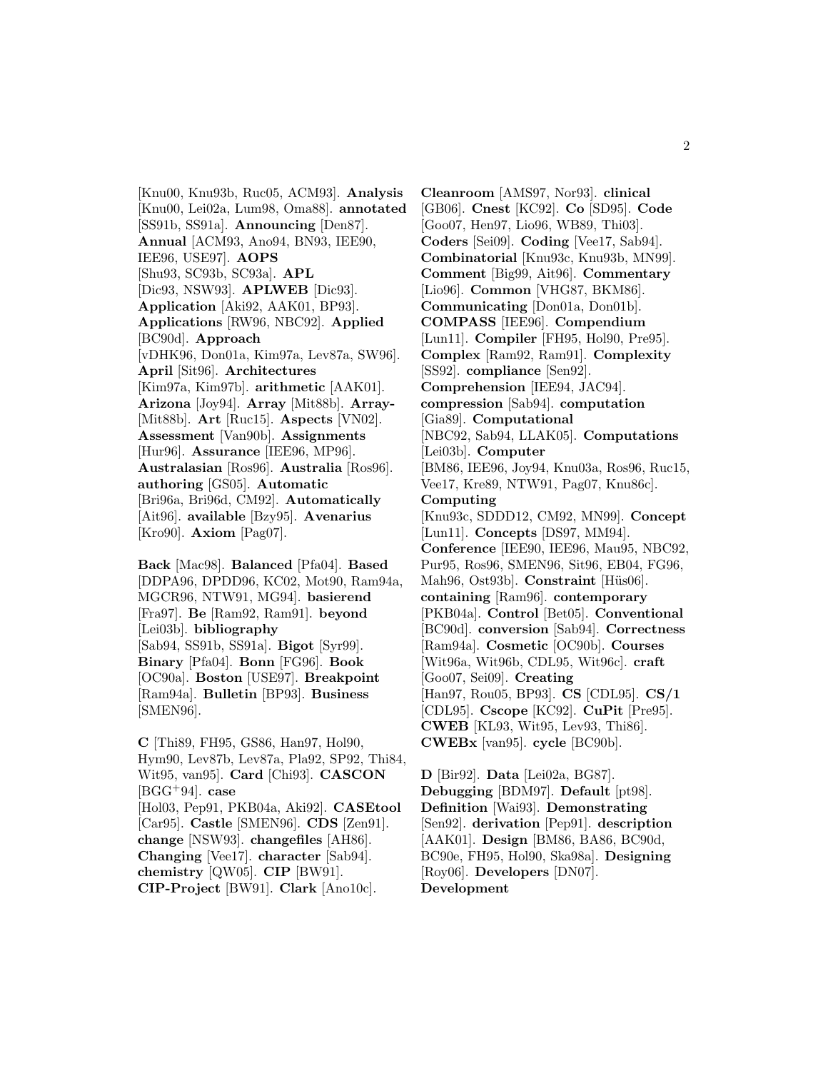[Knu00, Knu93b, Ruc05, ACM93]. **Analysis** [Knu00, Lei02a, Lum98, Oma88]. **annotated** [SS91b, SS91a]. **Announcing** [Den87]. **Annual** [ACM93, Ano94, BN93, IEE90, IEE96, USE97]. **AOPS** [Shu93, SC93b, SC93a]. **APL** [Dic93, NSW93]. **APLWEB** [Dic93]. **Application** [Aki92, AAK01, BP93]. **Applications** [RW96, NBC92]. **Applied** [BC90d]. **Approach** [vDHK96, Don01a, Kim97a, Lev87a, SW96]. **April** [Sit96]. **Architectures** [Kim97a, Kim97b]. **arithmetic** [AAK01]. **Arizona** [Joy94]. **Array** [Mit88b]. **Array-** [Mit88b]. **Art** [Ruc15]. **Aspects** [VN02]. **Assessment** [Van90b]. **Assignments** [Hur96]. **Assurance** [IEE96, MP96]. **Australasian** [Ros96]. **Australia** [Ros96]. **authoring** [GS05]. **Automatic** [Bri96a, Bri96d, CM92]. **Automatically** [Ait96]. **available** [Bzy95]. **Avenarius** [Kro90]. **Axiom** [Pag07].

**Back** [Mac98]. **Balanced** [Pfa04]. **Based** [DDPA96, DPDD96, KC02, Mot90, Ram94a, MGCR96, NTW91, MG94]. **basierend** [Fra97]. **Be** [Ram92, Ram91]. **beyond** [Lei03b]. **bibliography** [Sab94, SS91b, SS91a]. **Bigot** [Syr99]. **Binary** [Pfa04]. **Bonn** [FG96]. **Book** [OC90a]. **Boston** [USE97]. **Breakpoint** [Ram94a]. **Bulletin** [BP93]. **Business** [SMEN96].

**C** [Thi89, FH95, GS86, Han97, Hol90, Hym90, Lev87b, Lev87a, Pla92, SP92, Thi84, Wit95, van95]. **Card** [Chi93]. **CASCON** [BGG+94]. **case** [Hol03, Pep91, PKB04a, Aki92]. **CASEtool** [Car95]. **Castle** [SMEN96]. **CDS** [Zen91]. **change** [NSW93]. **changefiles** [AH86]. **Changing** [Vee17]. **character** [Sab94]. **chemistry** [QW05]. **CIP** [BW91]. **CIP-Project** [BW91]. **Clark** [Ano10c].

**Cleanroom** [AMS97, Nor93]. **clinical** [GB06]. **Cnest** [KC92]. **Co** [SD95]. **Code** [Goo07, Hen97, Lio96, WB89, Thi03]. **Coders** [Sei09]. **Coding** [Vee17, Sab94]. **Combinatorial** [Knu93c, Knu93b, MN99]. **Comment** [Big99, Ait96]. **Commentary** [Lio96]. **Common** [VHG87, BKM86]. **Communicating** [Don01a, Don01b]. **COMPASS** [IEE96]. **Compendium** [Lun11]. **Compiler** [FH95, Hol90, Pre95]. **Complex** [Ram92, Ram91]. **Complexity** [SS92]. **compliance** [Sen92]. **Comprehension** [IEE94, JAC94]. **compression** [Sab94]. **computation** [Gia89]. **Computational** [NBC92, Sab94, LLAK05]. **Computations** [Lei03b]. **Computer** [BM86, IEE96, Joy94, Knu03a, Ros96, Ruc15, Vee17, Kre89, NTW91, Pag07, Knu86c]. **Computing** [Knu93c, SDDD12, CM92, MN99]. **Concept** [Lun11]. **Concepts** [DS97, MM94]. **Conference** [IEE90, IEE96, Mau95, NBC92, Pur95, Ros96, SMEN96, Sit96, EB04, FG96, Mah96, Ost93b]. **Constraint** [Hüs06]. **containing** [Ram96]. **contemporary** [PKB04a]. **Control** [Bet05]. **Conventional** [BC90d]. **conversion** [Sab94]. **Correctness** [Ram94a]. **Cosmetic** [OC90b]. **Courses** [Wit96a, Wit96b, CDL95, Wit96c]. **craft** [Goo07, Sei09]. **Creating** [Han97, Rou05, BP93]. **CS** [CDL95]. **CS/1** [CDL95]. **Cscope** [KC92]. **CuPit** [Pre95]. **CWEB** [KL93, Wit95, Lev93, Thi86]. **CWEBx** [van95]. **cycle** [BC90b].

**D** [Bir92]. **Data** [Lei02a, BG87]. **Debugging** [BDM97]. **Default** [pt98]. **Definition** [Wai93]. **Demonstrating** [Sen92]. **derivation** [Pep91]. **description** [AAK01]. **Design** [BM86, BA86, BC90d, BC90e, FH95, Hol90, Ska98a]. **Designing** [Roy06]. **Developers** [DN07]. **Development**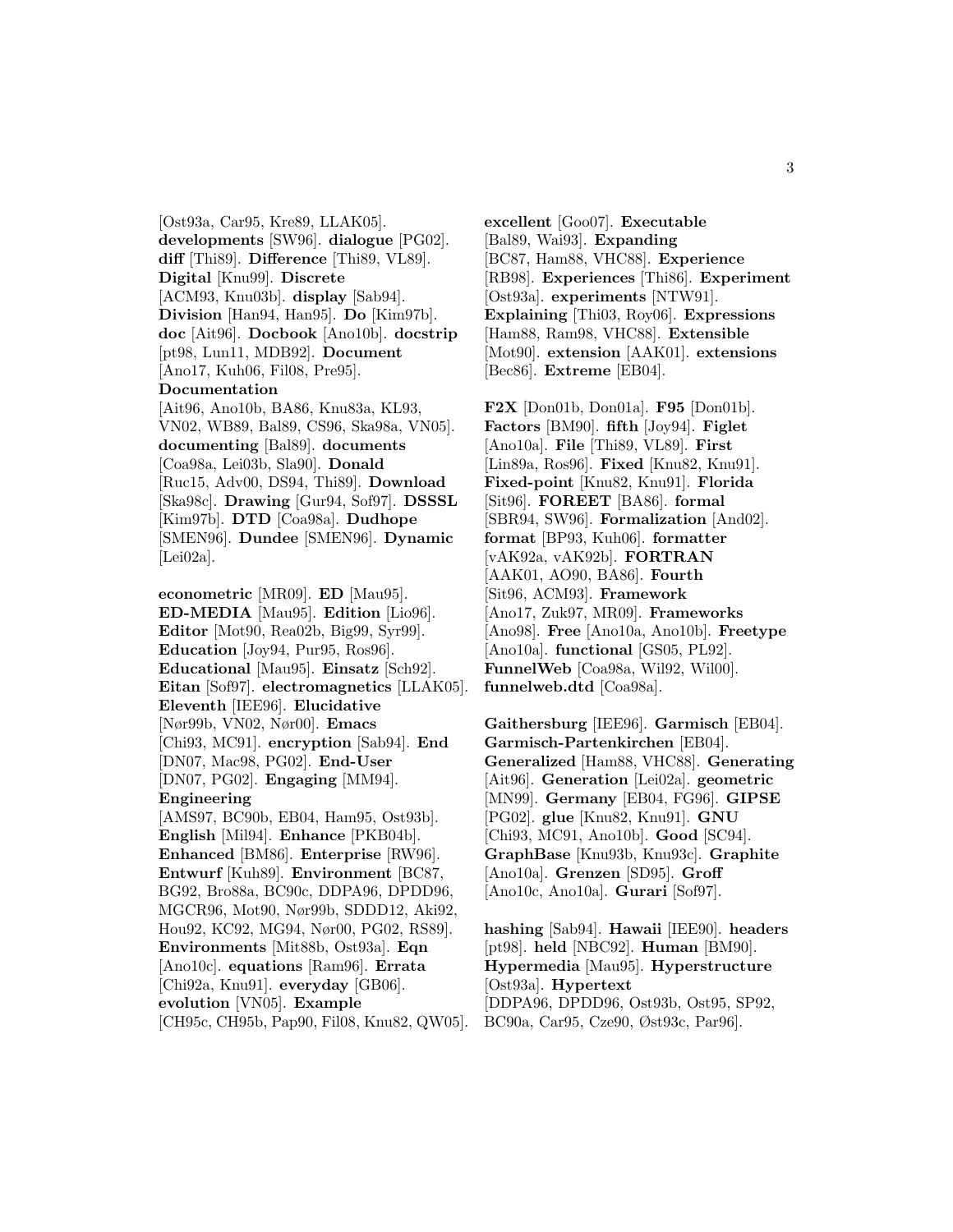[Ost93a, Car95, Kre89, LLAK05]. **developments** [SW96]. **dialogue** [PG02]. **diff** [Thi89]. **Difference** [Thi89, VL89]. **Digital** [Knu99]. **Discrete** [ACM93, Knu03b]. **display** [Sab94]. **Division** [Han94, Han95]. **Do** [Kim97b]. **doc** [Ait96]. **Docbook** [Ano10b]. **docstrip** [pt98, Lun11, MDB92]. **Document** [Ano17, Kuh06, Fil08, Pre95]. **Documentation** [Ait96, Ano10b, BA86, Knu83a, KL93, VN02, WB89, Bal89, CS96, Ska98a, VN05]. **documenting** [Bal89]. **documents** [Coa98a, Lei03b, Sla90]. **Donald** [Ruc15, Adv00, DS94, Thi89]. **Download** [Ska98c]. **Drawing** [Gur94, Sof97]. **DSSSL** [Kim97b]. **DTD** [Coa98a]. **Dudhope** [SMEN96]. **Dundee** [SMEN96]. **Dynamic** [Lei02a].

**econometric** [MR09]. **ED** [Mau95]. **ED-MEDIA** [Mau95]. **Edition** [Lio96]. **Editor** [Mot90, Rea02b, Big99, Syr99]. **Education** [Joy94, Pur95, Ros96]. **Educational** [Mau95]. **Einsatz** [Sch92]. **Eitan** [Sof97]. **electromagnetics** [LLAK05]. **Eleventh** [IEE96]. **Elucidative** [Nør99b, VN02, Nør00]. **Emacs** [Chi93, MC91]. **encryption** [Sab94]. **End** [DN07, Mac98, PG02]. **End-User** [DN07, PG02]. **Engaging** [MM94]. **Engineering** [AMS97, BC90b, EB04, Ham95, Ost93b]. **English** [Mil94]. **Enhance** [PKB04b]. **Enhanced** [BM86]. **Enterprise** [RW96]. **Entwurf** [Kuh89]. **Environment** [BC87, BG92, Bro88a, BC90c, DDPA96, DPDD96, MGCR96, Mot90, Nør99b, SDDD12, Aki92, Hou92, KC92, MG94, Nør00, PG02, RS89]. **Environments** [Mit88b, Ost93a]. **Eqn** [Ano10c]. **equations** [Ram96]. **Errata** [Chi92a, Knu91]. **everyday** [GB06]. **evolution** [VN05]. **Example** [CH95c, CH95b, Pap90, Fil08, Knu82, QW05]. **excellent** [Goo07]. **Executable** [Bal89, Wai93]. **Expanding** [BC87, Ham88, VHC88]. **Experience** [RB98]. **Experiences** [Thi86]. **Experiment** [Ost93a]. **experiments** [NTW91]. **Explaining** [Thi03, Roy06]. **Expressions** [Ham88, Ram98, VHC88]. **Extensible** [Mot90]. **extension** [AAK01]. **extensions** [Bec86]. **Extreme** [EB04].

**F2X** [Don01b, Don01a]. **F95** [Don01b]. **Factors** [BM90]. **fifth** [Joy94]. **Figlet** [Ano10a]. **File** [Thi89, VL89]. **First** [Lin89a, Ros96]. **Fixed** [Knu82, Knu91]. **Fixed-point** [Knu82, Knu91]. **Florida** [Sit96]. **FOREET** [BA86]. **formal** [SBR94, SW96]. **Formalization** [And02]. **format** [BP93, Kuh06]. **formatter** [vAK92a, vAK92b]. **FORTRAN** [AAK01, AO90, BA86]. **Fourth** [Sit96, ACM93]. **Framework** [Ano17, Zuk97, MR09]. **Frameworks** [Ano98]. **Free** [Ano10a, Ano10b]. **Freetype** [Ano10a]. **functional** [GS05, PL92]. **FunnelWeb** [Coa98a, Wil92, Wil00]. **funnelweb.dtd** [Coa98a].

**Gaithersburg** [IEE96]. **Garmisch** [EB04]. **Garmisch-Partenkirchen** [EB04]. **Generalized** [Ham88, VHC88]. **Generating** [Ait96]. **Generation** [Lei02a]. **geometric** [MN99]. **Germany** [EB04, FG96]. **GIPSE** [PG02]. **glue** [Knu82, Knu91]. **GNU** [Chi93, MC91, Ano10b]. **Good** [SC94]. **GraphBase** [Knu93b, Knu93c]. **Graphite** [Ano10a]. **Grenzen** [SD95]. **Groff** [Ano10c, Ano10a]. **Gurari** [Sof97].

**hashing** [Sab94]. **Hawaii** [IEE90]. **headers** [pt98]. **held** [NBC92]. **Human** [BM90]. **Hypermedia** [Mau95]. **Hyperstructure** [Ost93a]. **Hypertext** [DDPA96, DPDD96, Ost93b, Ost95, SP92, BC90a, Car95, Cze90, Øst93c, Par96].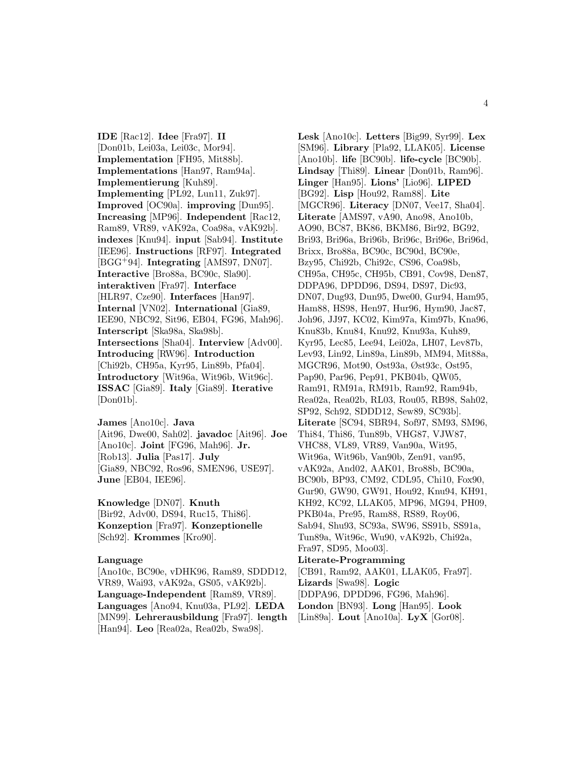**IDE** [Rac12]. **Idee** [Fra97]. **II** [Don01b, Lei03a, Lei03c, Mor94]. **Implementation** [FH95, Mit88b]. **Implementations** [Han97, Ram94a]. **Implementierung** [Kuh89]. **Implementing** [PL92, Lun11, Zuk97]. **Improved** [OC90a]. **improving** [Dun95]. **Increasing** [MP96]. **Independent** [Rac12, Ram89, VR89, vAK92a, Coa98a, vAK92b]. **indexes** [Knu94]. **input** [Sab94]. **Institute** [IEE96]. **Instructions** [RF97]. **Integrated** [BGG+94]. **Integrating** [AMS97, DN07]. **Interactive** [Bro88a, BC90c, Sla90]. **interaktiven** [Fra97]. **Interface** [HLR97, Cze90]. **Interfaces** [Han97]. **Internal** [VN02]. **International** [Gia89, IEE90, NBC92, Sit96, EB04, FG96, Mah96]. **Interscript** [Ska98a, Ska98b]. **Intersections** [Sha04]. **Interview** [Adv00]. **Introducing** [RW96]. **Introduction** [Chi92b, CH95a, Kyr95, Lin89b, Pfa04]. **Introductory** [Wit96a, Wit96b, Wit96c]. **ISSAC** [Gia89]. **Italy** [Gia89]. **Iterative** [Don01b].

**James** [Ano10c]. **Java** [Ait96, Dwe00, Sah02]. **javadoc** [Ait96]. **Joe** [Ano10c]. **Joint** [FG96, Mah96]. **Jr.** [Rob13]. **Julia** [Pas17]. **July** [Gia89, NBC92, Ros96, SMEN96, USE97]. **June** [EB04, IEE96].

**Knowledge** [DN07]. **Knuth** [Bir92, Adv00, DS94, Ruc15, Thi86]. **Konzeption** [Fra97]. **Konzeptionelle** [Sch92]. **Krommes** [Kro90].

**Language** [Ano10c, BC90e, vDHK96, Ram89, SDDD12, VR89, Wai93, vAK92a, GS05, vAK92b]. **Language-Independent** [Ram89, VR89]. **Languages** [Ano94, Knu03a, PL92]. **LEDA** [MN99]. **Lehrerausbildung** [Fra97]. **length** [Han94]. **Leo** [Rea02a, Rea02b, Swa98]. **Lesk** [Ano10c]. **Letters** [Big99, Syr99]. **Lex** [SM96]. **Library** [Pla92, LLAK05]. **License** [Ano10b]. **life** [BC90b]. **life-cycle** [BC90b]. **Lindsay** [Thi89]. **Linear** [Don01b, Ram96]. **Linger** [Han95]. **Lions'** [Lio96]. **LIPED** [BG92]. **Lisp** [Hou92, Ram88]. **Lite** [MGCR96]. **Literacy** [DN07, Vee17, Sha04]. **Literate** [AMS97, vA90, Ano98, Ano10b, AO90, BC87, BK86, BKM86, Bir92, BG92, Bri93, Bri96a, Bri96b, Bri96c, Bri96e, Bri96d, Brixx, Bro88a, BC90c, BC90d, BC90e, Bzy95, Chi92b, Chi92c, CS96, Coa98b, CH95a, CH95c, CH95b, CB91, Cov98, Den87, DDPA96, DPDD96, DS94, DS97, Dic93, DN07, Dug93, Dun95, Dwe00, Gur94, Ham95, Ham88, HS98, Hen97, Hur96, Hym90, Jac87, Joh96, JJ97, KC02, Kim97a, Kim97b, Kna96, Knu83b, Knu84, Knu92, Knu93a, Kuh89, Kyr95, Lec85, Lee94, Lei02a, LH07, Lev87b, Lev93, Lin92, Lin89a, Lin89b, MM94, Mit88a, MGCR96, Mot90, Ost93a, Øst93c, Ost95, Pap90, Par96, Pep91, PKB04b, QW05, Ram91, RM91a, RM91b, Ram92, Ram94b, Rea02a, Rea02b, RL03, Rou05, RB98, Sah02, SP92, Sch92, SDDD12, Sew89, SC93b]. **Literate** [SC94, SBR94, Sof97, SM93, SM96, Thi84, Thi86, Tun89b, VHG87, VJW87, VHC88, VL89, VR89, Van90a, Wit95, Wit96a, Wit96b, Van90b, Zen91, van95, vAK92a, And02, AAK01, Bro88b, BC90a, BC90b, BP93, CM92, CDL95, Chi10, Fox90, Gur90, GW90, GW91, Hou92, Knu94, KH91, KH92, KC92, LLAK05, MP96, MG94, PH09, PKB04a, Pre95, Ram88, RS89, Roy06, Sab94, Shu93, SC93a, SW96, SS91b, SS91a, Tun89a, Wit96c, Wu90, vAK92b, Chi92a, Fra97, SD95, Moo03]. **Literate-Programming** [CB91, Ram92, AAK01, LLAK05, Fra97]. **Lizards** [Swa98]. **Logic** [DDPA96, DPDD96, FG96, Mah96]. **London** [BN93]. **Long** [Han95]. **Look** [Lin89a]. **Lout** [Ano10a]. **LyX** [Gor08].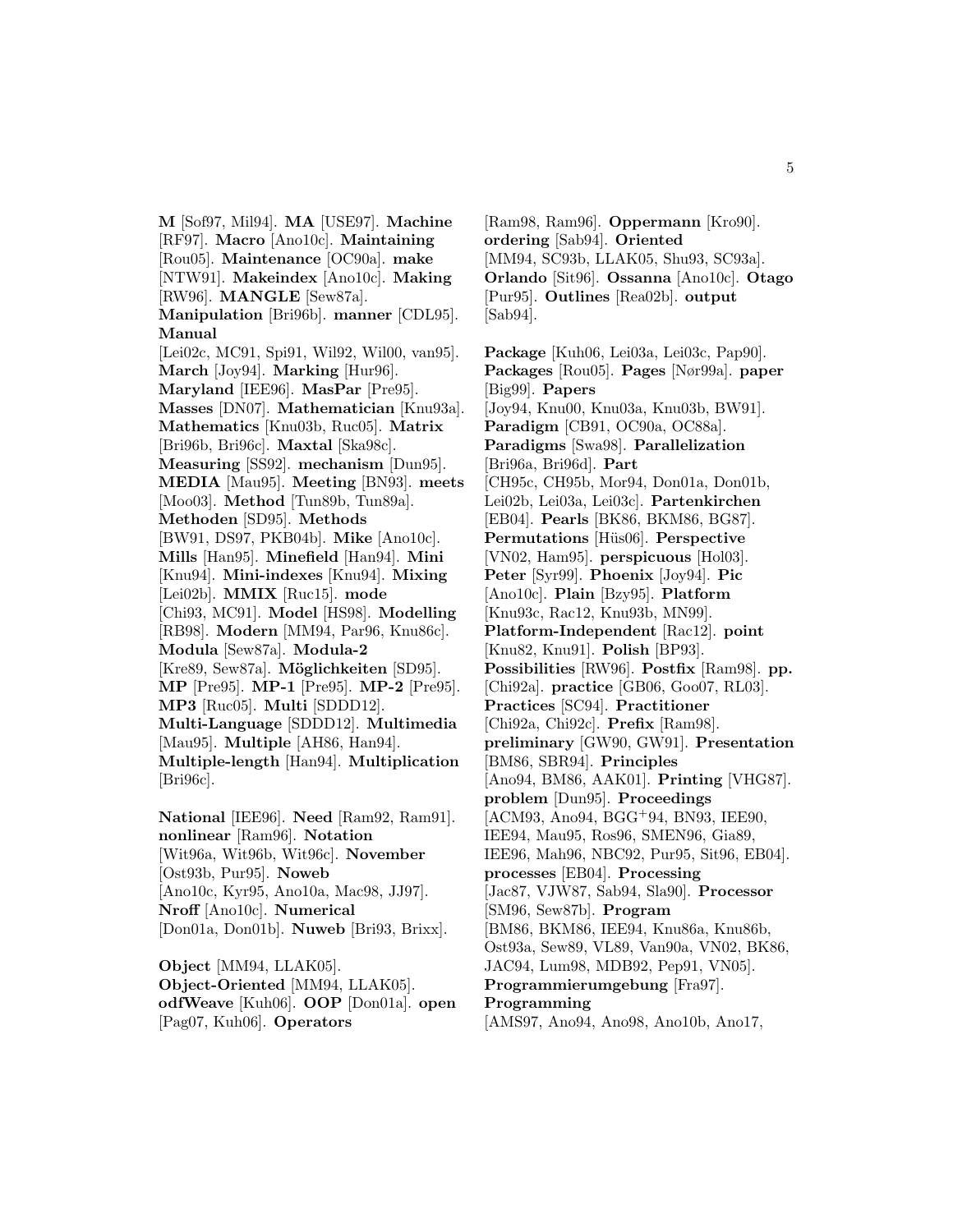**M** [Sof97, Mil94]. **MA** [USE97]. **Machine** [RF97]. **Macro** [Ano10c]. **Maintaining** [Rou05]. **Maintenance** [OC90a]. **make** [NTW91]. **Makeindex** [Ano10c]. **Making** [RW96]. **MANGLE** [Sew87a]. **Manipulation** [Bri96b]. **manner** [CDL95]. **Manual** [Lei02c, MC91, Spi91, Wil92, Wil00, van95]. **March** [Joy94]. **Marking** [Hur96]. **Maryland** [IEE96]. **MasPar** [Pre95]. **Masses** [DN07]. **Mathematician** [Knu93a]. **Mathematics** [Knu03b, Ruc05]. **Matrix** [Bri96b, Bri96c]. **Maxtal** [Ska98c]. **Measuring** [SS92]. **mechanism** [Dun95]. **MEDIA** [Mau95]. **Meeting** [BN93]. **meets** [Moo03]. **Method** [Tun89b, Tun89a]. **Methoden** [SD95]. **Methods** [BW91, DS97, PKB04b]. **Mike** [Ano10c]. **Mills** [Han95]. **Minefield** [Han94]. **Mini** [Knu94]. **Mini-indexes** [Knu94]. **Mixing** [Lei02b]. **MMIX** [Ruc15]. **mode** [Chi93, MC91]. **Model** [HS98]. **Modelling** [RB98]. **Modern** [MM94, Par96, Knu86c]. **Modula** [Sew87a]. **Modula-2** [Kre89, Sew87a]. **Möglichkeiten** [SD95]. **MP** [Pre95]. **MP-1** [Pre95]. **MP-2** [Pre95]. **MP3** [Ruc05]. **Multi** [SDDD12]. **Multi-Language** [SDDD12]. **Multimedia** [Mau95]. **Multiple** [AH86, Han94]. **Multiple-length** [Han94]. **Multiplication** [Bri96c].

**National** [IEE96]. **Need** [Ram92, Ram91]. **nonlinear** [Ram96]. **Notation** [Wit96a, Wit96b, Wit96c]. **November** [Ost93b, Pur95]. **Noweb** [Ano10c, Kyr95, Ano10a, Mac98, JJ97]. **Nroff** [Ano10c]. **Numerical** [Don01a, Don01b]. **Nuweb** [Bri93, Brixx].

**Object** [MM94, LLAK05]. **Object-Oriented** [MM94, LLAK05]. **odfWeave** [Kuh06]. **OOP** [Don01a]. **open** [Pag07, Kuh06]. **Operators** [Ram98, Ram96]. **Oppermann** [Kro90]. **ordering** [Sab94]. **Oriented** [MM94, SC93b, LLAK05, Shu93, SC93a]. **Orlando** [Sit96]. **Ossanna** [Ano10c]. **Otago** [Pur95]. **Outlines** [Rea02b]. **output** [Sab94].

**Package** [Kuh06, Lei03a, Lei03c, Pap90]. **Packages** [Rou05]. **Pages** [Nør99a]. **paper** [Big99]. **Papers** [Joy94, Knu00, Knu03a, Knu03b, BW91]. **Paradigm** [CB91, OC90a, OC88a]. **Paradigms** [Swa98]. **Parallelization** [Bri96a, Bri96d]. **Part** [CH95c, CH95b, Mor94, Don01a, Don01b, Lei02b, Lei03a, Lei03c]. **Partenkirchen** [EB04]. **Pearls** [BK86, BKM86, BG87]. **Permutations** [Hüs06]. **Perspective** [VN02, Ham95]. **perspicuous** [Hol03]. **Peter** [Syr99]. **Phoenix** [Joy94]. **Pic** [Ano10c]. **Plain** [Bzy95]. **Platform** [Knu93c, Rac12, Knu93b, MN99]. **Platform-Independent** [Rac12]. **point** [Knu82, Knu91]. **Polish** [BP93]. **Possibilities** [RW96]. **Postfix** [Ram98]. **pp.** [Chi92a]. **practice** [GB06, Goo07, RL03]. **Practices** [SC94]. **Practitioner** [Chi92a, Chi92c]. **Prefix** [Ram98]. **preliminary** [GW90, GW91]. **Presentation** [BM86, SBR94]. **Principles** [Ano94, BM86, AAK01]. **Printing** [VHG87]. **problem** [Dun95]. **Proceedings** [ACM93, Ano94, BGG+94, BN93, IEE90, IEE94, Mau95, Ros96, SMEN96, Gia89, IEE96, Mah96, NBC92, Pur95, Sit96, EB04]. **processes** [EB04]. **Processing** [Jac87, VJW87, Sab94, Sla90]. **Processor** [SM96, Sew87b]. **Program** [BM86, BKM86, IEE94, Knu86a, Knu86b, Ost93a, Sew89, VL89, Van90a, VN02, BK86, JAC94, Lum98, MDB92, Pep91, VN05]. **Programmierumgebung** [Fra97]. **Programming** [AMS97, Ano94, Ano98, Ano10b, Ano17,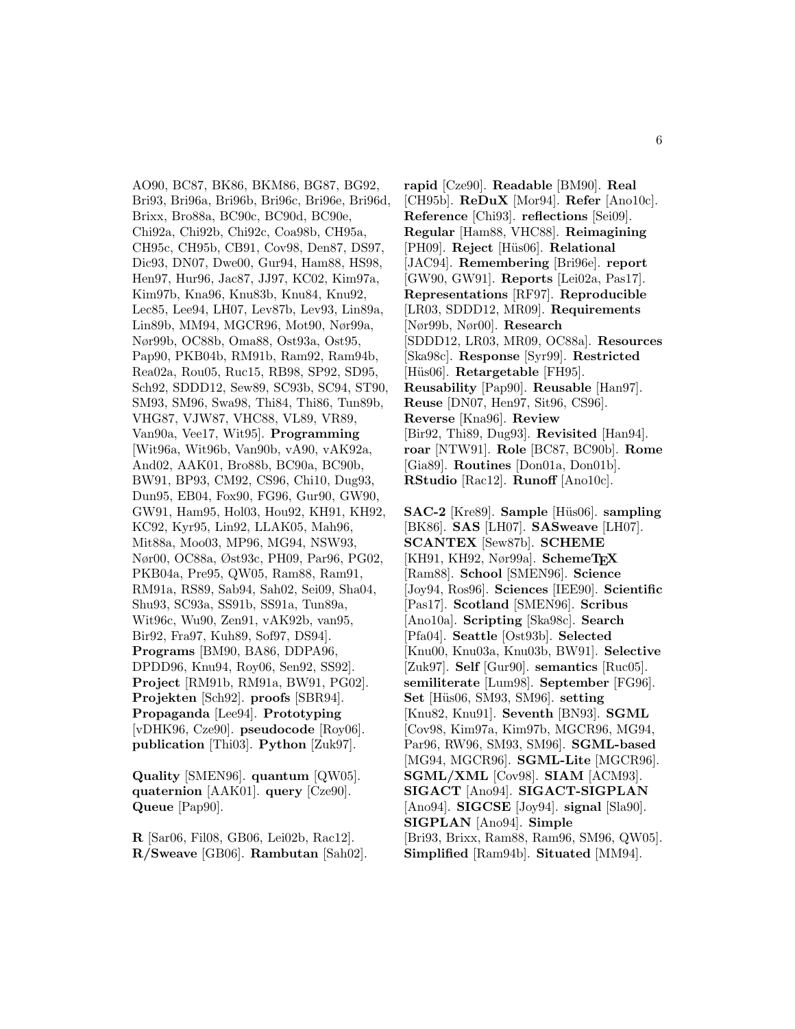AO90, BC87, BK86, BKM86, BG87, BG92, Bri93, Bri96a, Bri96b, Bri96c, Bri96e, Bri96d, Brixx, Bro88a, BC90c, BC90d, BC90e, Chi92a, Chi92b, Chi92c, Coa98b, CH95a, CH95c, CH95b, CB91, Cov98, Den87, DS97, Dic93, DN07, Dwe00, Gur94, Ham88, HS98, Hen97, Hur96, Jac87, JJ97, KC02, Kim97a, Kim97b, Kna96, Knu83b, Knu84, Knu92, Lec85, Lee94, LH07, Lev87b, Lev93, Lin89a, Lin89b, MM94, MGCR96, Mot90, Nør99a, Nør99b, OC88b, Oma88, Ost93a, Ost95, Pap90, PKB04b, RM91b, Ram92, Ram94b, Rea02a, Rou05, Ruc15, RB98, SP92, SD95, Sch92, SDDD12, Sew89, SC93b, SC94, ST90, SM93, SM96, Swa98, Thi84, Thi86, Tun89b, VHG87, VJW87, VHC88, VL89, VR89, Van90a, Vee17, Wit95]. **Programming** [Wit96a, Wit96b, Van90b, vA90, vAK92a, And02, AAK01, Bro88b, BC90a, BC90b, BW91, BP93, CM92, CS96, Chi10, Dug93, Dun95, EB04, Fox90, FG96, Gur90, GW90, GW91, Ham95, Hol03, Hou92, KH91, KH92, KC92, Kyr95, Lin92, LLAK05, Mah96, Mit88a, Moo03, MP96, MG94, NSW93, Nør00, OC88a, Øst93c, PH09, Par96, PG02, PKB04a, Pre95, QW05, Ram88, Ram91, RM91a, RS89, Sab94, Sah02, Sei09, Sha04, Shu93, SC93a, SS91b, SS91a, Tun89a, Wit96c, Wu90, Zen91, vAK92b, van95, Bir92, Fra97, Kuh89, Sof97, DS94]. **Programs** [BM90, BA86, DDPA96, DPDD96, Knu94, Roy06, Sen92, SS92]. **Project** [RM91b, RM91a, BW91, PG02]. **Projekten** [Sch92]. **proofs** [SBR94]. **Propaganda** [Lee94]. **Prototyping** [vDHK96, Cze90]. **pseudocode** [Roy06]. **publication** [Thi03]. **Python** [Zuk97].

**Quality** [SMEN96]. **quantum** [QW05]. **quaternion** [AAK01]. **query** [Cze90]. **Queue** [Pap90].

**R** [Sar06, Fil08, GB06, Lei02b, Rac12]. **R/Sweave** [GB06]. **Rambutan** [Sah02]. **rapid** [Cze90]. **Readable** [BM90]. **Real** [CH95b]. **ReDuX** [Mor94]. **Refer** [Ano10c]. **Reference** [Chi93]. **reflections** [Sei09]. **Regular** [Ham88, VHC88]. **Reimagining** [PH09]. **Reject** [Hüs06]. **Relational** [JAC94]. **Remembering** [Bri96e]. **report** [GW90, GW91]. **Reports** [Lei02a, Pas17]. **Representations** [RF97]. **Reproducible** [LR03, SDDD12, MR09]. **Requirements** [Nør99b, Nør00]. **Research** [SDDD12, LR03, MR09, OC88a]. **Resources** [Ska98c]. **Response** [Syr99]. **Restricted** [Hüs06]. **Retargetable** [FH95]. **Reusability** [Pap90]. **Reusable** [Han97]. **Reuse** [DN07, Hen97, Sit96, CS96]. **Reverse** [Kna96]. **Review** [Bir92, Thi89, Dug93]. **Revisited** [Han94]. **roar** [NTW91]. **Role** [BC87, BC90b]. **Rome** [Gia89]. **Routines** [Don01a, Don01b]. **RStudio** [Rac12]. **Runoff** [Ano10c].

**SAC-2** [Kre89]. **Sample** [Hüs06]. **sampling** [BK86]. **SAS** [LH07]. **SASweave** [LH07]. **SCANTEX** [Sew87b]. **SCHEME** [KH91, KH92, Nør99a]. **SchemeTEX** [Ram88]. **School** [SMEN96]. **Science** [Joy94, Ros96]. **Sciences** [IEE90]. **Scientific** [Pas17]. **Scotland** [SMEN96]. **Scribus** [Ano10a]. **Scripting** [Ska98c]. **Search** [Pfa04]. **Seattle** [Ost93b]. **Selected** [Knu00, Knu03a, Knu03b, BW91]. **Selective** [Zuk97]. **Self** [Gur90]. **semantics** [Ruc05]. **semiliterate** [Lum98]. **September** [FG96]. **Set** [Hüs06, SM93, SM96]. **setting** [Knu82, Knu91]. **Seventh** [BN93]. **SGML** [Cov98, Kim97a, Kim97b, MGCR96, MG94, Par96, RW96, SM93, SM96]. **SGML-based** [MG94, MGCR96]. **SGML-Lite** [MGCR96]. **SGML/XML** [Cov98]. **SIAM** [ACM93]. **SIGACT** [Ano94]. **SIGACT-SIGPLAN** [Ano94]. **SIGCSE** [Joy94]. **signal** [Sla90]. **SIGPLAN** [Ano94]. **Simple** [Bri93, Brixx, Ram88, Ram96, SM96, QW05]. **Simplified** [Ram94b]. **Situated** [MM94].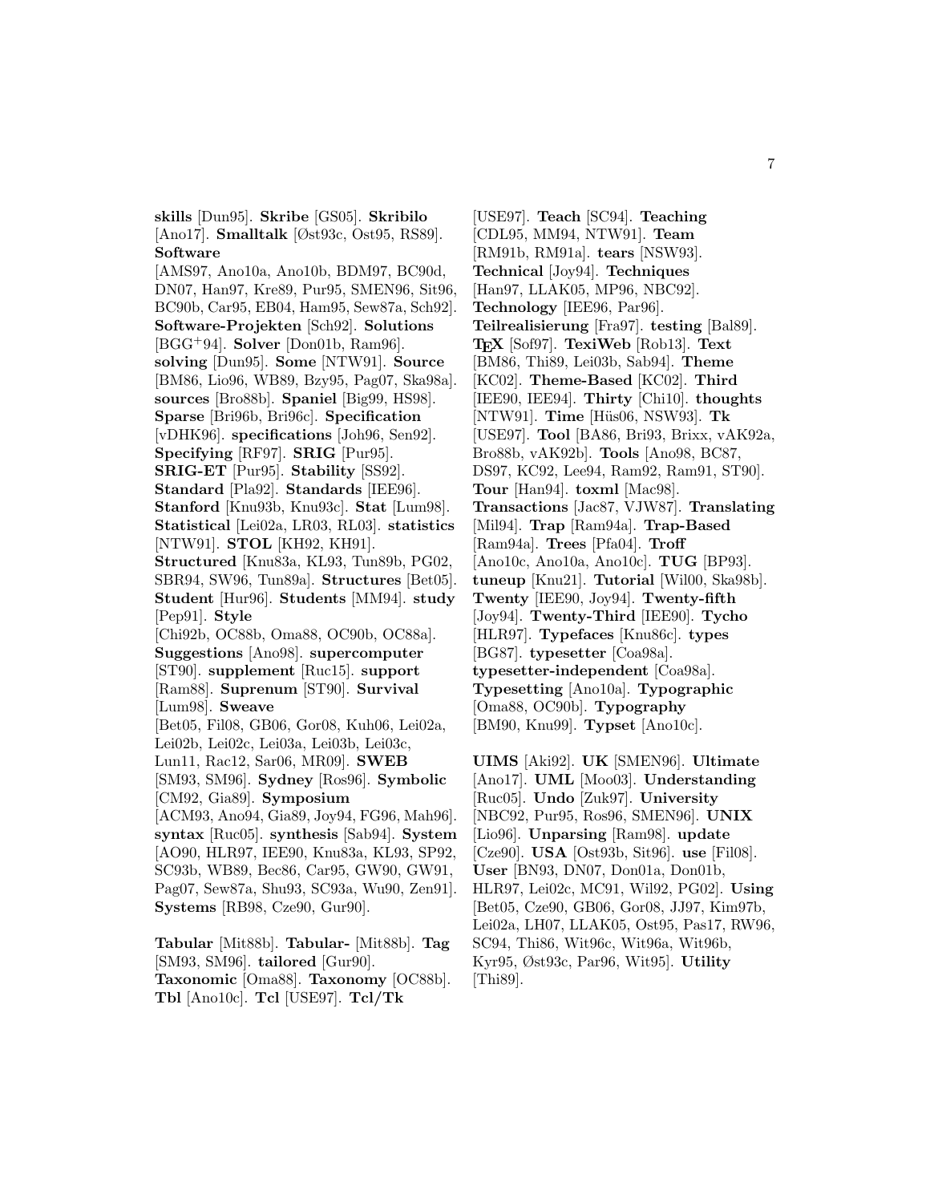**skills** [Dun95]. **Skribe** [GS05]. **Skribilo** [Ano17]. **Smalltalk** [Øst93c, Ost95, RS89]. **Software** [AMS97, Ano10a, Ano10b, BDM97, BC90d, DN07, Han97, Kre89, Pur95, SMEN96, Sit96, BC90b, Car95, EB04, Ham95, Sew87a, Sch92]. **Software-Projekten** [Sch92]. **Solutions** [BGG⁺94]. **Solver** [Don01b, Ram96]. **solving** [Dun95]. **Some** [NTW91]. **Source** [BM86, Lio96, WB89, Bzy95, Pag07, Ska98a]. **sources** [Bro88b]. **Spaniel** [Big99, HS98]. **Sparse** [Bri96b, Bri96c]. **Specification** [vDHK96]. **specifications** [Joh96, Sen92]. **Specifying** [RF97]. **SRIG** [Pur95]. **SRIG-ET** [Pur95]. **Stability** [SS92]. **Standard** [Pla92]. **Standards** [IEE96]. **Stanford** [Knu93b, Knu93c]. **Stat** [Lum98]. **Statistical** [Lei02a, LR03, RL03]. **statistics** [NTW91]. **STOL** [KH92, KH91]. **Structured** [Knu83a, KL93, Tun89b, PG02, SBR94, SW96, Tun89a]. **Structures** [Bet05]. **Student** [Hur96]. **Students** [MM94]. **study** [Pep91]. **Style** [Chi92b, OC88b, Oma88, OC90b, OC88a]. **Suggestions** [Ano98]. **supercomputer** [ST90]. **supplement** [Ruc15]. **support** [Ram88]. **Suprenum** [ST90]. **Survival** [Lum98]. **Sweave** [Bet05, Fil08, GB06, Gor08, Kuh06, Lei02a, Lei02b, Lei02c, Lei03a, Lei03b, Lei03c, Lun11, Rac12, Sar06, MR09]. **SWEB** [SM93, SM96]. **Sydney** [Ros96]. **Symbolic** [CM92, Gia89]. **Symposium** [ACM93, Ano94, Gia89, Joy94, FG96, Mah96]. **syntax** [Ruc05]. **synthesis** [Sab94]. **System** [AO90, HLR97, IEE90, Knu83a, KL93, SP92, SC93b, WB89, Bec86, Car95, GW90, GW91, Pag07, Sew87a, Shu93, SC93a, Wu90, Zen91]. **Systems** [RB98, Cze90, Gur90].

**Tabular** [Mit88b]. **Tabular-** [Mit88b]. **Tag** [SM93, SM96]. **tailored** [Gur90]. **Taxonomic** [Oma88]. **Taxonomy** [OC88b]. **Tbl** [Ano10c]. **Tcl** [USE97]. **Tcl/Tk** [USE97]. **Teach** [SC94]. **Teaching** [CDL95, MM94, NTW91]. **Team** [RM91b, RM91a]. **tears** [NSW93]. **Technical** [Joy94]. **Techniques** [Han97, LLAK05, MP96, NBC92]. **Technology** [IEE96, Par96]. **Teilrealisierung** [Fra97]. **testing** [Bal89]. **TEX** [Sof97]. **TexiWeb** [Rob13]. **Text** [BM86, Thi89, Lei03b, Sab94]. **Theme** [KC02]. **Theme-Based** [KC02]. **Third** [IEE90, IEE94]. **Thirty** [Chi10]. **thoughts** [NTW91]. **Time** [Hüs06, NSW93]. **Tk** [USE97]. **Tool** [BA86, Bri93, Brixx, vAK92a, Bro88b, vAK92b]. **Tools** [Ano98, BC87, DS97, KC92, Lee94, Ram92, Ram91, ST90]. **Tour** [Han94]. **toxml** [Mac98]. **Transactions** [Jac87, VJW87]. **Translating** [Mil94]. **Trap** [Ram94a]. **Trap-Based** [Ram94a]. **Trees** [Pfa04]. **Troff** [Ano10c, Ano10a, Ano10c]. **TUG** [BP93]. **tuneup** [Knu21]. **Tutorial** [Wil00, Ska98b]. **Twenty** [IEE90, Joy94]. **Twenty-fifth** [Joy94]. **Twenty-Third** [IEE90]. **Tycho** [HLR97]. **Typefaces** [Knu86c]. **types** [BG87]. **typesetter** [Coa98a]. **typesetter-independent** [Coa98a]. **Typesetting** [Ano10a]. **Typographic** [Oma88, OC90b]. **Typography** [BM90, Knu99]. **Typset** [Ano10c].

**UIMS** [Aki92]. **UK** [SMEN96]. **Ultimate** [Ano17]. **UML** [Moo03]. **Understanding** [Ruc05]. **Undo** [Zuk97]. **University** [NBC92, Pur95, Ros96, SMEN96]. **UNIX** [Lio96]. **Unparsing** [Ram98]. **update** [Cze90]. **USA** [Ost93b, Sit96]. **use** [Fil08]. **User** [BN93, DN07, Don01a, Don01b, HLR97, Lei02c, MC91, Wil92, PG02]. **Using** [Bet05, Cze90, GB06, Gor08, JJ97, Kim97b, Lei02a, LH07, LLAK05, Ost95, Pas17, RW96, SC94, Thi86, Wit96c, Wit96a, Wit96b, Kyr95, Øst93c, Par96, Wit95]. **Utility** [Thi89].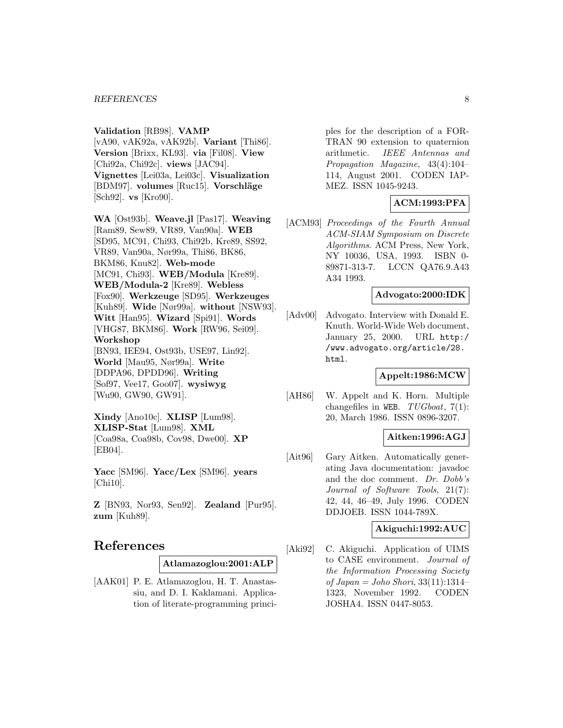**Validation** [RB98]. **VAMP** [vA90, vAK92a, vAK92b]. **Variant** [Thi86]. **Version** [Brixx, KL93]. **via** [Fil08]. **View** [Chi92a, Chi92c]. **views** [JAC94]. **Vignettes** [Lei03a, Lei03c]. **Visualization** [BDM97]. **volumes** [Ruc15]. **Vorschläge** [Sch92]. **vs** [Kro90].

**WA** [Ost93b]. **Weave.jl** [Pas17]. **Weaving** [Ram89, Sew89, VR89, Van90a]. **WEB** [SD95, MC91, Chi93, Chi92b, Kre89, SS92, VR89, Van90a, Nør99a, Thi86, BK86, BKM86, Knu82]. **Web-mode** [MC91, Chi93]. **WEB/Modula** [Kre89]. **WEB/Modula-2** [Kre89]. **Webless** [Fox90]. **Werkzeuge** [SD95]. **Werkzeuges** [Kuh89]. **Wide** [Nør99a]. **without** [NSW93]. **Witt** [Han95]. **Wizard** [Spi91]. **Words** [VHG87, BKM86]. **Work** [RW96, Sei09]. **Workshop** [BN93, IEE94, Ost93b, USE97, Lin92]. **World** [Mau95, Nør99a]. **Write** [DDPA96, DPDD96]. **Writing** [Sof97, Vee17, Goo07]. **wysiwyg** [Wu90, GW90, GW91].

**Xindy** [Ano10c]. **XLISP** [Lum98]. **XLISP-Stat** [Lum98]. **XML** [Coa98a, Coa98b, Cov98, Dwe00]. **XP** [EB04].

**Yacc** [SM96]. **Yacc/Lex** [SM96]. **years** [Chi10].

**Z** [BN93, Nor93, Sen92]. **Zealand** [Pur95]. **zum** [Kuh89].

# References

**Atlamazoglou:2001:ALP**

[AAK01] P. E. Atlamazoglou, H. T. Anastassiu, and D. I. Kaklamani. Application of literate-programming principles for the description of a FORTRAN 90 extension to quaternion arithmetic. *IEEE Antennas and Propagation Magazine*, 43(4):104–114, August 2001. CODEN IAPMEZ. ISSN 1045-9243.

**ACM:1993:PFA**

[ACM93] *Proceedings of the Fourth Annual ACM-SIAM Symposium on Discrete Algorithms*. ACM Press, New York, NY 10036, USA, 1993. ISBN 0-89871-313-7. LCCN QA76.9.A43 A34 1993.

**Advogato:2000:IDK**

[Adv00] Advogato. Interview with Donald E. Knuth. World-Wide Web document, January 25, 2000. URL http://www.advogato.org/article/28.html.

**Appelt:1986:MCW**

[AH86] W. Appelt and K. Horn. Multiple changefiles in WEB. *TUGboat*, 7(1):20, March 1986. ISSN 0896-3207.

**Aitken:1996:AGJ**

[Ait96] Gary Aitken. Automatically generating Java documentation: javadoc and the doc comment. *Dr. Dobb's Journal of Software Tools*, 21(7):42, 44, 46–49, July 1996. CODEN DDJOEB. ISSN 1044-789X.

**Akiguchi:1992:AUC**

[Aki92] C. Akiguchi. Application of UIMS to CASE environment. *Journal of the Information Processing Society of Japan = Joho Shori*, 33(11):1314–1323, November 1992. CODEN JOSHA4. ISSN 0447-8053.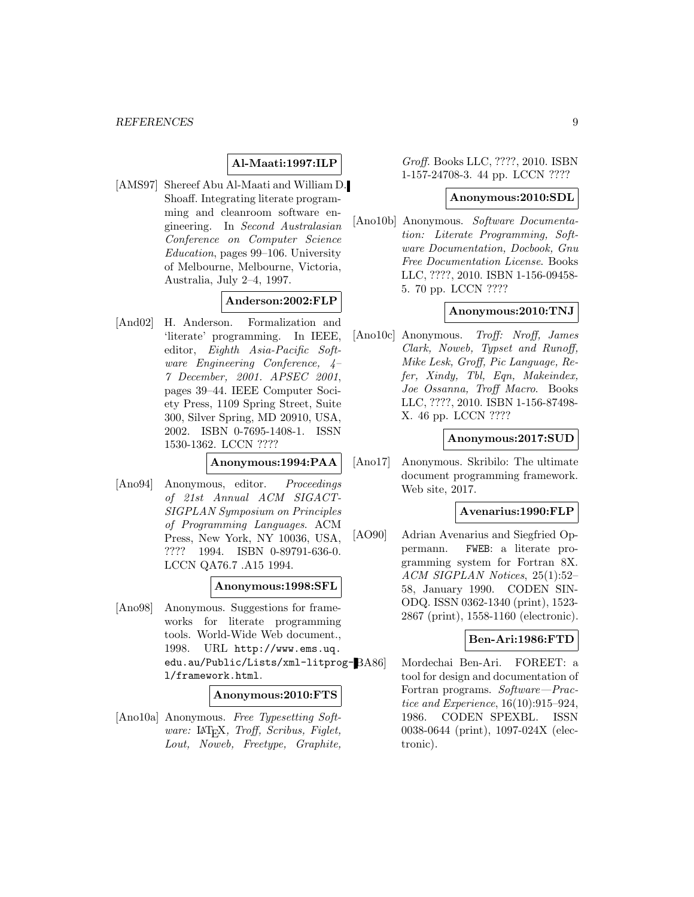**Al-Maati:1997:ILP**

[AMS97] Shereef Abu Al-Maati and William D. Shoaff. Integrating literate programming and cleanroom software engineering. In *Second Australasian Conference on Computer Science Education*, pages 99–106. University of Melbourne, Melbourne, Victoria, Australia, July 2–4, 1997.

**Anderson:2002:FLP**

[And02] H. Anderson. Formalization and 'literate' programming. In IEEE, editor, *Eighth Asia-Pacific Software Engineering Conference, 4–7 December, 2001. APSEC 2001*, pages 39–44. IEEE Computer Society Press, 1109 Spring Street, Suite 300, Silver Spring, MD 20910, USA, 2002. ISBN 0-7695-1408-1. ISSN 1530-1362. LCCN ????

**Anonymous:1994:PAA**

[Ano94] Anonymous, editor. *Proceedings of 21st Annual ACM SIGACT-SIGPLAN Symposium on Principles of Programming Languages*. ACM Press, New York, NY 10036, USA, ???? 1994. ISBN 0-89791-636-0. LCCN QA76.7 .A15 1994.

**Anonymous:1998:SFL**

[Ano98] Anonymous. Suggestions for frameworks for literate programming tools. World-Wide Web document., 1998. URL `http://www.ems.uq.edu.au/Public/Lists/xml-litprog-l/framework.html`.

**Anonymous:2010:FTS**

[Ano10a] Anonymous. *Free Typesetting Software: LaTeX, Troff, Scribus, Figlet, Lout, Noweb, Freetype, Graphite, Groff*. Books LLC, ????, 2010. ISBN 1-157-24708-3. 44 pp. LCCN ????

**Anonymous:2010:SDL**

[Ano10b] Anonymous. *Software Documentation: Literate Programming, Software Documentation, Docbook, Gnu Free Documentation License*. Books LLC, ????, 2010. ISBN 1-156-09458-5. 70 pp. LCCN ????

**Anonymous:2010:TNJ**

[Ano10c] Anonymous. *Troff: Nroff, James Clark, Noweb, Typset and Runoff, Mike Lesk, Groff, Pic Language, Refer, Xindy, Tbl, Eqn, Makeindex, Joe Ossanna, Troff Macro*. Books LLC, ????, 2010. ISBN 1-156-87498-X. 46 pp. LCCN ????

**Anonymous:2017:SUD**

[Ano17] Anonymous. Skribilo: The ultimate document programming framework. Web site, 2017.

**Avenarius:1990:FLP**

[AO90] Adrian Avenarius and Siegfried Oppermann. FWEB: a literate programming system for Fortran 8X. *ACM SIGPLAN Notices*, 25(1):52–58, January 1990. CODEN SINODQ. ISSN 0362-1340 (print), 1523-2867 (print), 1558-1160 (electronic).

**Ben-Ari:1986:FTD**

[BA86] Mordechai Ben-Ari. FOREET: a tool for design and documentation of Fortran programs. *Software—Practice and Experience*, 16(10):915–924, 1986. CODEN SPEXBL. ISSN 0038-0644 (print), 1097-024X (electronic).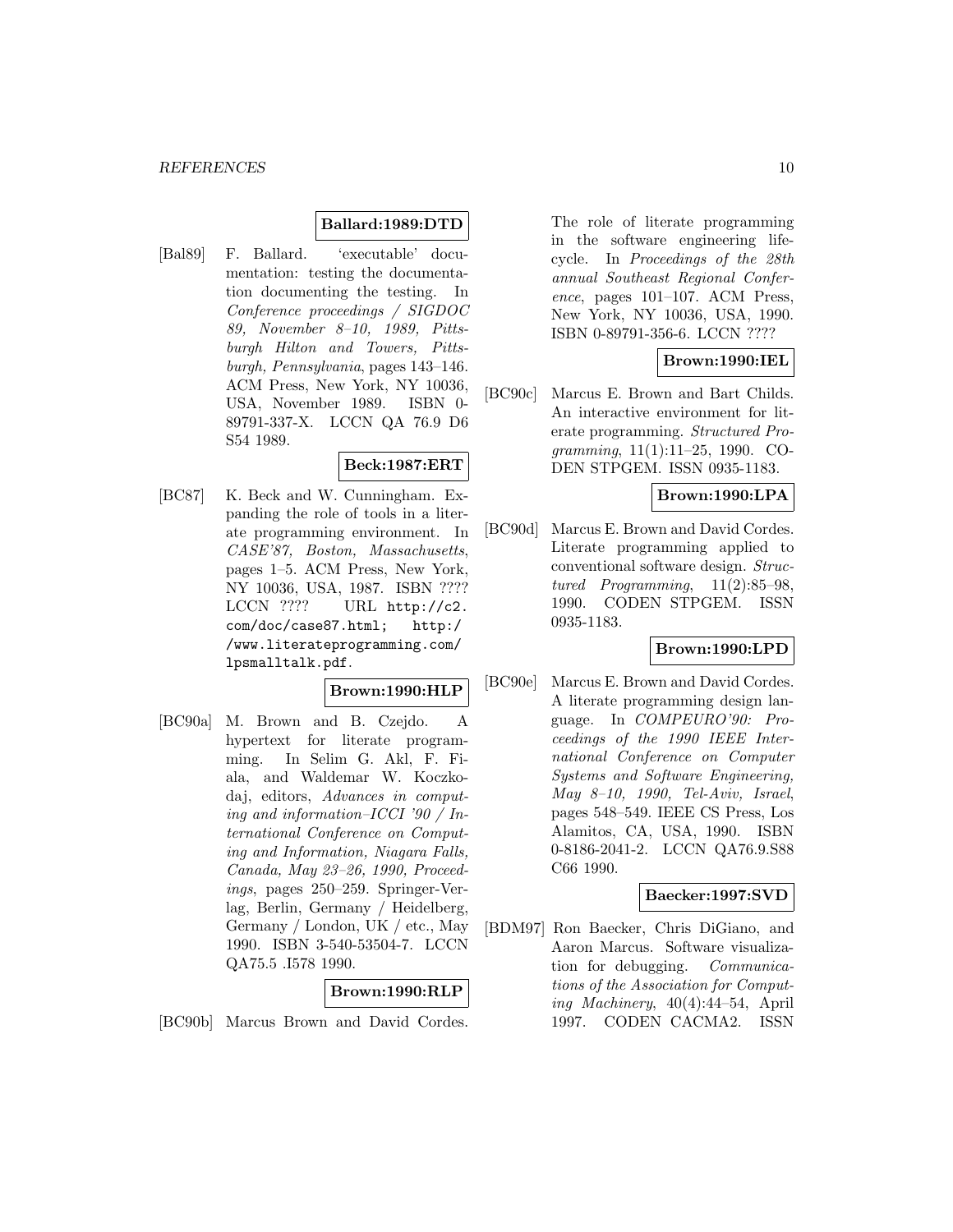**Ballard:1989:DTD**

[Bal89] F. Ballard. 'executable' documentation: testing the documentation documenting the testing. In *Conference proceedings / SIGDOC 89, November 8–10, 1989, Pittsburgh Hilton and Towers, Pittsburgh, Pennsylvania*, pages 143–146. ACM Press, New York, NY 10036, USA, November 1989. ISBN 0-89791-337-X. LCCN QA 76.9 D6 S54 1989.

**Beck:1987:ERT**

[BC87] K. Beck and W. Cunningham. Expanding the role of tools in a literate programming environment. In *CASE'87, Boston, Massachusetts*, pages 1–5. ACM Press, New York, NY 10036, USA, 1987. ISBN ???? LCCN ???? URL `http://c2.com/doc/case87.html; http://www.literateprogramming.com/lpsmalltalk.pdf`.

**Brown:1990:HLP**

[BC90a] M. Brown and B. Czejdo. A hypertext for literate programming. In Selim G. Akl, F. Fiala, and Waldemar W. Koczkodaj, editors, *Advances in computing and information–ICCI '90 / International Conference on Computing and Information, Niagara Falls, Canada, May 23–26, 1990, Proceedings*, pages 250–259. Springer-Verlag, Berlin, Germany / Heidelberg, Germany / London, UK / etc., May 1990. ISBN 3-540-53504-7. LCCN QA75.5 .I578 1990.

**Brown:1990:RLP**

[BC90b] Marcus Brown and David Cordes. The role of literate programming in the software engineering lifecycle. In *Proceedings of the 28th annual Southeast Regional Conference*, pages 101–107. ACM Press, New York, NY 10036, USA, 1990. ISBN 0-89791-356-6. LCCN ????

**Brown:1990:IEL**

[BC90c] Marcus E. Brown and Bart Childs. An interactive environment for literate programming. *Structured Programming*, 11(1):11–25, 1990. CODEN STPGEM. ISSN 0935-1183.

**Brown:1990:LPA**

[BC90d] Marcus E. Brown and David Cordes. Literate programming applied to conventional software design. *Structured Programming*, 11(2):85–98, 1990. CODEN STPGEM. ISSN 0935-1183.

**Brown:1990:LPD**

[BC90e] Marcus E. Brown and David Cordes. A literate programming design language. In *COMPEURO'90: Proceedings of the 1990 IEEE International Conference on Computer Systems and Software Engineering, May 8–10, 1990, Tel-Aviv, Israel*, pages 548–549. IEEE CS Press, Los Alamitos, CA, USA, 1990. ISBN 0-8186-2041-2. LCCN QA76.9.S88 C66 1990.

**Baecker:1997:SVD**

[BDM97] Ron Baecker, Chris DiGiano, and Aaron Marcus. Software visualization for debugging. *Communications of the Association for Computing Machinery*, 40(4):44–54, April 1997. CODEN CACMA2. ISSN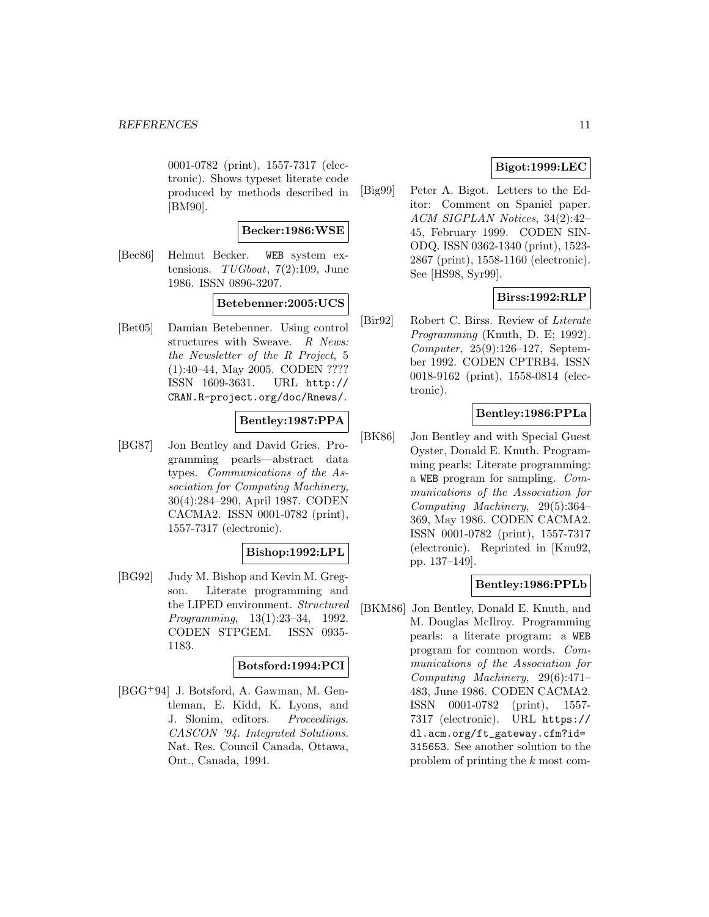0001-0782 (print), 1557-7317 (electronic). Shows typeset literate code produced by methods described in [BM90].

**Becker:1986:WSE**

[Bec86] Helmut Becker. WEB system extensions. *TUGboat*, 7(2):109, June 1986. ISSN 0896-3207.

**Betebenner:2005:UCS**

[Bet05] Damian Betebenner. Using control structures with Sweave. *R News: the Newsletter of the R Project*, 5 (1):40–44, May 2005. CODEN ???? ISSN 1609-3631. URL http://CRAN.R-project.org/doc/Rnews/.

**Bentley:1987:PPA**

[BG87] Jon Bentley and David Gries. Programming pearls—abstract data types. *Communications of the Association for Computing Machinery*, 30(4):284–290, April 1987. CODEN CACMA2. ISSN 0001-0782 (print), 1557-7317 (electronic).

**Bishop:1992:LPL**

[BG92] Judy M. Bishop and Kevin M. Gregson. Literate programming and the LIPED environment. *Structured Programming*, 13(1):23–34, 1992. CODEN STPGEM. ISSN 0935-1183.

**Botsford:1994:PCI**

[BGG+94] J. Botsford, A. Gawman, M. Gentleman, E. Kidd, K. Lyons, and J. Slonim, editors. *Proceedings. CASCON '94. Integrated Solutions.* Nat. Res. Council Canada, Ottawa, Ont., Canada, 1994.

**Bigot:1999:LEC**

[Big99] Peter A. Bigot. Letters to the Editor: Comment on Spaniel paper. *ACM SIGPLAN Notices*, 34(2):42–45, February 1999. CODEN SINODQ. ISSN 0362-1340 (print), 1523-2867 (print), 1558-1160 (electronic). See [HS98, Syr99].

**Birss:1992:RLP**

[Bir92] Robert C. Birss. Review of *Literate Programming* (Knuth, D. E; 1992). *Computer*, 25(9):126–127, September 1992. CODEN CPTRB4. ISSN 0018-9162 (print), 1558-0814 (electronic).

**Bentley:1986:PPLa**

[BK86] Jon Bentley and with Special Guest Oyster, Donald E. Knuth. Programming pearls: Literate programming: a WEB program for sampling. *Communications of the Association for Computing Machinery*, 29(5):364–369, May 1986. CODEN CACMA2. ISSN 0001-0782 (print), 1557-7317 (electronic). Reprinted in [Knu92, pp. 137–149].

**Bentley:1986:PPLb**

[BKM86] Jon Bentley, Donald E. Knuth, and M. Douglas McIlroy. Programming pearls: a literate program: a WEB program for common words. *Communications of the Association for Computing Machinery*, 29(6):471–483, June 1986. CODEN CACMA2. ISSN 0001-0782 (print), 1557-7317 (electronic). URL https://dl.acm.org/ft_gateway.cfm?id=315653. See another solution to the problem of printing the $k$ most com-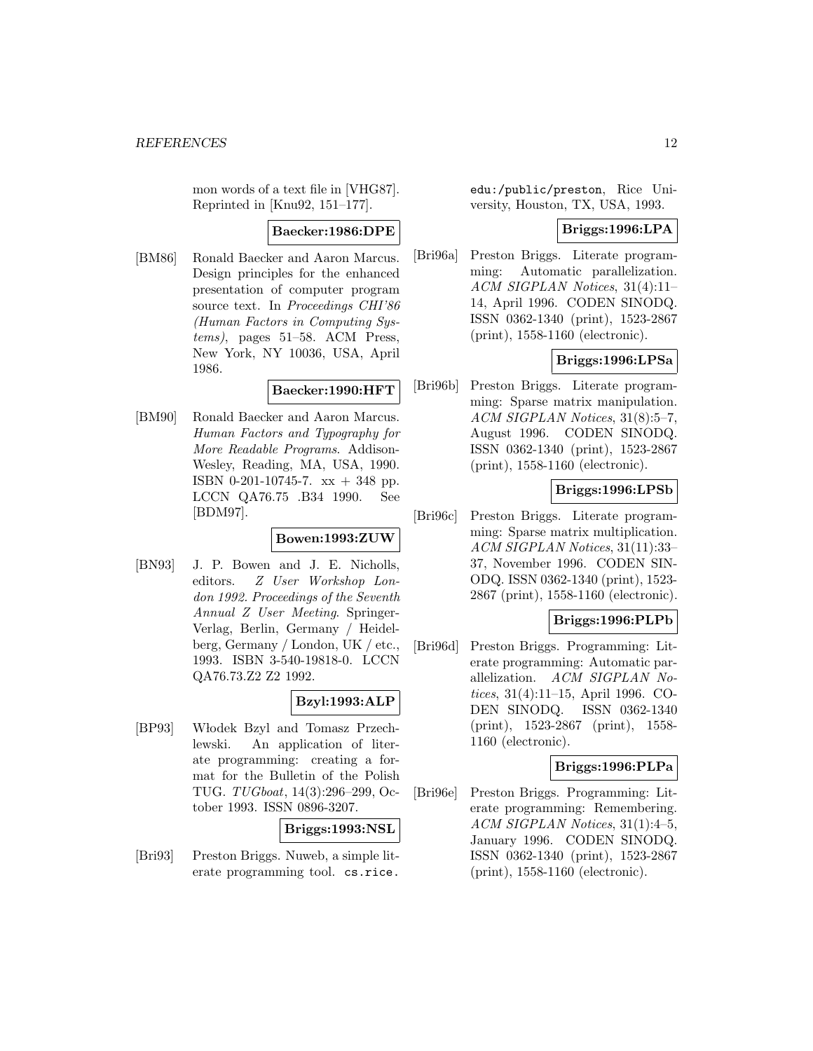mon words of a text file in [VHG87]. Reprinted in [Knu92, 151–177].

**Baecker:1986:DPE**

[BM86] Ronald Baecker and Aaron Marcus. Design principles for the enhanced presentation of computer program source text. In *Proceedings CHI'86 (Human Factors in Computing Systems)*, pages 51–58. ACM Press, New York, NY 10036, USA, April 1986.

**Baecker:1990:HFT**

[BM90] Ronald Baecker and Aaron Marcus. *Human Factors and Typography for More Readable Programs*. Addison-Wesley, Reading, MA, USA, 1990. ISBN 0-201-10745-7. xx + 348 pp. LCCN QA76.75 .B34 1990. See [BDM97].

**Bowen:1993:ZUW**

[BN93] J. P. Bowen and J. E. Nicholls, editors. *Z User Workshop London 1992. Proceedings of the Seventh Annual Z User Meeting*. Springer-Verlag, Berlin, Germany / Heidelberg, Germany / London, UK / etc., 1993. ISBN 3-540-19818-0. LCCN QA76.73.Z2 Z2 1992.

**Bzyl:1993:ALP**

[BP93] Włodek Bzyl and Tomasz Przechlewski. An application of literate programming: creating a format for the Bulletin of the Polish TUG. *TUGboat*, 14(3):296–299, October 1993. ISSN 0896-3207.

**Briggs:1993:NSL**

[Bri93] Preston Briggs. Nuweb, a simple literate programming tool. `cs.rice.edu:/public/preston`, Rice University, Houston, TX, USA, 1993.

**Briggs:1996:LPA**

[Bri96a] Preston Briggs. Literate programming: Automatic parallelization. *ACM SIGPLAN Notices*, 31(4):11–14, April 1996. CODEN SINODQ. ISSN 0362-1340 (print), 1523-2867 (print), 1558-1160 (electronic).

**Briggs:1996:LPSa**

[Bri96b] Preston Briggs. Literate programming: Sparse matrix manipulation. *ACM SIGPLAN Notices*, 31(8):5–7, August 1996. CODEN SINODQ. ISSN 0362-1340 (print), 1523-2867 (print), 1558-1160 (electronic).

**Briggs:1996:LPSb**

[Bri96c] Preston Briggs. Literate programming: Sparse matrix multiplication. *ACM SIGPLAN Notices*, 31(11):33–37, November 1996. CODEN SINODQ. ISSN 0362-1340 (print), 1523-2867 (print), 1558-1160 (electronic).

**Briggs:1996:PLPb**

[Bri96d] Preston Briggs. Programming: Literate programming: Automatic parallelization. *ACM SIGPLAN Notices*, 31(4):11–15, April 1996. CODEN SINODQ. ISSN 0362-1340 (print), 1523-2867 (print), 1558-1160 (electronic).

**Briggs:1996:PLPa**

[Bri96e] Preston Briggs. Programming: Literate programming: Remembering. *ACM SIGPLAN Notices*, 31(1):4–5, January 1996. CODEN SINODQ. ISSN 0362-1340 (print), 1523-2867 (print), 1558-1160 (electronic).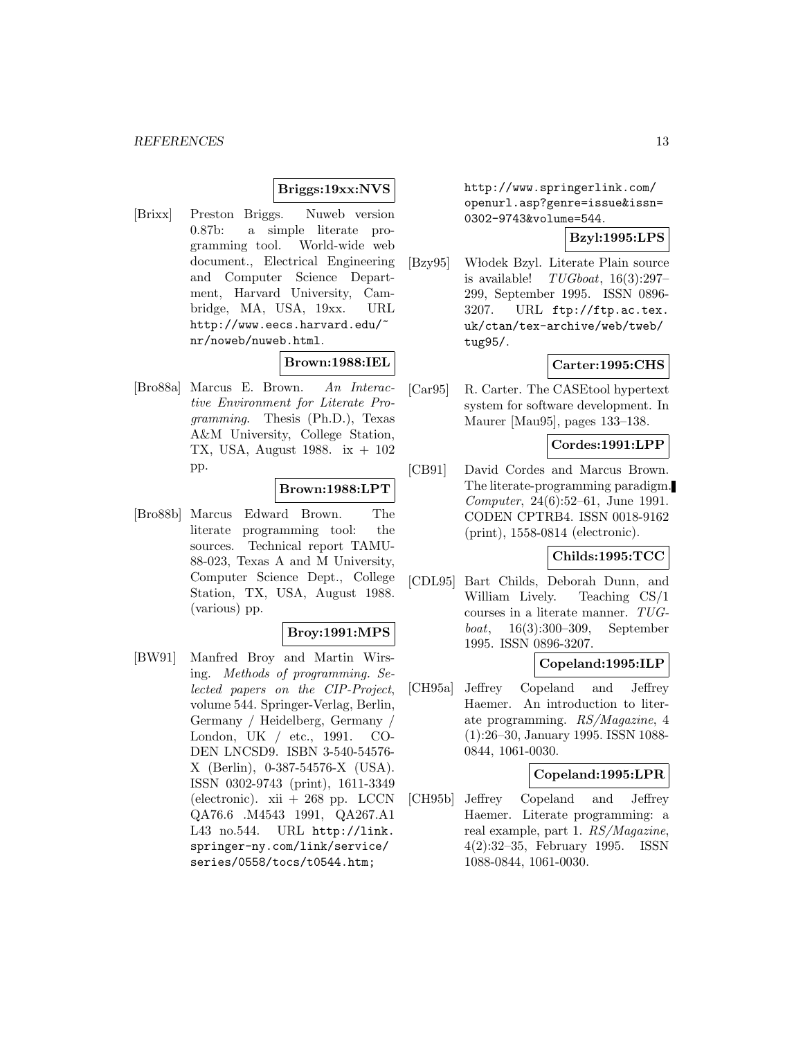**Briggs:19xx:NVS**

[Brixx] Preston Briggs. Nuweb version 0.87b: a simple literate programming tool. World-wide web document., Electrical Engineering and Computer Science Department, Harvard University, Cambridge, MA, USA, 19xx. URL http://www.eecs.harvard.edu/~nr/noweb/nuweb.html.

**Brown:1988:IEL**

[Bro88a] Marcus E. Brown. *An Interactive Environment for Literate Programming*. Thesis (Ph.D.), Texas A&M University, College Station, TX, USA, August 1988. ix + 102 pp.

**Brown:1988:LPT**

[Bro88b] Marcus Edward Brown. The literate programming tool: the sources. Technical report TAMU-88-023, Texas A and M University, Computer Science Dept., College Station, TX, USA, August 1988. (various) pp.

**Broy:1991:MPS**

[BW91] Manfred Broy and Martin Wirsing. *Methods of programming. Selected papers on the CIP-Project*, volume 544. Springer-Verlag, Berlin, Germany / Heidelberg, Germany / London, UK / etc., 1991. CODEN LNCSD9. ISBN 3-540-54576-X (Berlin), 0-387-54576-X (USA). ISSN 0302-9743 (print), 1611-3349 (electronic). xii + 268 pp. LCCN QA76.6 .M4543 1991, QA267.A1 L43 no.544. URL http://link.springer-ny.com/link/service/series/0558/tocs/t0544.htm; http://www.springerlink.com/openurl.asp?genre=issue&issn=0302-9743&volume=544.

**Bzyl:1995:LPS**

[Bzy95] Włodek Bzyl. Literate Plain source is available! *TUGboat*, 16(3):297–299, September 1995. ISSN 0896-3207. URL ftp://ftp.ac.tex.uk/ctan/tex-archive/web/tweb/tug95/.

**Carter:1995:CHS**

[Car95] R. Carter. The CASEtool hypertext system for software development. In Maurer [Mau95], pages 133–138.

**Cordes:1991:LPP**

[CB91] David Cordes and Marcus Brown. The literate-programming paradigm. *Computer*, 24(6):52–61, June 1991. CODEN CPTRB4. ISSN 0018-9162 (print), 1558-0814 (electronic).

**Childs:1995:TCC**

[CDL95] Bart Childs, Deborah Dunn, and William Lively. Teaching CS/1 courses in a literate manner. *TUGboat*, 16(3):300–309, September 1995. ISSN 0896-3207.

**Copeland:1995:ILP**

[CH95a] Jeffrey Copeland and Jeffrey Haemer. An introduction to literate programming. *RS/Magazine*, 4 (1):26–30, January 1995. ISSN 1088-0844, 1061-0030.

**Copeland:1995:LPR**

[CH95b] Jeffrey Copeland and Jeffrey Haemer. Literate programming: a real example, part 1. *RS/Magazine*, 4(2):32–35, February 1995. ISSN 1088-0844, 1061-0030.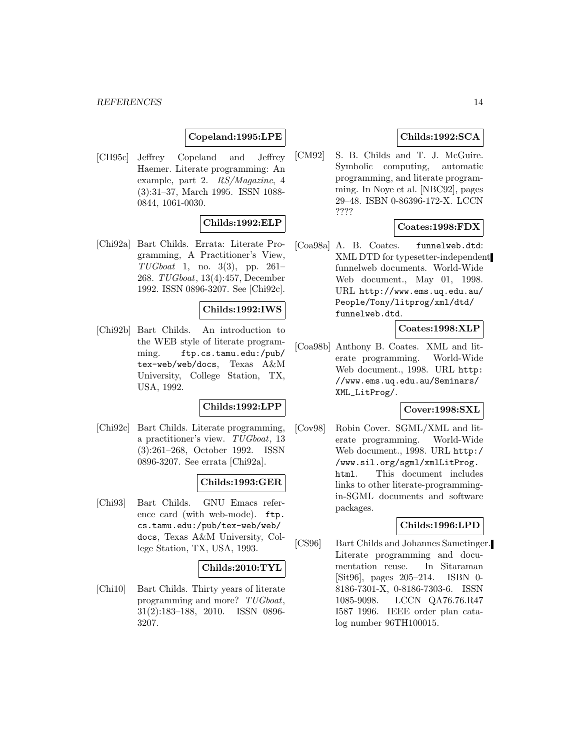**Copeland:1995:LPE**

[CH95c] Jeffrey Copeland and Jeffrey Haemer. Literate programming: An example, part 2. *RS/Magazine*, 4 (3):31–37, March 1995. ISSN 1088-0844, 1061-0030.

**Childs:1992:ELP**

[Chi92a] Bart Childs. Errata: Literate Programming, A Practitioner's View, *TUGboat* 1, no. 3(3), pp. 261–268. *TUGboat*, 13(4):457, December 1992. ISSN 0896-3207. See [Chi92c].

**Childs:1992:IWS**

[Chi92b] Bart Childs. An introduction to the WEB style of literate programming. `ftp.cs.tamu.edu:/pub/tex-web/web/docs`, Texas A&M University, College Station, TX, USA, 1992.

**Childs:1992:LPP**

[Chi92c] Bart Childs. Literate programming, a practitioner's view. *TUGboat*, 13 (3):261–268, October 1992. ISSN 0896-3207. See errata [Chi92a].

**Childs:1993:GER**

[Chi93] Bart Childs. GNU Emacs reference card (with web-mode). `ftp.cs.tamu.edu:/pub/tex-web/web/docs`, Texas A&M University, College Station, TX, USA, 1993.

**Childs:2010:TYL**

[Chi10] Bart Childs. Thirty years of literate programming and more? *TUGboat*, 31(2):183–188, 2010. ISSN 0896-3207.

**Childs:1992:SCA**

[CM92] S. B. Childs and T. J. McGuire. Symbolic computing, automatic programming, and literate programming. In Noye et al. [NBC92], pages 29–48. ISBN 0-86396-172-X. LCCN ????

**Coates:1998:FDX**

[Coa98a] A. B. Coates. `funnelweb.dtd`: XML DTD for typesetter-independent funnelweb documents. World-Wide Web document., May 01, 1998. URL `http://www.ems.uq.edu.au/People/Tony/litprog/xml/dtd/funnelweb.dtd`.

**Coates:1998:XLP**

[Coa98b] Anthony B. Coates. XML and literate programming. World-Wide Web document., 1998. URL `http://www.ems.uq.edu.au/Seminars/XML_LitProg/`.

**Cover:1998:SXL**

[Cov98] Robin Cover. SGML/XML and literate programming. World-Wide Web document., 1998. URL `http://www.sil.org/sgml/xmlLitProg.html`. This document includes links to other literate-programming-in-SGML documents and software packages.

**Childs:1996:LPD**

[CS96] Bart Childs and Johannes Sametinger. Literate programming and documentation reuse. In Sitaraman [Sit96], pages 205–214. ISBN 0-8186-7301-X, 0-8186-7303-6. ISSN 1085-9098. LCCN QA76.76.R47 I587 1996. IEEE order plan catalog number 96TH100015.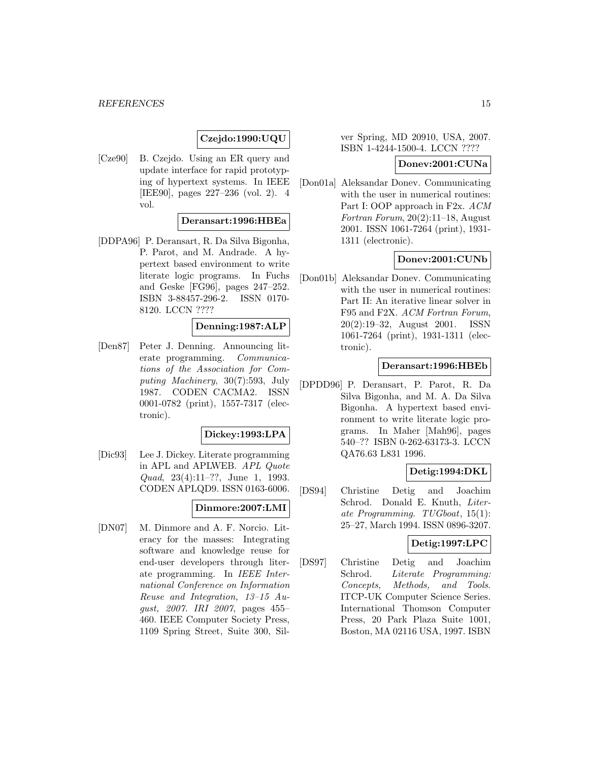**Czejdo:1990:UQU**

[Cze90] B. Czejdo. Using an ER query and update interface for rapid prototyping of hypertext systems. In IEEE [IEE90], pages 227–236 (vol. 2). 4 vol.

**Deransart:1996:HBEa**

[DDPA96] P. Deransart, R. Da Silva Bigonha, P. Parot, and M. Andrade. A hypertext based environment to write literate logic programs. In Fuchs and Geske [FG96], pages 247–252. ISBN 3-88457-296-2. ISSN 0170-8120. LCCN ????

**Denning:1987:ALP**

[Den87] Peter J. Denning. Announcing literate programming. *Communications of the Association for Computing Machinery*, 30(7):593, July 1987. CODEN CACMA2. ISSN 0001-0782 (print), 1557-7317 (electronic).

**Dickey:1993:LPA**

[Dic93] Lee J. Dickey. Literate programming in APL and APLWEB. *APL Quote Quad*, 23(4):11–??, June 1, 1993. CODEN APLQD9. ISSN 0163-6006.

**Dinmore:2007:LMI**

[DN07] M. Dinmore and A. F. Norcio. Literacy for the masses: Integrating software and knowledge reuse for end-user developers through literate programming. In *IEEE International Conference on Information Reuse and Integration, 13–15 August, 2007. IRI 2007*, pages 455–460. IEEE Computer Society Press, 1109 Spring Street, Suite 300, Silver Spring, MD 20910, USA, 2007. ISBN 1-4244-1500-4. LCCN ????

**Donev:2001:CUNa**

[Don01a] Aleksandar Donev. Communicating with the user in numerical routines: Part I: OOP approach in F2x. *ACM Fortran Forum*, 20(2):11–18, August 2001. ISSN 1061-7264 (print), 1931-1311 (electronic).

**Donev:2001:CUNb**

[Don01b] Aleksandar Donev. Communicating with the user in numerical routines: Part II: An iterative linear solver in F95 and F2X. *ACM Fortran Forum*, 20(2):19–32, August 2001. ISSN 1061-7264 (print), 1931-1311 (electronic).

**Deransart:1996:HBEb**

[DPDD96] P. Deransart, P. Parot, R. Da Silva Bigonha, and M. A. Da Silva Bigonha. A hypertext based environment to write literate logic programs. In Maher [Mah96], pages 540–?? ISBN 0-262-63173-3. LCCN QA76.63 L831 1996.

**Detig:1994:DKL**

[DS94] Christine Detig and Joachim Schrod. Donald E. Knuth, *Literate Programming*. *TUGboat*, 15(1): 25–27, March 1994. ISSN 0896-3207.

**Detig:1997:LPC**

[DS97] Christine Detig and Joachim Schrod. *Literate Programming: Concepts, Methods, and Tools*. ITCP-UK Computer Science Series. International Thomson Computer Press, 20 Park Plaza Suite 1001, Boston, MA 02116 USA, 1997. ISBN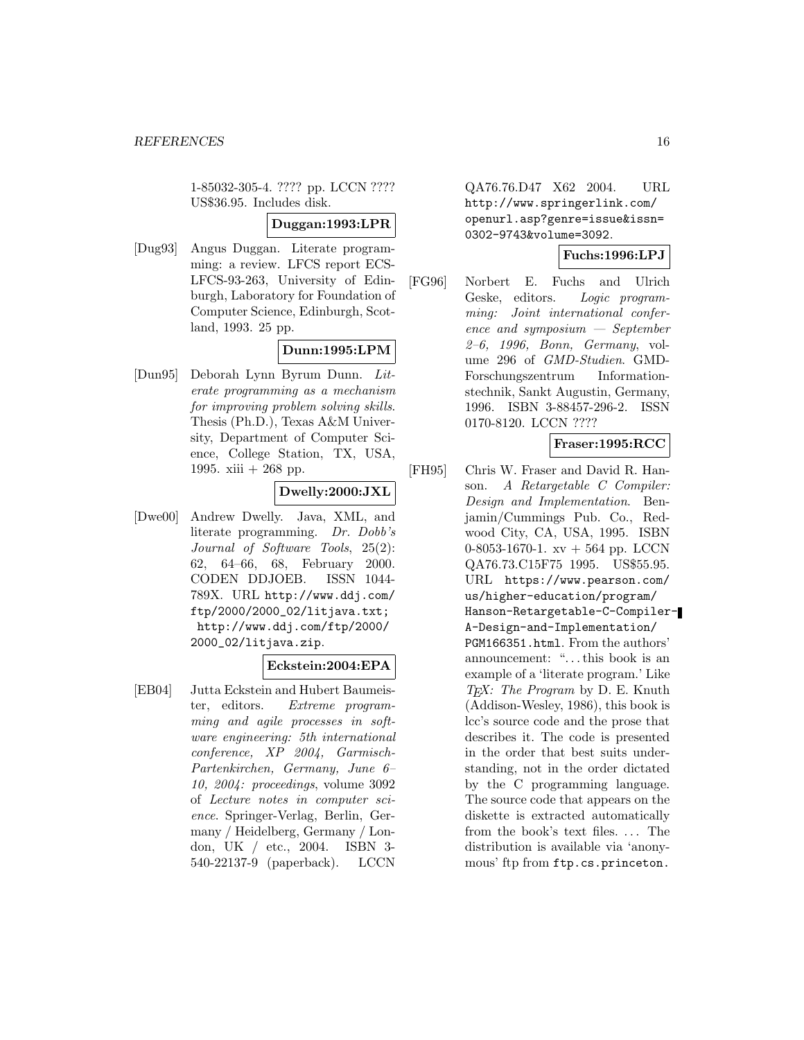1-85032-305-4. ???? pp. LCCN ???? US$36.95. Includes disk.

**Duggan:1993:LPR**

[Dug93] Angus Duggan. Literate programming: a review. LFCS report ECS-LFCS-93-263, University of Edinburgh, Laboratory for Foundation of Computer Science, Edinburgh, Scotland, 1993. 25 pp.

**Dunn:1995:LPM**

[Dun95] Deborah Lynn Byrum Dunn. *Literate programming as a mechanism for improving problem solving skills*. Thesis (Ph.D.), Texas A&M University, Department of Computer Science, College Station, TX, USA, 1995. xiii + 268 pp.

**Dwelly:2000:JXL**

[Dwe00] Andrew Dwelly. Java, XML, and literate programming. *Dr. Dobb's Journal of Software Tools*, 25(2): 62, 64–66, 68, February 2000. CODEN DDJOEB. ISSN 1044-789X. URL http://www.ddj.com/ftp/2000/2000_02/litjava.txt; http://www.ddj.com/ftp/2000/2000_02/litjava.zip.

**Eckstein:2004:EPA**

[EB04] Jutta Eckstein and Hubert Baumeister, editors. *Extreme programming and agile processes in software engineering: 5th international conference, XP 2004, Garmisch-Partenkirchen, Germany, June 6–10, 2004: proceedings*, volume 3092 of *Lecture notes in computer science*. Springer-Verlag, Berlin, Germany / Heidelberg, Germany / London, UK / etc., 2004. ISBN 3-540-22137-9 (paperback). LCCN QA76.76.D47 X62 2004. URL http://www.springerlink.com/openurl.asp?genre=issue&issn=0302-9743&volume=3092.

**Fuchs:1996:LPJ**

[FG96] Norbert E. Fuchs and Ulrich Geske, editors. *Logic programming: Joint international conference and symposium — September 2–6, 1996, Bonn, Germany*, volume 296 of *GMD-Studien*. GMD-Forschungszentrum Informationstechnik, Sankt Augustin, Germany, 1996. ISBN 3-88457-296-2. ISSN 0170-8120. LCCN ????

**Fraser:1995:RCC**

[FH95] Chris W. Fraser and David R. Hanson. *A Retargetable C Compiler: Design and Implementation*. Benjamin/Cummings Pub. Co., Redwood City, CA, USA, 1995. ISBN 0-8053-1670-1. xv + 564 pp. LCCN QA76.73.C15F75 1995. US$55.95. URL https://www.pearson.com/us/higher-education/program/Hanson-Retargetable-C-Compiler-A-Design-and-Implementation/PGM166351.html. From the authors' announcement: "... this book is an example of a 'literate program.' Like *TEX: The Program* by D. E. Knuth (Addison-Wesley, 1986), this book is lcc's source code and the prose that describes it. The code is presented in the order that best suits understanding, not in the order dictated by the C programming language. The source code that appears on the diskette is extracted automatically from the book's text files. ... The distribution is available via 'anonymous' ftp from ftp.cs.princeton.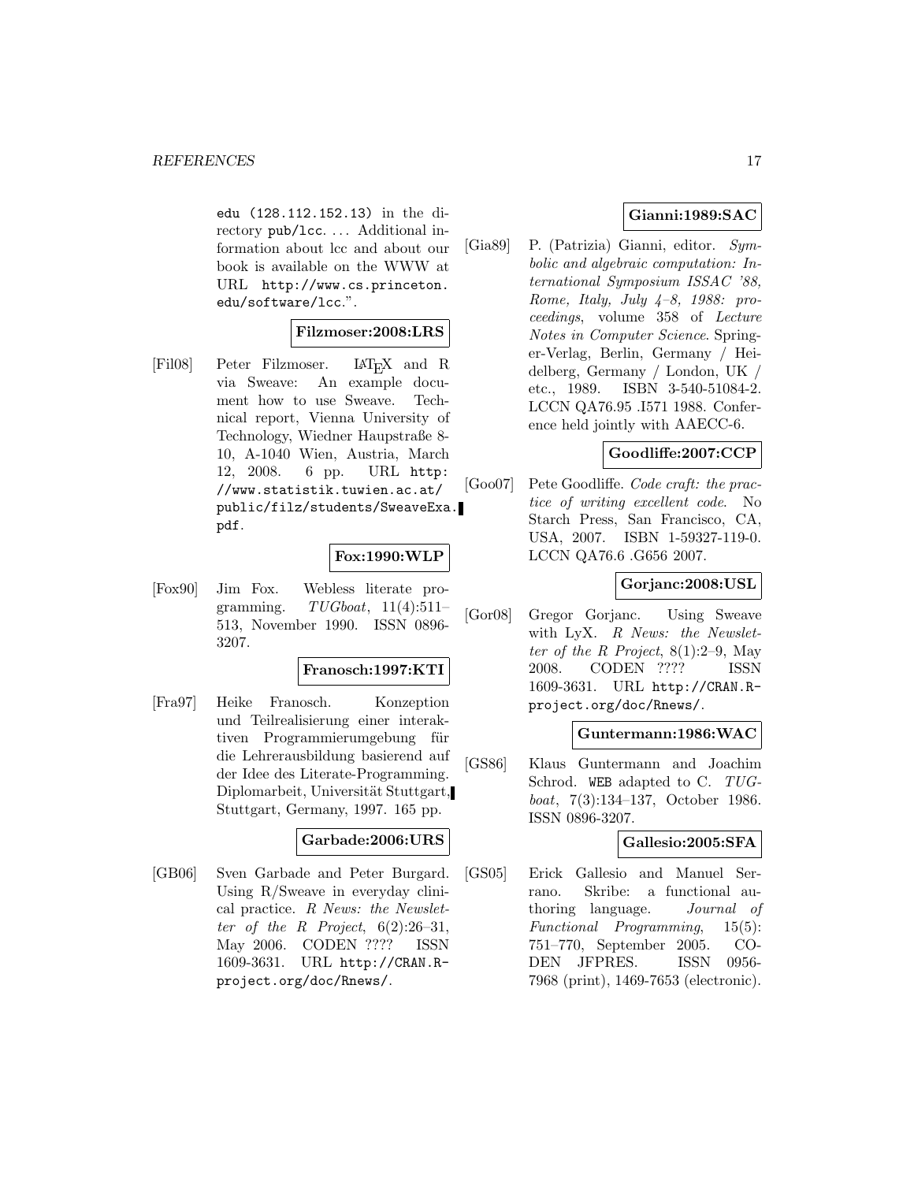edu (128.112.152.13) in the directory pub/lcc. ... Additional information about lcc and about our book is available on the WWW at URL http://www.cs.princeton.edu/software/lcc.".

**Filzmoser:2008:LRS**

[Fil08] Peter Filzmoser. LaTeX and R via Sweave: An example document how to use Sweave. Technical report, Vienna University of Technology, Wiedner Haupstraße 8-10, A-1040 Wien, Austria, March 12, 2008. 6 pp. URL http://www.statistik.tuwien.ac.at/public/filz/students/SweaveExa.pdf.

**Fox:1990:WLP**

[Fox90] Jim Fox. Webless literate programming. *TUGboat*, 11(4):511–513, November 1990. ISSN 0896-3207.

**Franosch:1997:KTI**

[Fra97] Heike Franosch. Konzeption und Teilrealisierung einer interaktiven Programmierumgebung für die Lehrerausbildung basierend auf der Idee des Literate-Programming. Diplomarbeit, Universität Stuttgart, Stuttgart, Germany, 1997. 165 pp.

**Garbade:2006:URS**

[GB06] Sven Garbade and Peter Burgard. Using R/Sweave in everyday clinical practice. *R News: the Newsletter of the R Project*, 6(2):26–31, May 2006. CODEN ???? ISSN 1609-3631. URL http://CRAN.R-project.org/doc/Rnews/.

**Gianni:1989:SAC**

[Gia89] P. (Patrizia) Gianni, editor. *Symbolic and algebraic computation: International Symposium ISSAC '88, Rome, Italy, July 4–8, 1988: proceedings*, volume 358 of *Lecture Notes in Computer Science*. Springer-Verlag, Berlin, Germany / Heidelberg, Germany / London, UK / etc., 1989. ISBN 3-540-51084-2. LCCN QA76.95 .I571 1988. Conference held jointly with AAECC-6.

**Goodliffe:2007:CCP**

[Goo07] Pete Goodliffe. *Code craft: the practice of writing excellent code*. No Starch Press, San Francisco, CA, USA, 2007. ISBN 1-59327-119-0. LCCN QA76.6 .G656 2007.

**Gorjanc:2008:USL**

[Gor08] Gregor Gorjanc. Using Sweave with LyX. *R News: the Newsletter of the R Project*, 8(1):2–9, May 2008. CODEN ???? ISSN 1609-3631. URL http://CRAN.R-project.org/doc/Rnews/.

**Guntermann:1986:WAC**

[GS86] Klaus Guntermann and Joachim Schrod. WEB adapted to C. *TUGboat*, 7(3):134–137, October 1986. ISSN 0896-3207.

**Gallesio:2005:SFA**

[GS05] Erick Gallesio and Manuel Serrano. Skribe: a functional authoring language. *Journal of Functional Programming*, 15(5): 751–770, September 2005. CODEN JFPRES. ISSN 0956-7968 (print), 1469-7653 (electronic).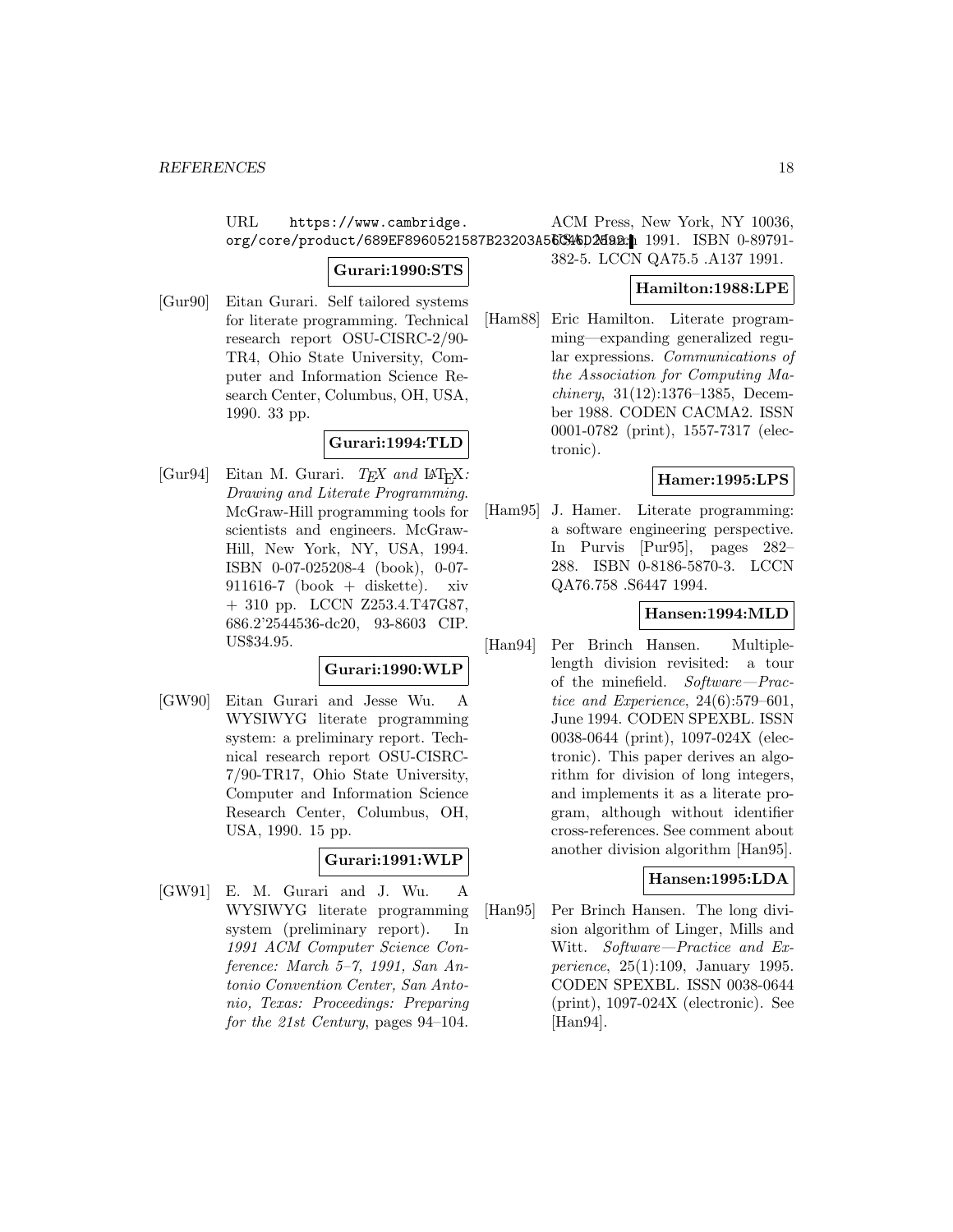URL https://www.cambridge.org/core/product/689EF8960521587B23203A56C846D2592C.

**Gurari:1990:STS**

[Gur90] Eitan Gurari. Self tailored systems for literate programming. Technical research report OSU-CISRC-2/90-TR4, Ohio State University, Computer and Information Science Research Center, Columbus, OH, USA, 1990. 33 pp.

**Gurari:1994:TLD**

[Gur94] Eitan M. Gurari. *TEX and LATEX: Drawing and Literate Programming*. McGraw-Hill programming tools for scientists and engineers. McGraw-Hill, New York, NY, USA, 1994. ISBN 0-07-025208-4 (book), 0-07-911616-7 (book + diskette). xiv + 310 pp. LCCN Z253.4.T47G87, 686.2'2544536-dc20, 93-8603 CIP. US$34.95.

**Gurari:1990:WLP**

[GW90] Eitan Gurari and Jesse Wu. A WYSIWYG literate programming system: a preliminary report. Technical research report OSU-CISRC-7/90-TR17, Ohio State University, Computer and Information Science Research Center, Columbus, OH, USA, 1990. 15 pp.

**Gurari:1991:WLP**

[GW91] E. M. Gurari and J. Wu. A WYSIWYG literate programming system (preliminary report). In *1991 ACM Computer Science Conference: March 5–7, 1991, San Antonio Convention Center, San Antonio, Texas: Proceedings: Preparing for the 21st Century*, pages 94–104. ACM Press, New York, NY 10036, USA, March 1991. ISBN 0-89791-382-5. LCCN QA75.5 .A137 1991.

**Hamilton:1988:LPE**

[Ham88] Eric Hamilton. Literate programming—expanding generalized regular expressions. *Communications of the Association for Computing Machinery*, 31(12):1376–1385, December 1988. CODEN CACMA2. ISSN 0001-0782 (print), 1557-7317 (electronic).

**Hamer:1995:LPS**

[Ham95] J. Hamer. Literate programming: a software engineering perspective. In Purvis [Pur95], pages 282–288. ISBN 0-8186-5870-3. LCCN QA76.758 .S6447 1994.

**Hansen:1994:MLD**

[Han94] Per Brinch Hansen. Multiple-length division revisited: a tour of the minefield. *Software—Practice and Experience*, 24(6):579–601, June 1994. CODEN SPEXBL. ISSN 0038-0644 (print), 1097-024X (electronic). This paper derives an algorithm for division of long integers, and implements it as a literate program, although without identifier cross-references. See comment about another division algorithm [Han95].

**Hansen:1995:LDA**

[Han95] Per Brinch Hansen. The long division algorithm of Linger, Mills and Witt. *Software—Practice and Experience*, 25(1):109, January 1995. CODEN SPEXBL. ISSN 0038-0644 (print), 1097-024X (electronic). See [Han94].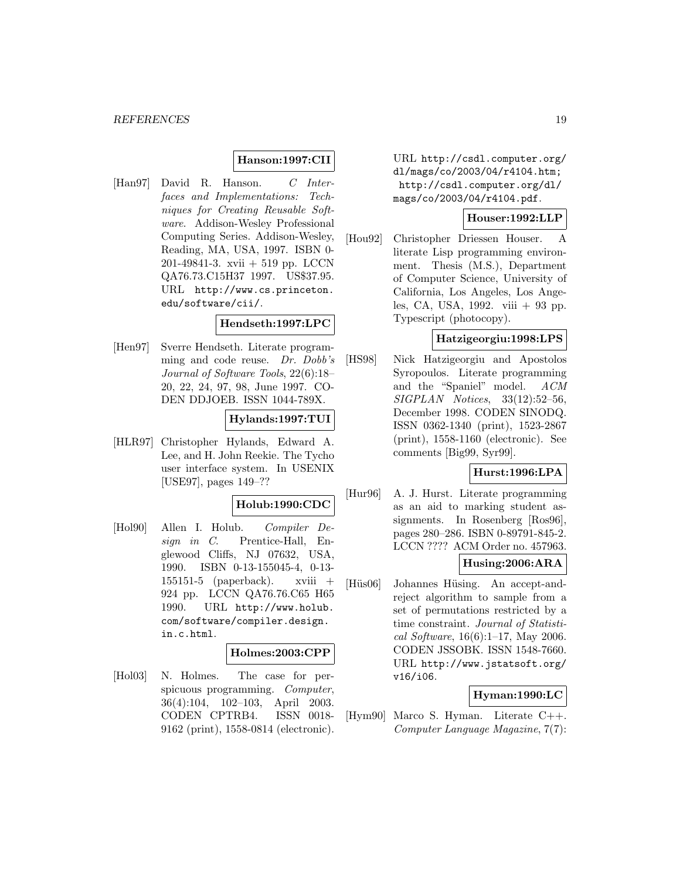**Hanson:1997:CII**

[Han97] David R. Hanson. *C Interfaces and Implementations: Techniques for Creating Reusable Software*. Addison-Wesley Professional Computing Series. Addison-Wesley, Reading, MA, USA, 1997. ISBN 0-201-49841-3. xvii + 519 pp. LCCN QA76.73.C15H37 1997. US$37.95. URL `http://www.cs.princeton.edu/software/cii/`.

**Hendseth:1997:LPC**

[Hen97] Sverre Hendseth. Literate programming and code reuse. *Dr. Dobb's Journal of Software Tools*, 22(6):18–20, 22, 24, 97, 98, June 1997. CODEN DDJOEB. ISSN 1044-789X.

**Hylands:1997:TUI**

[HLR97] Christopher Hylands, Edward A. Lee, and H. John Reekie. The Tycho user interface system. In USENIX [USE97], pages 149–??

**Holub:1990:CDC**

[Hol90] Allen I. Holub. *Compiler Design in C*. Prentice-Hall, Englewood Cliffs, NJ 07632, USA, 1990. ISBN 0-13-155045-4, 0-13-155151-5 (paperback). xviii + 924 pp. LCCN QA76.76.C65 H65 1990. URL `http://www.holub.com/software/compiler.design.in.c.html`.

**Holmes:2003:CPP**

[Hol03] N. Holmes. The case for perspicuous programming. *Computer*, 36(4):104, 102–103, April 2003. CODEN CPTRB4. ISSN 0018-9162 (print), 1558-0814 (electronic). URL `http://csdl.computer.org/dl/mags/co/2003/04/r4104.htm`; `http://csdl.computer.org/dl/mags/co/2003/04/r4104.pdf`.

**Houser:1992:LLP**

[Hou92] Christopher Driessen Houser. A literate Lisp programming environment. Thesis (M.S.), Department of Computer Science, University of California, Los Angeles, Los Angeles, CA, USA, 1992. viii + 93 pp. Typescript (photocopy).

**Hatzigeorgiu:1998:LPS**

[HS98] Nick Hatzigeorgiu and Apostolos Syropoulos. Literate programming and the "Spaniel" model. *ACM SIGPLAN Notices*, 33(12):52–56, December 1998. CODEN SINODQ. ISSN 0362-1340 (print), 1523-2867 (print), 1558-1160 (electronic). See comments [Big99, Syr99].

**Hurst:1996:LPA**

[Hur96] A. J. Hurst. Literate programming as an aid to marking student assignments. In Rosenberg [Ros96], pages 280–286. ISBN 0-89791-845-2. LCCN ???? ACM Order no. 457963.

**Husing:2006:ARA**

[Hüs06] Johannes Hüsing. An accept-and-reject algorithm to sample from a set of permutations restricted by a time constraint. *Journal of Statistical Software*, 16(6):1–17, May 2006. CODEN JSSOBK. ISSN 1548-7660. URL `http://www.jstatsoft.org/v16/i06`.

**Hyman:1990:LC**

[Hym90] Marco S. Hyman. Literate C++. *Computer Language Magazine*, 7(7):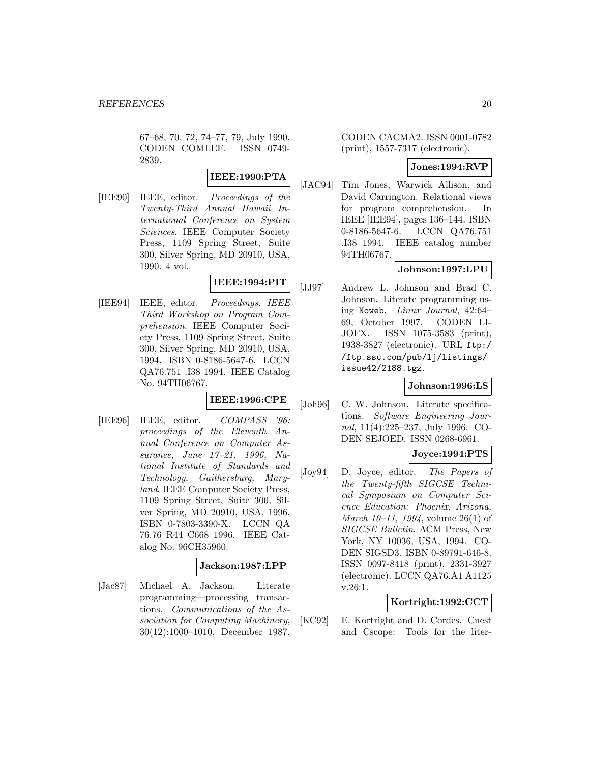67–68, 70, 72, 74–77, 79, July 1990. CODEN COMLEF. ISSN 0749-2839.

**IEEE:1990:PTA**

[IEE90] IEEE, editor. *Proceedings of the Twenty-Third Annual Hawaii International Conference on System Sciences*. IEEE Computer Society Press, 1109 Spring Street, Suite 300, Silver Spring, MD 20910, USA, 1990. 4 vol.

**IEEE:1994:PIT**

[IEE94] IEEE, editor. *Proceedings. IEEE Third Workshop on Program Comprehension*. IEEE Computer Society Press, 1109 Spring Street, Suite 300, Silver Spring, MD 20910, USA, 1994. ISBN 0-8186-5647-6. LCCN QA76.751 .I38 1994. IEEE Catalog No. 94TH06767.

**IEEE:1996:CPE**

[IEE96] IEEE, editor. *COMPASS '96: proceedings of the Eleventh Annual Conference on Computer Assurance, June 17–21, 1996, National Institute of Standards and Technology, Gaithersburg, Maryland*. IEEE Computer Society Press, 1109 Spring Street, Suite 300, Silver Spring, MD 20910, USA, 1996. ISBN 0-7803-3390-X. LCCN QA 76.76 R44 C668 1996. IEEE Catalog No. 96CH35960.

**Jackson:1987:LPP**

[Jac87] Michael A. Jackson. Literate programming—processing transactions. *Communications of the Association for Computing Machinery*, 30(12):1000–1010, December 1987. CODEN CACMA2. ISSN 0001-0782 (print), 1557-7317 (electronic).

**Jones:1994:RVP**

[JAC94] Tim Jones, Warwick Allison, and David Carrington. Relational views for program comprehension. In IEEE [IEE94], pages 136–144. ISBN 0-8186-5647-6. LCCN QA76.751 .I38 1994. IEEE catalog number 94TH06767.

**Johnson:1997:LPU**

[JJ97] Andrew L. Johnson and Brad C. Johnson. Literate programming using `Noweb`. *Linux Journal*, 42:64–69, October 1997. CODEN LIJOFX. ISSN 1075-3583 (print), 1938-3827 (electronic). URL `ftp://ftp.ssc.com/pub/lj/listings/issue42/2188.tgz`.

**Johnson:1996:LS**

[Joh96] C. W. Johnson. Literate specifications. *Software Engineering Journal*, 11(4):225–237, July 1996. CODEN SEJOED. ISSN 0268-6961.

**Joyce:1994:PTS**

[Joy94] D. Joyce, editor. *The Papers of the Twenty-fifth SIGCSE Technical Symposium on Computer Science Education: Phoenix, Arizona, March 10–11, 1994*, volume 26(1) of *SIGCSE Bulletin*. ACM Press, New York, NY 10036, USA, 1994. CODEN SIGSD3. ISBN 0-89791-646-8. ISSN 0097-8418 (print), 2331-3927 (electronic). LCCN QA76.A1 A1125 v.26:1.

**Kortright:1992:CCT**

[KC92] E. Kortright and D. Cordes. Cnest and Cscope: Tools for the liter-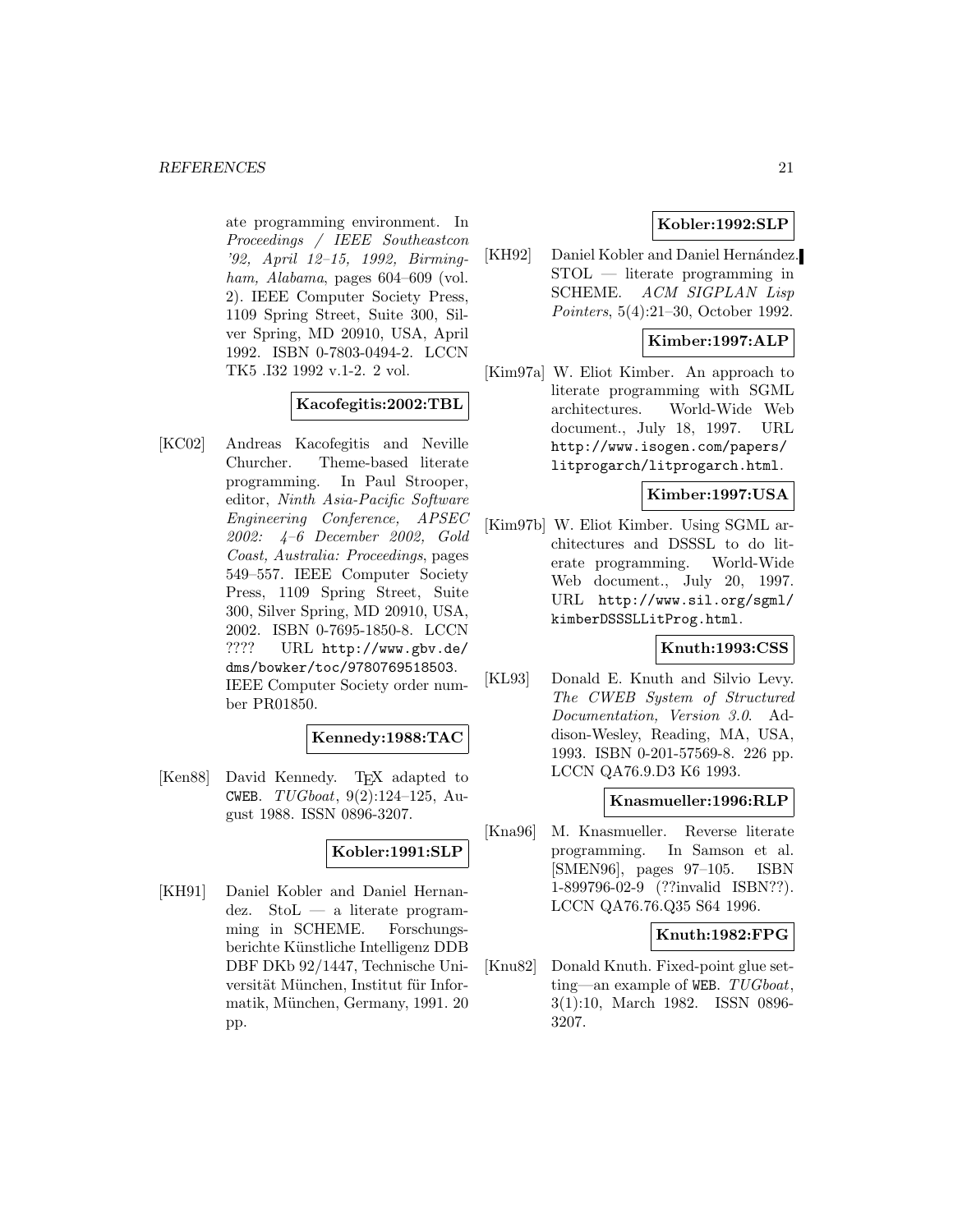ate programming environment. In *Proceedings / IEEE Southeastcon '92, April 12–15, 1992, Birmingham, Alabama*, pages 604–609 (vol. 2). IEEE Computer Society Press, 1109 Spring Street, Suite 300, Silver Spring, MD 20910, USA, April 1992. ISBN 0-7803-0494-2. LCCN TK5 .I32 1992 v.1-2. 2 vol.

**Kacofegitis:2002:TBL**

[KC02] Andreas Kacofegitis and Neville Churcher. Theme-based literate programming. In Paul Strooper, editor, *Ninth Asia-Pacific Software Engineering Conference, APSEC 2002: 4–6 December 2002, Gold Coast, Australia: Proceedings*, pages 549–557. IEEE Computer Society Press, 1109 Spring Street, Suite 300, Silver Spring, MD 20910, USA, 2002. ISBN 0-7695-1850-8. LCCN ???? URL `http://www.gbv.de/dms/bowker/toc/9780769518503`. IEEE Computer Society order number PR01850.

**Kennedy:1988:TAC**

[Ken88] David Kennedy. TEX adapted to `CWEB`. *TUGboat*, 9(2):124–125, August 1988. ISSN 0896-3207.

**Kobler:1991:SLP**

[KH91] Daniel Kobler and Daniel Hernandez. StoL — a literate programming in SCHEME. Forschungsberichte Künstliche Intelligenz DDB DBF DKb 92/1447, Technische Universität München, Institut für Informatik, München, Germany, 1991. 20 pp.

**Kobler:1992:SLP**

[KH92] Daniel Kobler and Daniel Hernández. STOL — literate programming in SCHEME. *ACM SIGPLAN Lisp Pointers*, 5(4):21–30, October 1992.

**Kimber:1997:ALP**

[Kim97a] W. Eliot Kimber. An approach to literate programming with SGML architectures. World-Wide Web document., July 18, 1997. URL `http://www.isogen.com/papers/litprogarch/litprogarch.html`.

**Kimber:1997:USA**

[Kim97b] W. Eliot Kimber. Using SGML architectures and DSSSL to do literate programming. World-Wide Web document., July 20, 1997. URL `http://www.sil.org/sgml/kimberDSSSLLitProg.html`.

**Knuth:1993:CSS**

[KL93] Donald E. Knuth and Silvio Levy. *The CWEB System of Structured Documentation, Version 3.0*. Addison-Wesley, Reading, MA, USA, 1993. ISBN 0-201-57569-8. 226 pp. LCCN QA76.9.D3 K6 1993.

**Knasmueller:1996:RLP**

[Kna96] M. Knasmueller. Reverse literate programming. In Samson et al. [SMEN96], pages 97–105. ISBN 1-899796-02-9 (??invalid ISBN??). LCCN QA76.76.Q35 S64 1996.

**Knuth:1982:FPG**

[Knu82] Donald Knuth. Fixed-point glue setting—an example of `WEB`. *TUGboat*, 3(1):10, March 1982. ISSN 0896-3207.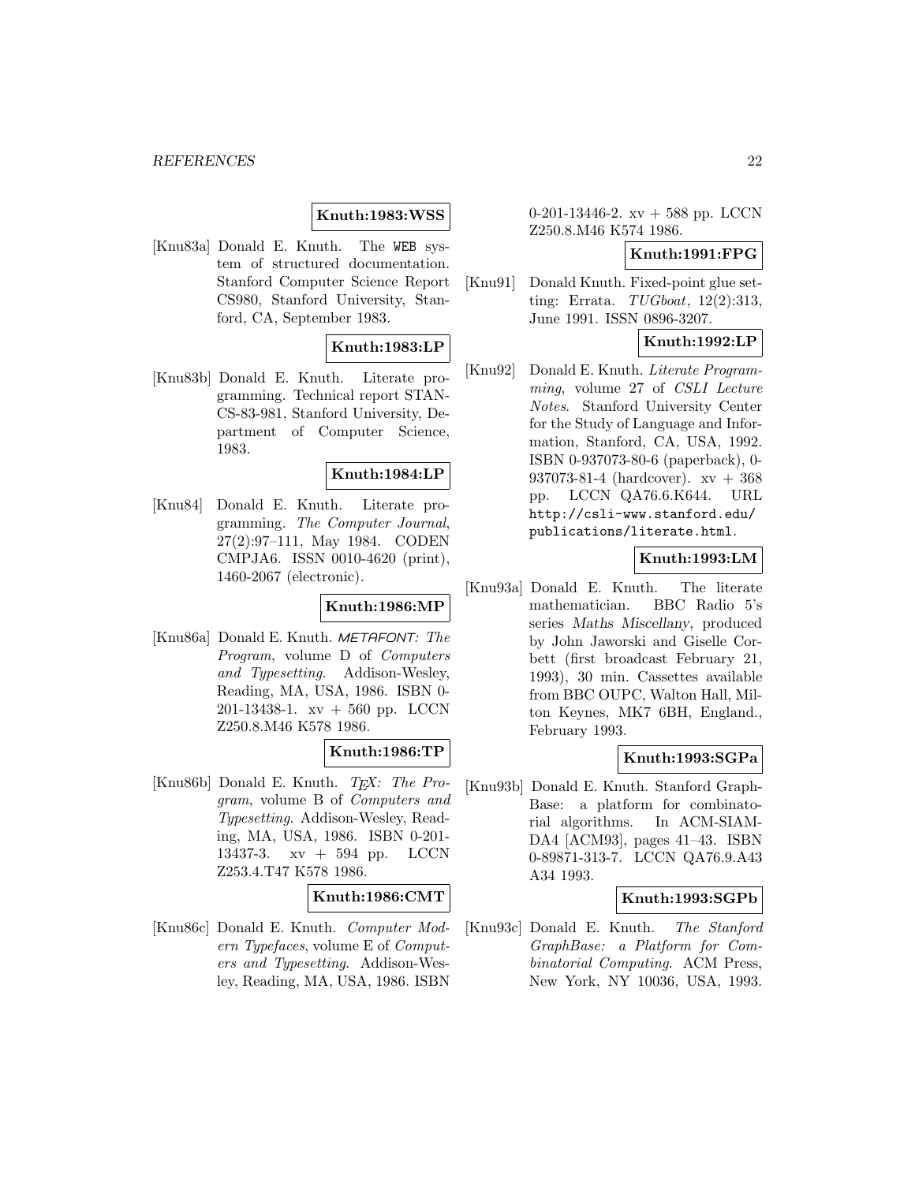**Knuth:1983:WSS**

[Knu83a] Donald E. Knuth. The WEB system of structured documentation. Stanford Computer Science Report CS980, Stanford University, Stanford, CA, September 1983.

**Knuth:1983:LP**

[Knu83b] Donald E. Knuth. Literate programming. Technical report STAN-CS-83-981, Stanford University, Department of Computer Science, 1983.

**Knuth:1984:LP**

[Knu84] Donald E. Knuth. Literate programming. *The Computer Journal*, 27(2):97–111, May 1984. CODEN CMPJA6. ISSN 0010-4620 (print), 1460-2067 (electronic).

**Knuth:1986:MP**

[Knu86a] Donald E. Knuth. *METAFONT: The Program*, volume D of *Computers and Typesetting*. Addison-Wesley, Reading, MA, USA, 1986. ISBN 0-201-13438-1. xv + 560 pp. LCCN Z250.8.M46 K578 1986.

**Knuth:1986:TP**

[Knu86b] Donald E. Knuth. *TEX: The Program*, volume B of *Computers and Typesetting*. Addison-Wesley, Reading, MA, USA, 1986. ISBN 0-201-13437-3. xv + 594 pp. LCCN Z253.4.T47 K578 1986.

**Knuth:1986:CMT**

[Knu86c] Donald E. Knuth. *Computer Modern Typefaces*, volume E of *Computers and Typesetting*. Addison-Wesley, Reading, MA, USA, 1986. ISBN 0-201-13446-2. xv + 588 pp. LCCN Z250.8.M46 K574 1986.

**Knuth:1991:FPG**

[Knu91] Donald Knuth. Fixed-point glue setting: Errata. *TUGboat*, 12(2):313, June 1991. ISSN 0896-3207.

**Knuth:1992:LP**

[Knu92] Donald E. Knuth. *Literate Programming*, volume 27 of *CSLI Lecture Notes*. Stanford University Center for the Study of Language and Information, Stanford, CA, USA, 1992. ISBN 0-937073-80-6 (paperback), 0-937073-81-4 (hardcover). xv + 368 pp. LCCN QA76.6.K644. URL http://csli-www.stanford.edu/publications/literate.html.

**Knuth:1993:LM**

[Knu93a] Donald E. Knuth. The literate mathematician. BBC Radio 5's series *Maths Miscellany*, produced by John Jaworski and Giselle Corbett (first broadcast February 21, 1993), 30 min. Cassettes available from BBC OUPC, Walton Hall, Milton Keynes, MK7 6BH, England., February 1993.

**Knuth:1993:SGPa**

[Knu93b] Donald E. Knuth. Stanford GraphBase: a platform for combinatorial algorithms. In ACM-SIAM-DA4 [ACM93], pages 41–43. ISBN 0-89871-313-7. LCCN QA76.9.A43 A34 1993.

**Knuth:1993:SGPb**

[Knu93c] Donald E. Knuth. *The Stanford GraphBase: a Platform for Combinatorial Computing*. ACM Press, New York, NY 10036, USA, 1993.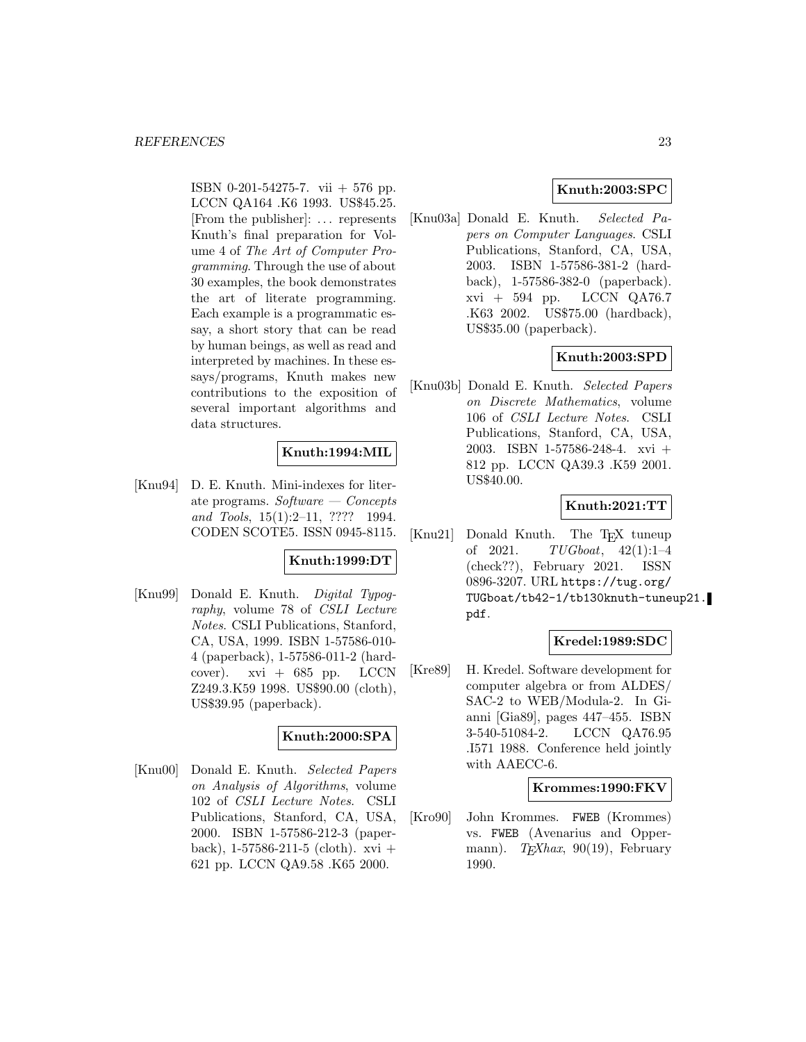ISBN 0-201-54275-7. vii + 576 pp. LCCN QA164 .K6 1993. US$45.25. [From the publisher]: ... represents Knuth's final preparation for Volume 4 of *The Art of Computer Programming*. Through the use of about 30 examples, the book demonstrates the art of literate programming. Each example is a programmatic essay, a short story that can be read by human beings, as well as read and interpreted by machines. In these essays/programs, Knuth makes new contributions to the exposition of several important algorithms and data structures.

**Knuth:1994:MIL**

[Knu94] D. E. Knuth. Mini-indexes for literate programs. *Software — Concepts and Tools*, 15(1):2–11, ???? 1994. CODEN SCOTE5. ISSN 0945-8115.

**Knuth:1999:DT**

[Knu99] Donald E. Knuth. *Digital Typography*, volume 78 of *CSLI Lecture Notes*. CSLI Publications, Stanford, CA, USA, 1999. ISBN 1-57586-010-4 (paperback), 1-57586-011-2 (hardcover). xvi + 685 pp. LCCN Z249.3.K59 1998. US$90.00 (cloth), US$39.95 (paperback).

**Knuth:2000:SPA**

[Knu00] Donald E. Knuth. *Selected Papers on Analysis of Algorithms*, volume 102 of *CSLI Lecture Notes*. CSLI Publications, Stanford, CA, USA, 2000. ISBN 1-57586-212-3 (paperback), 1-57586-211-5 (cloth). xvi + 621 pp. LCCN QA9.58 .K65 2000.

**Knuth:2003:SPC**

[Knu03a] Donald E. Knuth. *Selected Papers on Computer Languages*. CSLI Publications, Stanford, CA, USA, 2003. ISBN 1-57586-381-2 (hardback), 1-57586-382-0 (paperback). xvi + 594 pp. LCCN QA76.7 .K63 2002. US$75.00 (hardback), US$35.00 (paperback).

**Knuth:2003:SPD**

[Knu03b] Donald E. Knuth. *Selected Papers on Discrete Mathematics*, volume 106 of *CSLI Lecture Notes*. CSLI Publications, Stanford, CA, USA, 2003. ISBN 1-57586-248-4. xvi + 812 pp. LCCN QA39.3 .K59 2001. US$40.00.

**Knuth:2021:TT**

[Knu21] Donald Knuth. The TEX tuneup of 2021. *TUGboat*, 42(1):1–4 (check??), February 2021. ISSN 0896-3207. URL `https://tug.org/TUGboat/tb42-1/tb130knuth-tuneup21.pdf`.

**Kredel:1989:SDC**

[Kre89] H. Kredel. Software development for computer algebra or from ALDES/SAC-2 to WEB/Modula-2. In Gianni [Gia89], pages 447–455. ISBN 3-540-51084-2. LCCN QA76.95 .I571 1988. Conference held jointly with AAECC-6.

**Krommes:1990:FKV**

[Kro90] John Krommes. `FWEB` (Krommes) vs. `FWEB` (Avenarius and Oppermann). *TEXhax*, 90(19), February 1990.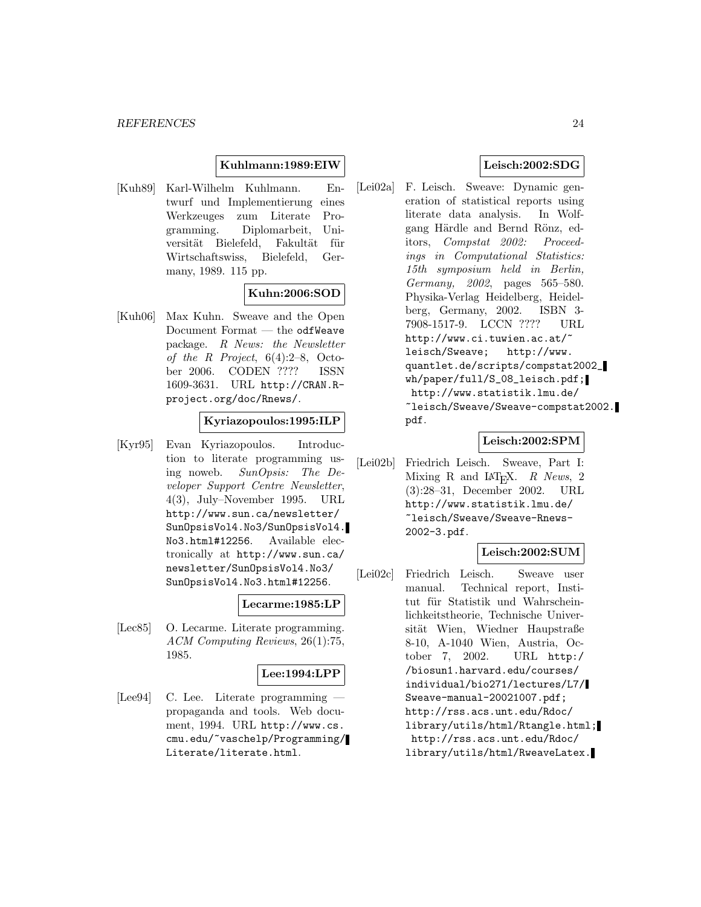**Kuhlmann:1989:EIW**

[Kuh89] Karl-Wilhelm Kuhlmann. Entwurf und Implementierung eines Werkzeuges zum Literate Programming. Diplomarbeit, Universität Bielefeld, Fakultät für Wirtschaftswiss, Bielefeld, Germany, 1989. 115 pp.

**Kuhn:2006:SOD**

[Kuh06] Max Kuhn. Sweave and the Open Document Format — the `odfWeave` package. *R News: the Newsletter of the R Project*, 6(4):2–8, October 2006. CODEN ???? ISSN 1609-3631. URL `http://CRAN.R-project.org/doc/Rnews/`.

**Kyriazopoulos:1995:ILP**

[Kyr95] Evan Kyriazopoulos. Introduction to literate programming using noweb. *SunOpsis: The Developer Support Centre Newsletter*, 4(3), July–November 1995. URL `http://www.sun.ca/newsletter/SunOpsisVol4.No3/SunOpsisVol4.No3.html#12256`. Available electronically at `http://www.sun.ca/newsletter/SunOpsisVol4.No3/SunOpsisVol4.No3.html#12256`.

**Lecarme:1985:LP**

[Lec85] O. Lecarme. Literate programming. *ACM Computing Reviews*, 26(1):75, 1985.

**Lee:1994:LPP**

[Lee94] C. Lee. Literate programming — propaganda and tools. Web document, 1994. URL `http://www.cs.cmu.edu/~vaschelp/Programming/Literate/literate.html`.

**Leisch:2002:SDG**

[Lei02a] F. Leisch. Sweave: Dynamic generation of statistical reports using literate data analysis. In Wolfgang Härdle and Bernd Rönz, editors, *Compstat 2002: Proceedings in Computational Statistics: 15th symposium held in Berlin, Germany, 2002*, pages 565–580. Physika-Verlag Heidelberg, Heidelberg, Germany, 2002. ISBN 3-7908-1517-9. LCCN ???? URL `http://www.ci.tuwien.ac.at/~leisch/Sweave`; `http://www.quantlet.de/scripts/compstat2002_wh/paper/full/S_08_leisch.pdf`; `http://www.statistik.lmu.de/~leisch/Sweave/Sweave-compstat2002.pdf`.

**Leisch:2002:SPM**

[Lei02b] Friedrich Leisch. Sweave, Part I: Mixing R and LaTeX. *R News*, 2 (3):28–31, December 2002. URL `http://www.statistik.lmu.de/~leisch/Sweave/Sweave-Rnews-2002-3.pdf`.

**Leisch:2002:SUM**

[Lei02c] Friedrich Leisch. Sweave user manual. Technical report, Institut für Statistik und Wahrscheinlichkeitstheorie, Technische Universität Wien, Wiedner Haupstraße 8-10, A-1040 Wien, Austria, October 7, 2002. URL `http://biosun1.harvard.edu/courses/individual/bio271/lectures/L7/Sweave-manual-20021007.pdf`; `http://rss.acs.unt.edu/Rdoc/library/utils/html/Rtangle.html`; `http://rss.acs.unt.edu/Rdoc/library/utils/html/RweaveLatex.`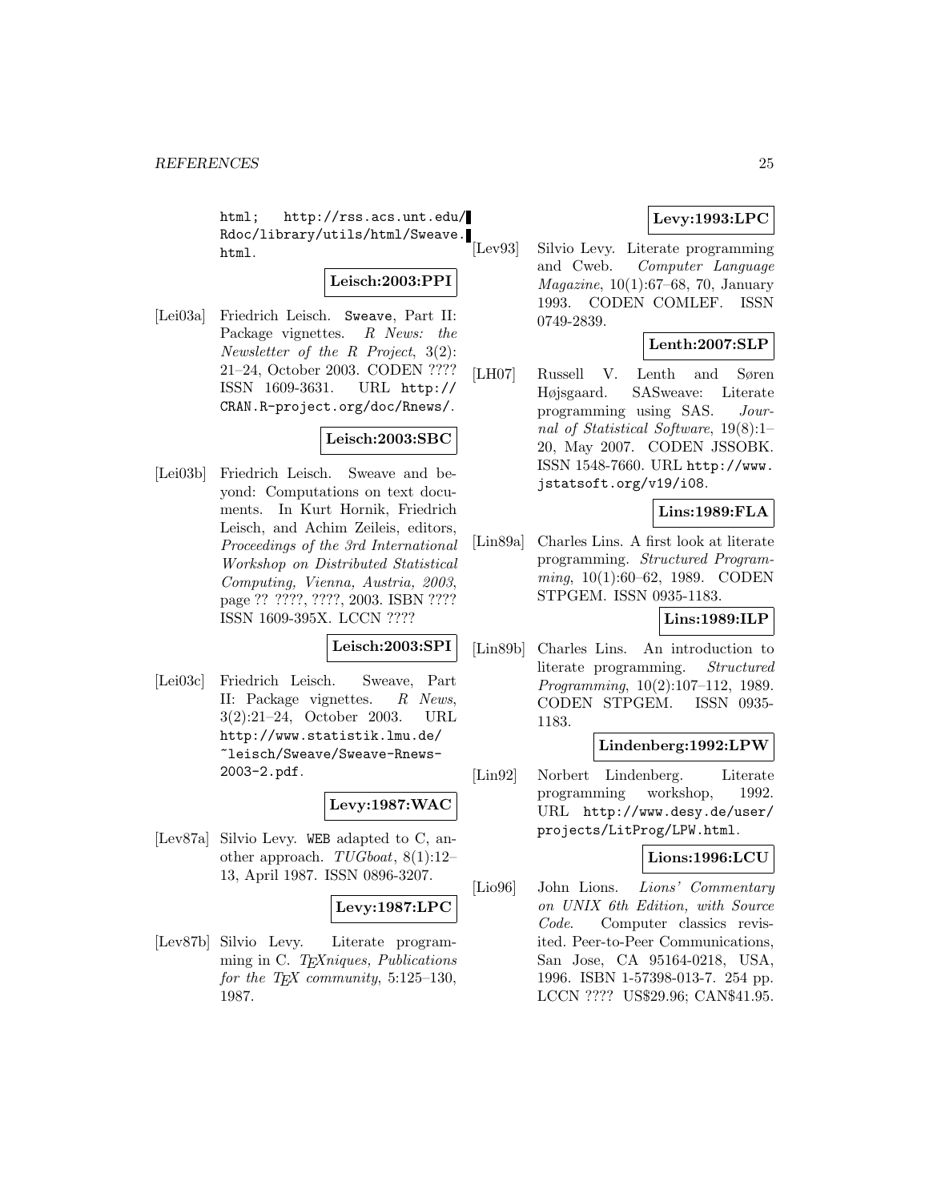html; http://rss.acs.unt.edu/Rdoc/library/utils/html/Sweave.html.

**Leisch:2003:PPI**

[Lei03a] Friedrich Leisch. Sweave, Part II: Package vignettes. *R News: the Newsletter of the R Project*, 3(2): 21–24, October 2003. CODEN ???? ISSN 1609-3631. URL http://CRAN.R-project.org/doc/Rnews/.

**Leisch:2003:SBC**

[Lei03b] Friedrich Leisch. Sweave and beyond: Computations on text documents. In Kurt Hornik, Friedrich Leisch, and Achim Zeileis, editors, *Proceedings of the 3rd International Workshop on Distributed Statistical Computing, Vienna, Austria, 2003*, page ?? ????, ????, 2003. ISBN ???? ISSN 1609-395X. LCCN ????

**Leisch:2003:SPI**

[Lei03c] Friedrich Leisch. Sweave, Part II: Package vignettes. *R News*, 3(2):21–24, October 2003. URL http://www.statistik.lmu.de/~leisch/Sweave/Sweave-Rnews-2003-2.pdf.

**Levy:1987:WAC**

[Lev87a] Silvio Levy. WEB adapted to C, another approach. *TUGboat*, 8(1):12–13, April 1987. ISSN 0896-3207.

**Levy:1987:LPC**

[Lev87b] Silvio Levy. Literate programming in C. *TEXniques, Publications for the TEX community*, 5:125–130, 1987.

**Levy:1993:LPC**

[Lev93] Silvio Levy. Literate programming and Cweb. *Computer Language Magazine*, 10(1):67–68, 70, January 1993. CODEN COMLEF. ISSN 0749-2839.

**Lenth:2007:SLP**

[LH07] Russell V. Lenth and Søren Højsgaard. SASweave: Literate programming using SAS. *Journal of Statistical Software*, 19(8):1–20, May 2007. CODEN JSSOBK. ISSN 1548-7660. URL http://www.jstatsoft.org/v19/i08.

**Lins:1989:FLA**

[Lin89a] Charles Lins. A first look at literate programming. *Structured Programming*, 10(1):60–62, 1989. CODEN STPGEM. ISSN 0935-1183.

**Lins:1989:ILP**

[Lin89b] Charles Lins. An introduction to literate programming. *Structured Programming*, 10(2):107–112, 1989. CODEN STPGEM. ISSN 0935-1183.

**Lindenberg:1992:LPW**

[Lin92] Norbert Lindenberg. Literate programming workshop, 1992. URL http://www.desy.de/user/projects/LitProg/LPW.html.

**Lions:1996:LCU**

[Lio96] John Lions. *Lions' Commentary on UNIX 6th Edition, with Source Code*. Computer classics revisited. Peer-to-Peer Communications, San Jose, CA 95164-0218, USA, 1996. ISBN 1-57398-013-7. 254 pp. LCCN ???? US$29.96; CAN$41.95.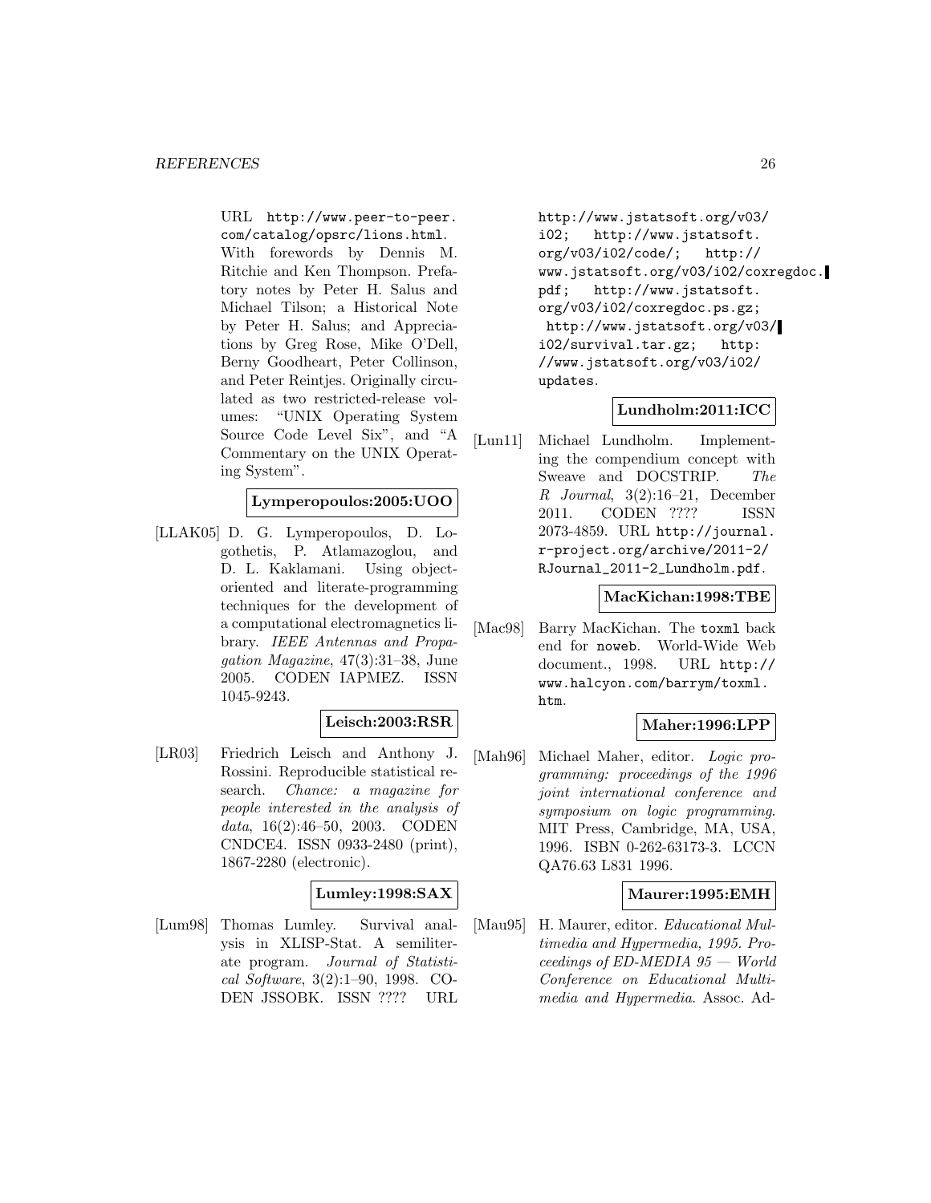URL http://www.peer-to-peer.com/catalog/opsrc/lions.html. With forewords by Dennis M. Ritchie and Ken Thompson. Prefatory notes by Peter H. Salus and Michael Tilson; a Historical Note by Peter H. Salus; and Appreciations by Greg Rose, Mike O'Dell, Berny Goodheart, Peter Collinson, and Peter Reintjes. Originally circulated as two restricted-release volumes: "UNIX Operating System Source Code Level Six", and "A Commentary on the UNIX Operating System".

**Lymperopoulos:2005:UOO**

[LLAK05] D. G. Lymperopoulos, D. Logothetis, P. Atlamazoglou, and D. L. Kaklamani. Using object-oriented and literate-programming techniques for the development of a computational electromagnetics library. *IEEE Antennas and Propagation Magazine*, 47(3):31–38, June 2005. CODEN IAPMEZ. ISSN 1045-9243.

**Leisch:2003:RSR**

[LR03] Friedrich Leisch and Anthony J. Rossini. Reproducible statistical research. *Chance: a magazine for people interested in the analysis of data*, 16(2):46–50, 2003. CODEN CNDCE4. ISSN 0933-2480 (print), 1867-2280 (electronic).

**Lumley:1998:SAX**

[Lum98] Thomas Lumley. Survival analysis in XLISP-Stat. A semiliterate program. *Journal of Statistical Software*, 3(2):1–90, 1998. CODEN JSSOBK. ISSN ???? URL http://www.jstatsoft.org/v03/i02; http://www.jstatsoft.org/v03/i02/code/; http://www.jstatsoft.org/v03/i02/coxregdoc.pdf; http://www.jstatsoft.org/v03/i02/coxregdoc.ps.gz; http://www.jstatsoft.org/v03/i02/survival.tar.gz; http://www.jstatsoft.org/v03/i02/updates.

**Lundholm:2011:ICC**

[Lun11] Michael Lundholm. Implementing the compendium concept with Sweave and DOCSTRIP. *The R Journal*, 3(2):16–21, December 2011. CODEN ???? ISSN 2073-4859. URL http://journal.r-project.org/archive/2011-2/RJournal_2011-2_Lundholm.pdf.

**MacKichan:1998:TBE**

[Mac98] Barry MacKichan. The `toxml` back end for `noweb`. World-Wide Web document., 1998. URL http://www.halcyon.com/barrym/toxml.htm.

**Maher:1996:LPP**

[Mah96] Michael Maher, editor. *Logic programming: proceedings of the 1996 joint international conference and symposium on logic programming*. MIT Press, Cambridge, MA, USA, 1996. ISBN 0-262-63173-3. LCCN QA76.63 L831 1996.

**Maurer:1995:EMH**

[Mau95] H. Maurer, editor. *Educational Multimedia and Hypermedia, 1995. Proceedings of ED-MEDIA 95 — World Conference on Educational Multimedia and Hypermedia*. Assoc. Ad-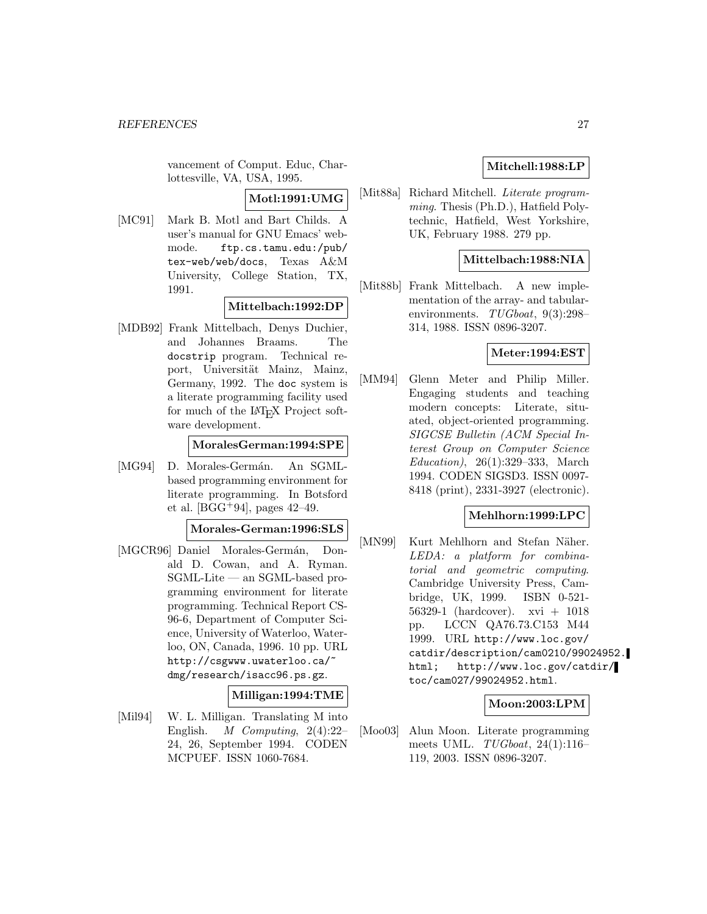vancement of Comput. Educ, Charlottesville, VA, USA, 1995.

**Motl:1991:UMG**

[MC91] Mark B. Motl and Bart Childs. A user's manual for GNU Emacs' webmode. `ftp.cs.tamu.edu:/pub/tex-web/web/docs`, Texas A&M University, College Station, TX, 1991.

**Mittelbach:1992:DP**

[MDB92] Frank Mittelbach, Denys Duchier, and Johannes Braams. The `docstrip` program. Technical report, Universität Mainz, Mainz, Germany, 1992. The `doc` system is a literate programming facility used for much of the LaTeX Project software development.

**MoralesGerman:1994:SPE**

[MG94] D. Morales-Germán. An SGML-based programming environment for literate programming. In Botsford et al. [BGG+94], pages 42–49.

**Morales-German:1996:SLS**

[MGCR96] Daniel Morales-Germán, Donald D. Cowan, and A. Ryman. SGML-Lite — an SGML-based programming environment for literate programming. Technical Report CS-96-6, Department of Computer Science, University of Waterloo, Waterloo, ON, Canada, 1996. 10 pp. URL `http://csgwww.uwaterloo.ca/~dmg/research/isacc96.ps.gz`.

**Milligan:1994:TME**

[Mil94] W. L. Milligan. Translating M into English. *M Computing*, 2(4):22–24, 26, September 1994. CODEN MCPUEF. ISSN 1060-7684.

**Mitchell:1988:LP**

[Mit88a] Richard Mitchell. *Literate programming*. Thesis (Ph.D.), Hatfield Polytechnic, Hatfield, West Yorkshire, UK, February 1988. 279 pp.

**Mittelbach:1988:NIA**

[Mit88b] Frank Mittelbach. A new implementation of the array- and tabular-environments. *TUGboat*, 9(3):298–314, 1988. ISSN 0896-3207.

**Meter:1994:EST**

[MM94] Glenn Meter and Philip Miller. Engaging students and teaching modern concepts: Literate, situated, object-oriented programming. *SIGCSE Bulletin (ACM Special Interest Group on Computer Science Education)*, 26(1):329–333, March 1994. CODEN SIGSD3. ISSN 0097-8418 (print), 2331-3927 (electronic).

**Mehlhorn:1999:LPC**

[MN99] Kurt Mehlhorn and Stefan Näher. *LEDA: a platform for combinatorial and geometric computing*. Cambridge University Press, Cambridge, UK, 1999. ISBN 0-521-56329-1 (hardcover). xvi + 1018 pp. LCCN QA76.73.C153 M44 1999. URL `http://www.loc.gov/catdir/description/cam0210/99024952.html`; `http://www.loc.gov/catdir/toc/cam027/99024952.html`.

**Moon:2003:LPM**

[Moo03] Alun Moon. Literate programming meets UML. *TUGboat*, 24(1):116–119, 2003. ISSN 0896-3207.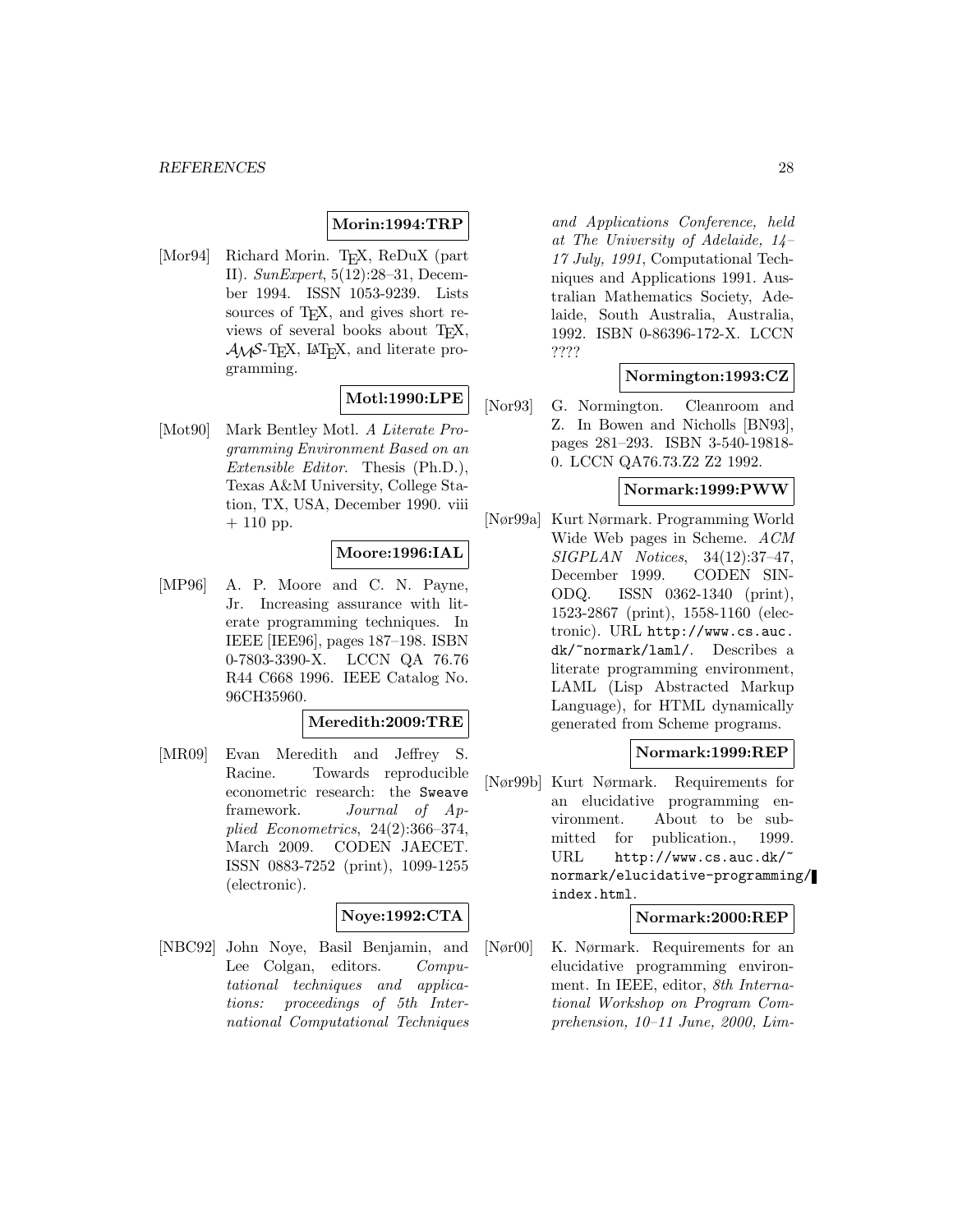**Morin:1994:TRP**

[Mor94] Richard Morin. TEX, ReDuX (part II). *SunExpert*, 5(12):28–31, December 1994. ISSN 1053-9239. Lists sources of TEX, and gives short reviews of several books about TEX, AMS-TEX, LATEX, and literate programming.

**Motl:1990:LPE**

[Mot90] Mark Bentley Motl. *A Literate Programming Environment Based on an Extensible Editor*. Thesis (Ph.D.), Texas A&M University, College Station, TX, USA, December 1990. viii + 110 pp.

**Moore:1996:IAL**

[MP96] A. P. Moore and C. N. Payne, Jr. Increasing assurance with literate programming techniques. In IEEE [IEE96], pages 187–198. ISBN 0-7803-3390-X. LCCN QA 76.76 R44 C668 1996. IEEE Catalog No. 96CH35960.

**Meredith:2009:TRE**

[MR09] Evan Meredith and Jeffrey S. Racine. Towards reproducible econometric research: the Sweave framework. *Journal of Applied Econometrics*, 24(2):366–374, March 2009. CODEN JAECET. ISSN 0883-7252 (print), 1099-1255 (electronic).

**Noye:1992:CTA**

[NBC92] John Noye, Basil Benjamin, and Lee Colgan, editors. *Computational techniques and applications: proceedings of 5th International Computational Techniques and Applications Conference, held at The University of Adelaide, 14–17 July, 1991*, Computational Techniques and Applications 1991. Australian Mathematics Society, Adelaide, South Australia, Australia, 1992. ISBN 0-86396-172-X. LCCN ????

**Normington:1993:CZ**

[Nor93] G. Normington. Cleanroom and Z. In Bowen and Nicholls [BN93], pages 281–293. ISBN 3-540-19818-0. LCCN QA76.73.Z2 Z2 1992.

**Normark:1999:PWW**

[Nør99a] Kurt Nørmark. Programming World Wide Web pages in Scheme. *ACM SIGPLAN Notices*, 34(12):37–47, December 1999. CODEN SINODQ. ISSN 0362-1340 (print), 1523-2867 (print), 1558-1160 (electronic). URL `http://www.cs.auc.dk/~normark/laml/`. Describes a literate programming environment, LAML (Lisp Abstracted Markup Language), for HTML dynamically generated from Scheme programs.

**Normark:1999:REP**

[Nør99b] Kurt Nørmark. Requirements for an elucidative programming environment. About to be submitted for publication., 1999. URL `http://www.cs.auc.dk/~normark/elucidative-programming/index.html`.

**Normark:2000:REP**

[Nør00] K. Nørmark. Requirements for an elucidative programming environment. In IEEE, editor, *8th International Workshop on Program Comprehension, 10–11 June, 2000, Lim-*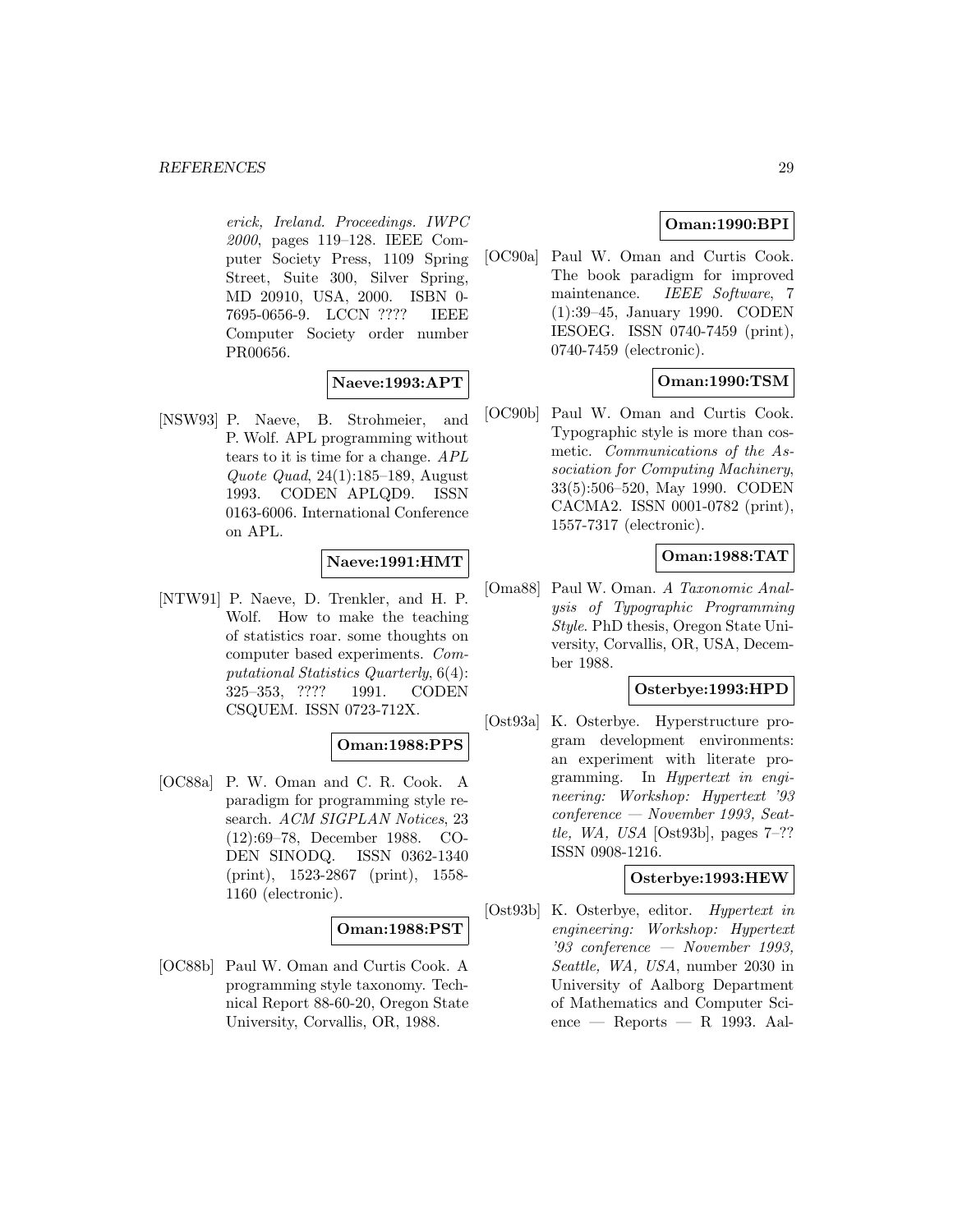erick, Ireland. Proceedings. *IWPC 2000*, pages 119–128. IEEE Computer Society Press, 1109 Spring Street, Suite 300, Silver Spring, MD 20910, USA, 2000. ISBN 0-7695-0656-9. LCCN ???? IEEE Computer Society order number PR00656.

**Naeve:1993:APT**

[NSW93] P. Naeve, B. Strohmeier, and P. Wolf. APL programming without tears to it is time for a change. *APL Quote Quad*, 24(1):185–189, August 1993. CODEN APLQD9. ISSN 0163-6006. International Conference on APL.

**Naeve:1991:HMT**

[NTW91] P. Naeve, D. Trenkler, and H. P. Wolf. How to make the teaching of statistics roar. some thoughts on computer based experiments. *Computational Statistics Quarterly*, 6(4): 325–353, ???? 1991. CODEN CSQUEM. ISSN 0723-712X.

**Oman:1988:PPS**

[OC88a] P. W. Oman and C. R. Cook. A paradigm for programming style research. *ACM SIGPLAN Notices*, 23 (12):69–78, December 1988. CODEN SINODQ. ISSN 0362-1340 (print), 1523-2867 (print), 1558-1160 (electronic).

**Oman:1988:PST**

[OC88b] Paul W. Oman and Curtis Cook. A programming style taxonomy. Technical Report 88-60-20, Oregon State University, Corvallis, OR, 1988.

**Oman:1990:BPI**

[OC90a] Paul W. Oman and Curtis Cook. The book paradigm for improved maintenance. *IEEE Software*, 7 (1):39–45, January 1990. CODEN IESOEG. ISSN 0740-7459 (print), 0740-7459 (electronic).

**Oman:1990:TSM**

[OC90b] Paul W. Oman and Curtis Cook. Typographic style is more than cosmetic. *Communications of the Association for Computing Machinery*, 33(5):506–520, May 1990. CODEN CACMA2. ISSN 0001-0782 (print), 1557-7317 (electronic).

**Oman:1988:TAT**

[Oma88] Paul W. Oman. *A Taxonomic Analysis of Typographic Programming Style*. PhD thesis, Oregon State University, Corvallis, OR, USA, December 1988.

**Osterbye:1993:HPD**

[Ost93a] K. Osterbye. Hyperstructure program development environments: an experiment with literate programming. In *Hypertext in engineering: Workshop: Hypertext '93 conference — November 1993, Seattle, WA, USA* [Ost93b], pages 7–?? ISSN 0908-1216.

**Osterbye:1993:HEW**

[Ost93b] K. Osterbye, editor. *Hypertext in engineering: Workshop: Hypertext '93 conference — November 1993, Seattle, WA, USA*, number 2030 in University of Aalborg Department of Mathematics and Computer Science — Reports — R 1993. Aal-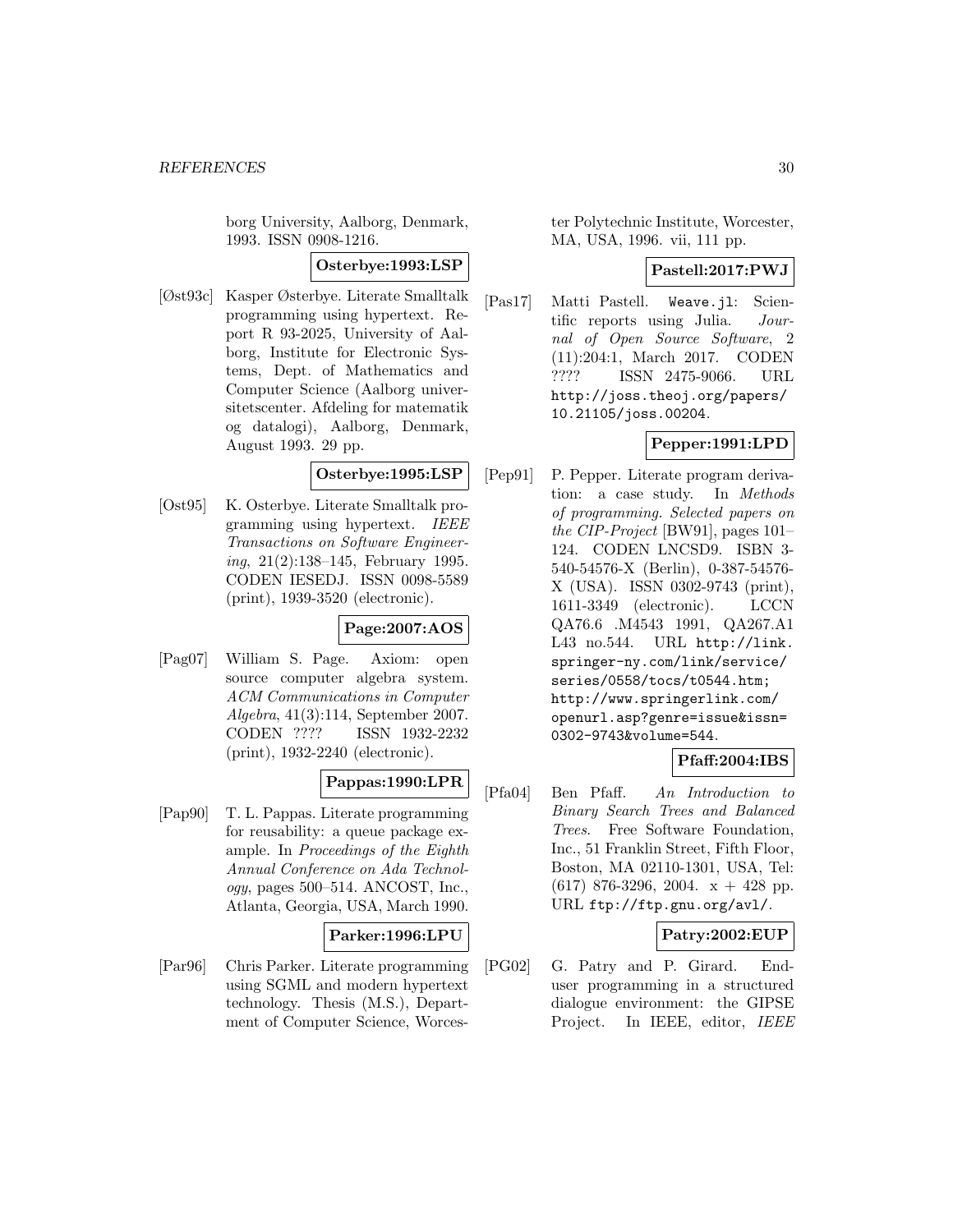borg University, Aalborg, Denmark, 1993. ISSN 0908-1216.

**Osterbye:1993:LSP**

[Øst93c] Kasper Østerbye. Literate Smalltalk programming using hypertext. Report R 93-2025, University of Aalborg, Institute for Electronic Systems, Dept. of Mathematics and Computer Science (Aalborg universitetscenter. Afdeling for matematik og datalogi), Aalborg, Denmark, August 1993. 29 pp.

**Osterbye:1995:LSP**

[Ost95] K. Osterbye. Literate Smalltalk programming using hypertext. *IEEE Transactions on Software Engineering*, 21(2):138–145, February 1995. CODEN IESEDJ. ISSN 0098-5589 (print), 1939-3520 (electronic).

**Page:2007:AOS**

[Pag07] William S. Page. Axiom: open source computer algebra system. *ACM Communications in Computer Algebra*, 41(3):114, September 2007. CODEN ???? ISSN 1932-2232 (print), 1932-2240 (electronic).

**Pappas:1990:LPR**

[Pap90] T. L. Pappas. Literate programming for reusability: a queue package example. In *Proceedings of the Eighth Annual Conference on Ada Technology*, pages 500–514. ANCOST, Inc., Atlanta, Georgia, USA, March 1990.

**Parker:1996:LPU**

[Par96] Chris Parker. Literate programming using SGML and modern hypertext technology. Thesis (M.S.), Department of Computer Science, Worcester Polytechnic Institute, Worcester, MA, USA, 1996. vii, 111 pp.

**Pastell:2017:PWJ**

[Pas17] Matti Pastell. `Weave.jl`: Scientific reports using Julia. *Journal of Open Source Software*, 2 (11):204:1, March 2017. CODEN ???? ISSN 2475-9066. URL `http://joss.theoj.org/papers/10.21105/joss.00204`.

**Pepper:1991:LPD**

[Pep91] P. Pepper. Literate program derivation: a case study. In *Methods of programming. Selected papers on the CIP-Project* [BW91], pages 101–124. CODEN LNCSD9. ISBN 3-540-54576-X (Berlin), 0-387-54576-X (USA). ISSN 0302-9743 (print), 1611-3349 (electronic). LCCN QA76.6 .M4543 1991, QA267.A1 L43 no.544. URL `http://link.springer-ny.com/link/service/series/0558/tocs/t0544.htm; http://www.springerlink.com/openurl.asp?genre=issue&issn=0302-9743&volume=544`.

**Pfaff:2004:IBS**

[Pfa04] Ben Pfaff. *An Introduction to Binary Search Trees and Balanced Trees*. Free Software Foundation, Inc., 51 Franklin Street, Fifth Floor, Boston, MA 02110-1301, USA, Tel: (617) 876-3296, 2004. x + 428 pp. URL `ftp://ftp.gnu.org/avl/`.

**Patry:2002:EUP**

[PG02] G. Patry and P. Girard. End-user programming in a structured dialogue environment: the GIPSE Project. In IEEE, editor, *IEEE*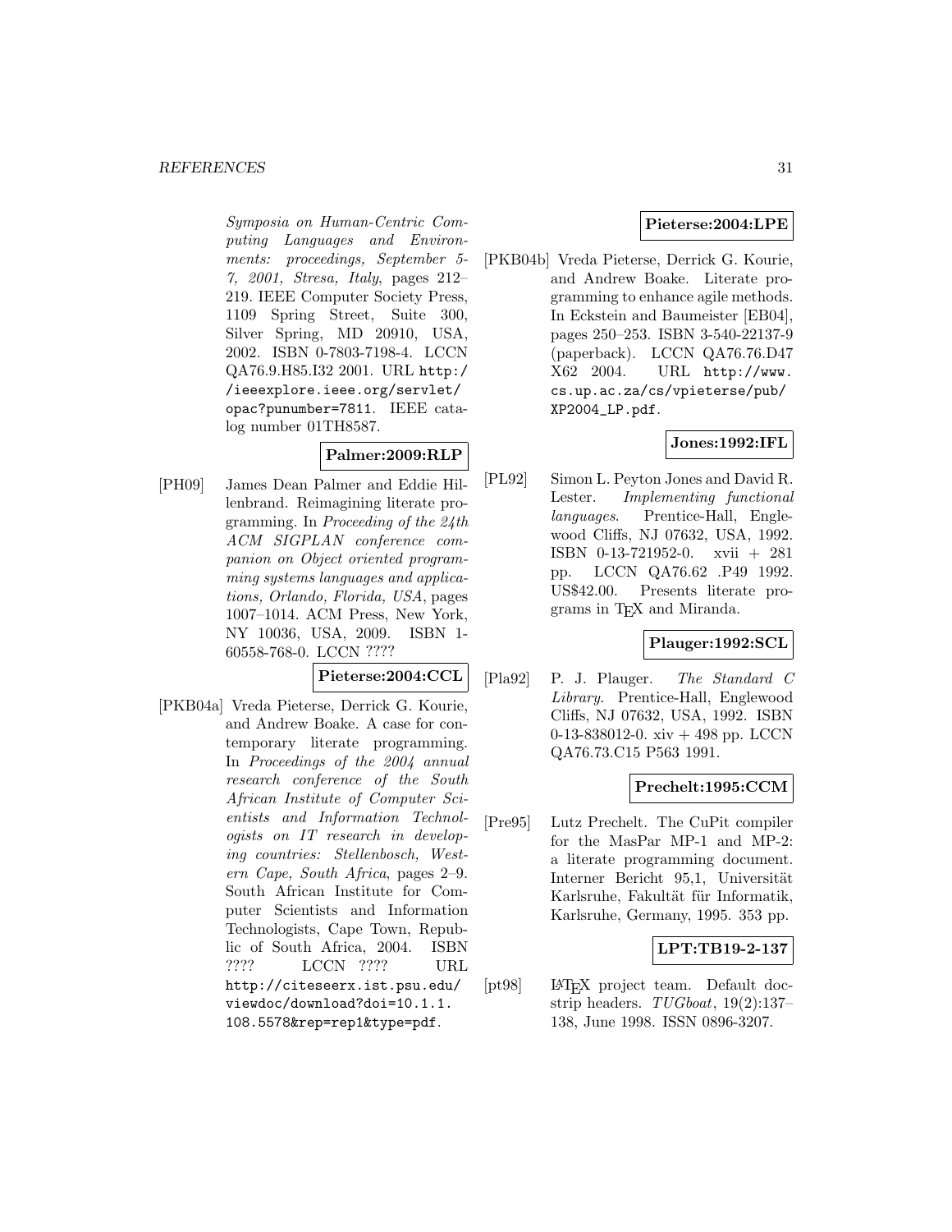*Symposia on Human-Centric Computing Languages and Environments: proceedings, September 5-7, 2001, Stresa, Italy*, pages 212–219. IEEE Computer Society Press, 1109 Spring Street, Suite 300, Silver Spring, MD 20910, USA, 2002. ISBN 0-7803-7198-4. LCCN QA76.9.H85.I32 2001. URL `http://ieeexplore.ieee.org/servlet/opac?punumber=7811`. IEEE catalog number 01TH8587.

**Palmer:2009:RLP**

[PH09] James Dean Palmer and Eddie Hillenbrand. Reimagining literate programming. In *Proceeding of the 24th ACM SIGPLAN conference companion on Object oriented programming systems languages and applications, Orlando, Florida, USA*, pages 1007–1014. ACM Press, New York, NY 10036, USA, 2009. ISBN 1-60558-768-0. LCCN ????

**Pieterse:2004:CCL**

[PKB04a] Vreda Pieterse, Derrick G. Kourie, and Andrew Boake. A case for contemporary literate programming. In *Proceedings of the 2004 annual research conference of the South African Institute of Computer Scientists and Information Technologists on IT research in developing countries: Stellenbosch, Western Cape, South Africa*, pages 2–9. South African Institute for Computer Scientists and Information Technologists, Cape Town, Republic of South Africa, 2004. ISBN ???? LCCN ???? URL `http://citeseerx.ist.psu.edu/viewdoc/download?doi=10.1.1.108.5578&rep=rep1&type=pdf`.

**Pieterse:2004:LPE**

[PKB04b] Vreda Pieterse, Derrick G. Kourie, and Andrew Boake. Literate programming to enhance agile methods. In Eckstein and Baumeister [EB04], pages 250–253. ISBN 3-540-22137-9 (paperback). LCCN QA76.76.D47 X62 2004. URL `http://www.cs.up.ac.za/cs/vpieterse/pub/XP2004_LP.pdf`.

**Jones:1992:IFL**

[PL92] Simon L. Peyton Jones and David R. Lester. *Implementing functional languages*. Prentice-Hall, Englewood Cliffs, NJ 07632, USA, 1992. ISBN 0-13-721952-0. xvii + 281 pp. LCCN QA76.62 .P49 1992. US$42.00. Presents literate programs in TEX and Miranda.

**Plauger:1992:SCL**

[Pla92] P. J. Plauger. *The Standard C Library*. Prentice-Hall, Englewood Cliffs, NJ 07632, USA, 1992. ISBN 0-13-838012-0. xiv + 498 pp. LCCN QA76.73.C15 P563 1991.

**Prechelt:1995:CCM**

[Pre95] Lutz Prechelt. The CuPit compiler for the MasPar MP-1 and MP-2: a literate programming document. Interner Bericht 95,1, Universität Karlsruhe, Fakultät für Informatik, Karlsruhe, Germany, 1995. 353 pp.

**LPT:TB19-2-137**

[pt98] LATEX project team. Default docstrip headers. *TUGboat*, 19(2):137–138, June 1998. ISSN 0896-3207.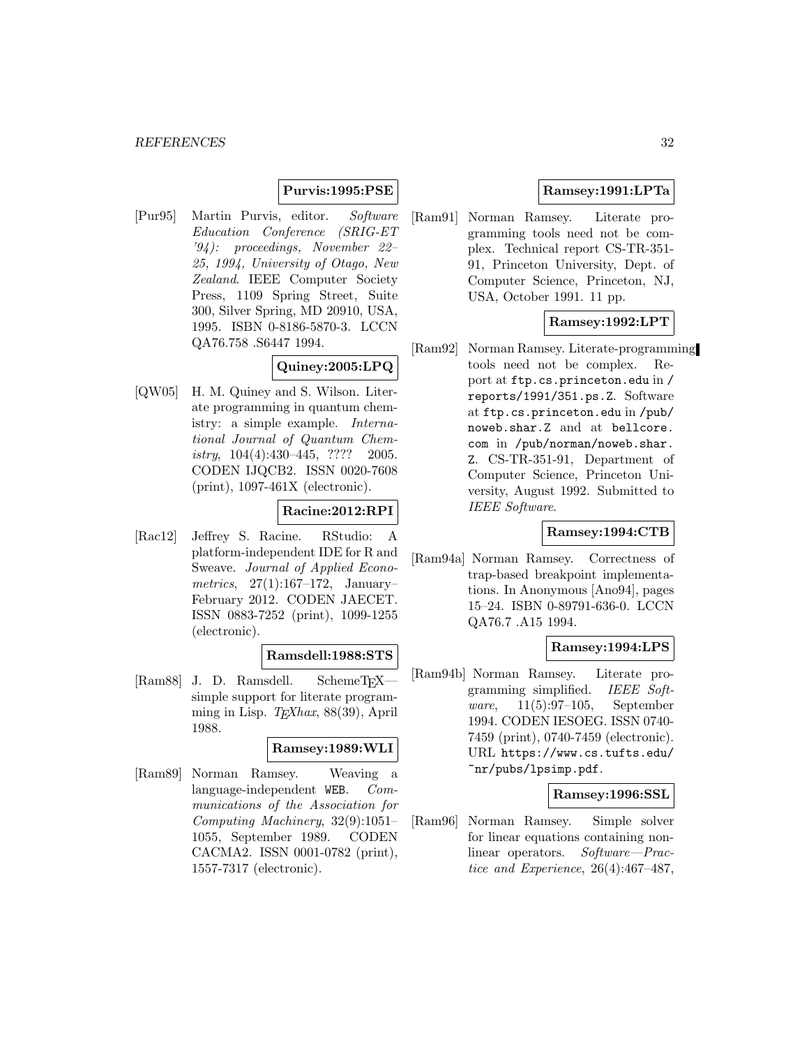**Purvis:1995:PSE**

[Pur95] Martin Purvis, editor. *Software Education Conference (SRIG-ET '94): proceedings, November 22–25, 1994, University of Otago, New Zealand*. IEEE Computer Society Press, 1109 Spring Street, Suite 300, Silver Spring, MD 20910, USA, 1995. ISBN 0-8186-5870-3. LCCN QA76.758 .S6447 1994.

**Quiney:2005:LPQ**

[QW05] H. M. Quiney and S. Wilson. Literate programming in quantum chemistry: a simple example. *International Journal of Quantum Chemistry*, 104(4):430–445, ???? 2005. CODEN IJQCB2. ISSN 0020-7608 (print), 1097-461X (electronic).

**Racine:2012:RPI**

[Rac12] Jeffrey S. Racine. RStudio: A platform-independent IDE for R and Sweave. *Journal of Applied Econometrics*, 27(1):167–172, January–February 2012. CODEN JAECET. ISSN 0883-7252 (print), 1099-1255 (electronic).

**Ramsdell:1988:STS**

[Ram88] J. D. Ramsdell. SchemeTEX—simple support for literate programming in Lisp. *TEXhax*, 88(39), April 1988.

**Ramsey:1989:WLI**

[Ram89] Norman Ramsey. Weaving a language-independent WEB. *Communications of the Association for Computing Machinery*, 32(9):1051–1055, September 1989. CODEN CACMA2. ISSN 0001-0782 (print), 1557-7317 (electronic).

**Ramsey:1991:LPTa**

[Ram91] Norman Ramsey. Literate programming tools need not be complex. Technical report CS-TR-351-91, Princeton University, Dept. of Computer Science, Princeton, NJ, USA, October 1991. 11 pp.

**Ramsey:1992:LPT**

[Ram92] Norman Ramsey. Literate-programming tools need not be complex. Report at ftp.cs.princeton.edu in /reports/1991/351.ps.Z. Software at ftp.cs.princeton.edu in /pub/noweb.shar.Z and at bellcore.com in /pub/norman/noweb.shar.Z. CS-TR-351-91, Department of Computer Science, Princeton University, August 1992. Submitted to *IEEE Software*.

**Ramsey:1994:CTB**

[Ram94a] Norman Ramsey. Correctness of trap-based breakpoint implementations. In Anonymous [Ano94], pages 15–24. ISBN 0-89791-636-0. LCCN QA76.7 .A15 1994.

**Ramsey:1994:LPS**

[Ram94b] Norman Ramsey. Literate programming simplified. *IEEE Software*, 11(5):97–105, September 1994. CODEN IESOEG. ISSN 0740-7459 (print), 0740-7459 (electronic). URL https://www.cs.tufts.edu/~nr/pubs/lpsimp.pdf.

**Ramsey:1996:SSL**

[Ram96] Norman Ramsey. Simple solver for linear equations containing nonlinear operators. *Software—Practice and Experience*, 26(4):467–487,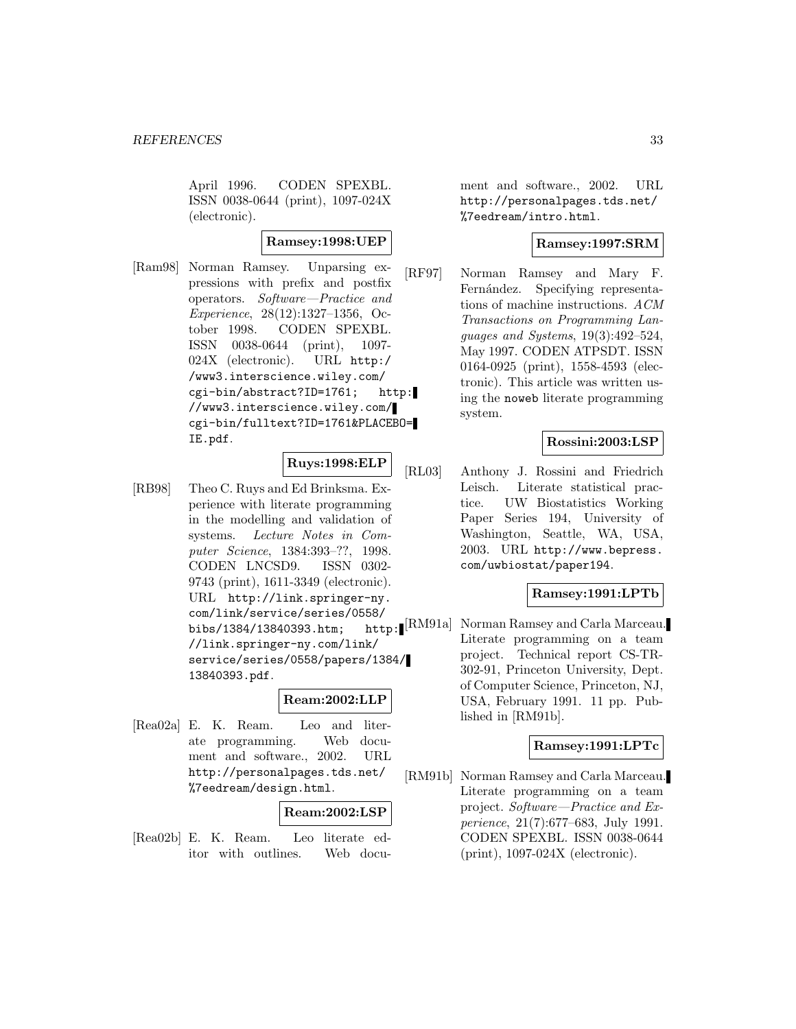April 1996. CODEN SPEXBL. ISSN 0038-0644 (print), 1097-024X (electronic).

**Ramsey:1998:UEP**

[Ram98] Norman Ramsey. Unparsing expressions with prefix and postfix operators. *Software—Practice and Experience*, 28(12):1327–1356, October 1998. CODEN SPEXBL. ISSN 0038-0644 (print), 1097-024X (electronic). URL `http://www3.interscience.wiley.com/cgi-bin/abstract?ID=1761`; `http://www3.interscience.wiley.com/cgi-bin/fulltext?ID=1761&PLACEBO=IE.pdf`.

**Ruys:1998:ELP**

[RB98] Theo C. Ruys and Ed Brinksma. Experience with literate programming in the modelling and validation of systems. *Lecture Notes in Computer Science*, 1384:393–??, 1998. CODEN LNCSD9. ISSN 0302-9743 (print), 1611-3349 (electronic). URL `http://link.springer-ny.com/link/service/series/0558/bibs/1384/13840393.htm`; `http://link.springer-ny.com/link/service/series/0558/papers/1384/13840393.pdf`.

**Ream:2002:LLP**

[Rea02a] E. K. Ream. Leo and literate programming. Web document and software., 2002. URL `http://personalpages.tds.net/%7eedream/design.html`.

**Ream:2002:LSP**

[Rea02b] E. K. Ream. Leo literate editor with outlines. Web document and software., 2002. URL `http://personalpages.tds.net/%7eedream/intro.html`.

**Ramsey:1997:SRM**

[RF97] Norman Ramsey and Mary F. Fernández. Specifying representations of machine instructions. *ACM Transactions on Programming Languages and Systems*, 19(3):492–524, May 1997. CODEN ATPSDT. ISSN 0164-0925 (print), 1558-4593 (electronic). This article was written using the `noweb` literate programming system.

**Rossini:2003:LSP**

[RL03] Anthony J. Rossini and Friedrich Leisch. Literate statistical practice. UW Biostatistics Working Paper Series 194, University of Washington, Seattle, WA, USA, 2003. URL `http://www.bepress.com/uwbiostat/paper194`.

**Ramsey:1991:LPTb**

[RM91a] Norman Ramsey and Carla Marceau. Literate programming on a team project. Technical report CS-TR-302-91, Princeton University, Dept. of Computer Science, Princeton, NJ, USA, February 1991. 11 pp. Published in [RM91b].

**Ramsey:1991:LPTc**

[RM91b] Norman Ramsey and Carla Marceau. Literate programming on a team project. *Software—Practice and Experience*, 21(7):677–683, July 1991. CODEN SPEXBL. ISSN 0038-0644 (print), 1097-024X (electronic).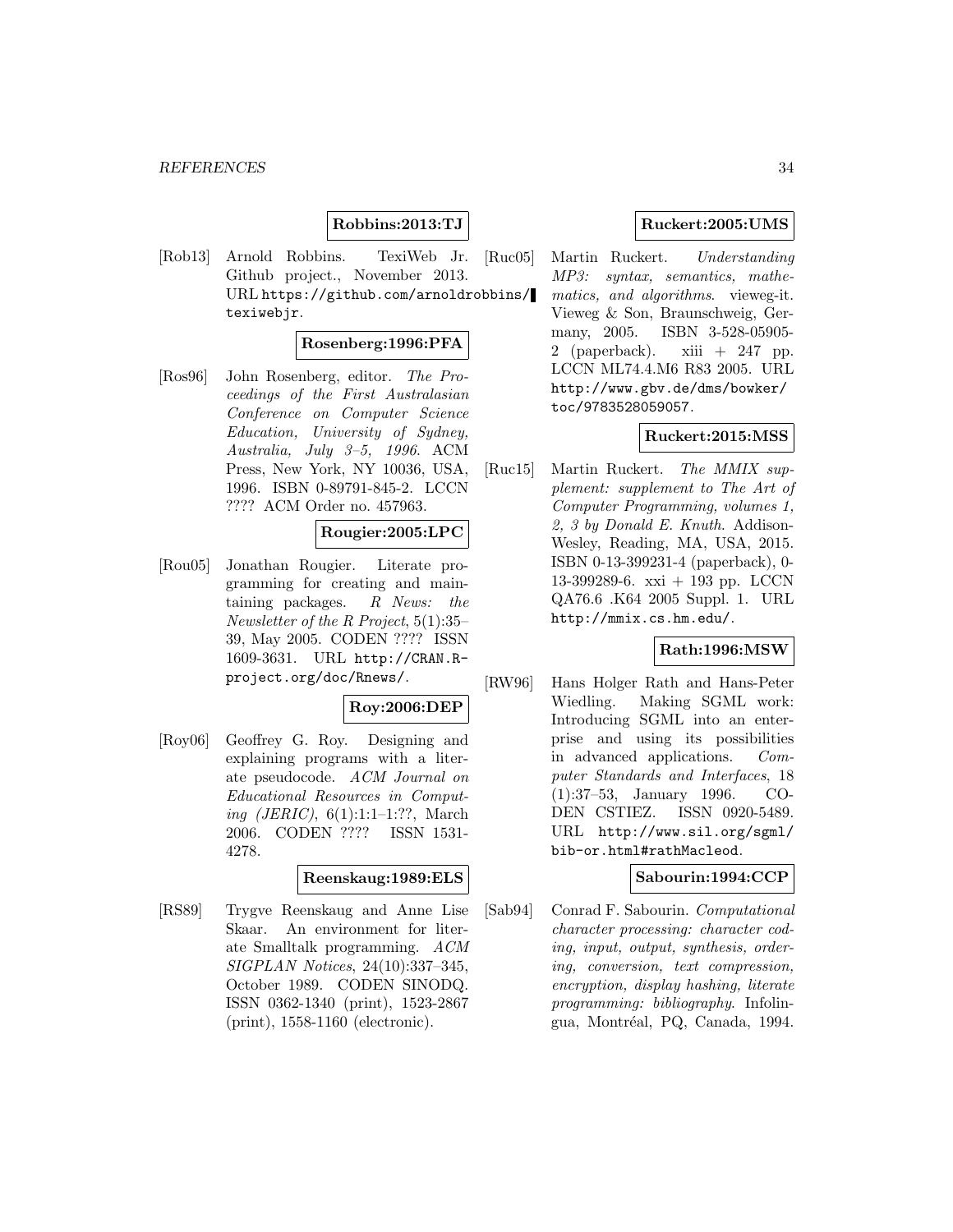**Robbins:2013:TJ**

[Rob13] Arnold Robbins. TexiWeb Jr. Github project., November 2013. URL https://github.com/arnoldrobbins/texiwebjr.

**Rosenberg:1996:PFA**

[Ros96] John Rosenberg, editor. *The Proceedings of the First Australasian Conference on Computer Science Education, University of Sydney, Australia, July 3–5, 1996*. ACM Press, New York, NY 10036, USA, 1996. ISBN 0-89791-845-2. LCCN ???? ACM Order no. 457963.

**Rougier:2005:LPC**

[Rou05] Jonathan Rougier. Literate programming for creating and maintaining packages. *R News: the Newsletter of the R Project*, 5(1):35–39, May 2005. CODEN ???? ISSN 1609-3631. URL http://CRAN.R-project.org/doc/Rnews/.

**Roy:2006:DEP**

[Roy06] Geoffrey G. Roy. Designing and explaining programs with a literate pseudocode. *ACM Journal on Educational Resources in Computing (JERIC)*, 6(1):1:1–1:??, March 2006. CODEN ???? ISSN 1531-4278.

**Reenskaug:1989:ELS**

[RS89] Trygve Reenskaug and Anne Lise Skaar. An environment for literate Smalltalk programming. *ACM SIGPLAN Notices*, 24(10):337–345, October 1989. CODEN SINODQ. ISSN 0362-1340 (print), 1523-2867 (print), 1558-1160 (electronic).

**Ruckert:2005:UMS**

[Ruc05] Martin Ruckert. *Understanding MP3: syntax, semantics, mathematics, and algorithms*. vieweg-it. Vieweg & Son, Braunschweig, Germany, 2005. ISBN 3-528-05905-2 (paperback). xiii + 247 pp. LCCN ML74.4.M6 R83 2005. URL http://www.gbv.de/dms/bowker/toc/9783528059057.

**Ruckert:2015:MSS**

[Ruc15] Martin Ruckert. *The MMIX supplement: supplement to The Art of Computer Programming, volumes 1, 2, 3 by Donald E. Knuth*. Addison-Wesley, Reading, MA, USA, 2015. ISBN 0-13-399231-4 (paperback), 0-13-399289-6. xxi + 193 pp. LCCN QA76.6 .K64 2005 Suppl. 1. URL http://mmix.cs.hm.edu/.

**Rath:1996:MSW**

[RW96] Hans Holger Rath and Hans-Peter Wiedling. Making SGML work: Introducing SGML into an enterprise and using its possibilities in advanced applications. *Computer Standards and Interfaces*, 18 (1):37–53, January 1996. CODEN CSTIEZ. ISSN 0920-5489. URL http://www.sil.org/sgml/bib-or.html#rathMacleod.

**Sabourin:1994:CCP**

[Sab94] Conrad F. Sabourin. *Computational character processing: character coding, input, output, synthesis, ordering, conversion, text compression, encryption, display hashing, literate programming: bibliography*. Infolingua, Montréal, PQ, Canada, 1994.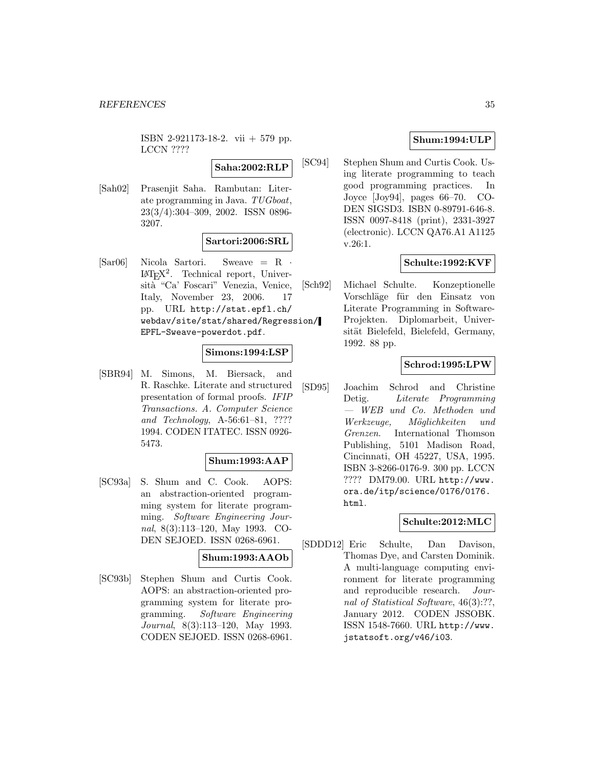ISBN 2-921173-18-2. vii + 579 pp. LCCN ????

**Saha:2002:RLP**

[Sah02] Prasenjit Saha. Rambutan: Literate programming in Java. *TUGboat*, 23(3/4):304–309, 2002. ISSN 0896-3207.

**Sartori:2006:SRL**

[Sar06] Nicola Sartori. Sweave = R · LaTeX[2]. Technical report, Università "Ca' Foscari" Venezia, Venice, Italy, November 23, 2006. 17 pp. URL http://stat.epfl.ch/webdav/site/stat/shared/Regression/EPFL-Sweave-powerdot.pdf.

**Simons:1994:LSP**

[SBR94] M. Simons, M. Biersack, and R. Raschke. Literate and structured presentation of formal proofs. *IFIP Transactions. A. Computer Science and Technology*, A-56:61–81, ???? 1994. CODEN ITATEC. ISSN 0926-5473.

**Shum:1993:AAP**

[SC93a] S. Shum and C. Cook. AOPS: an abstraction-oriented programming system for literate programming. *Software Engineering Journal*, 8(3):113–120, May 1993. CODEN SEJOED. ISSN 0268-6961.

**Shum:1993:AAOb**

[SC93b] Stephen Shum and Curtis Cook. AOPS: an abstraction-oriented programming system for literate programming. *Software Engineering Journal*, 8(3):113–120, May 1993. CODEN SEJOED. ISSN 0268-6961.

**Shum:1994:ULP**

[SC94] Stephen Shum and Curtis Cook. Using literate programming to teach good programming practices. In Joyce [Joy94], pages 66–70. CODEN SIGSD3. ISBN 0-89791-646-8. ISSN 0097-8418 (print), 2331-3927 (electronic). LCCN QA76.A1 A1125 v.26:1.

**Schulte:1992:KVF**

[Sch92] Michael Schulte. Konzeptionelle Vorschläge für den Einsatz von Literate Programming in Software-Projekten. Diplomarbeit, Universität Bielefeld, Bielefeld, Germany, 1992. 88 pp.

**Schrod:1995:LPW**

[SD95] Joachim Schrod and Christine Detig. *Literate Programming — WEB und Co. Methoden und Werkzeuge, Möglichkeiten und Grenzen*. International Thomson Publishing, 5101 Madison Road, Cincinnati, OH 45227, USA, 1995. ISBN 3-8266-0176-9. 300 pp. LCCN ???? DM79.00. URL http://www.ora.de/itp/science/0176/0176.html.

**Schulte:2012:MLC**

[SDDD12] Eric Schulte, Dan Davison, Thomas Dye, and Carsten Dominik. A multi-language computing environment for literate programming and reproducible research. *Journal of Statistical Software*, 46(3):??, January 2012. CODEN JSSOBK. ISSN 1548-7660. URL http://www.jstatsoft.org/v46/i03.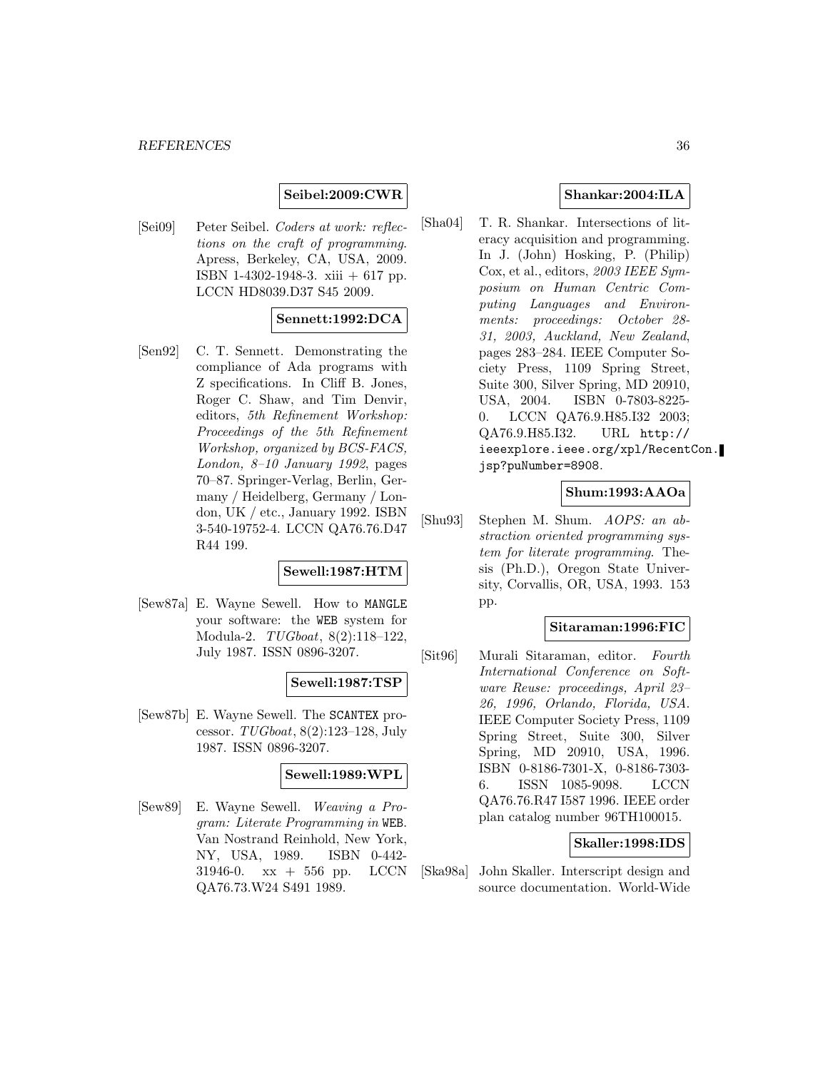**Seibel:2009:CWR**

[Sei09] Peter Seibel. *Coders at work: reflections on the craft of programming*. Apress, Berkeley, CA, USA, 2009. ISBN 1-4302-1948-3. xiii + 617 pp. LCCN HD8039.D37 S45 2009.

**Sennett:1992:DCA**

[Sen92] C. T. Sennett. Demonstrating the compliance of Ada programs with Z specifications. In Cliff B. Jones, Roger C. Shaw, and Tim Denvir, editors, *5th Refinement Workshop: Proceedings of the 5th Refinement Workshop, organized by BCS-FACS, London, 8–10 January 1992*, pages 70–87. Springer-Verlag, Berlin, Germany / Heidelberg, Germany / London, UK / etc., January 1992. ISBN 3-540-19752-4. LCCN QA76.76.D47 R44 199.

**Sewell:1987:HTM**

[Sew87a] E. Wayne Sewell. How to MANGLE your software: the WEB system for Modula-2. *TUGboat*, 8(2):118–122, July 1987. ISSN 0896-3207.

**Sewell:1987:TSP**

[Sew87b] E. Wayne Sewell. The SCANTEX processor. *TUGboat*, 8(2):123–128, July 1987. ISSN 0896-3207.

**Sewell:1989:WPL**

[Sew89] E. Wayne Sewell. *Weaving a Program: Literate Programming in* WEB. Van Nostrand Reinhold, New York, NY, USA, 1989. ISBN 0-442-31946-0. xx + 556 pp. LCCN QA76.73.W24 S491 1989.

**Shankar:2004:ILA**

[Sha04] T. R. Shankar. Intersections of literacy acquisition and programming. In J. (John) Hosking, P. (Philip) Cox, et al., editors, *2003 IEEE Symposium on Human Centric Computing Languages and Environments: proceedings: October 28-31, 2003, Auckland, New Zealand*, pages 283–284. IEEE Computer Society Press, 1109 Spring Street, Suite 300, Silver Spring, MD 20910, USA, 2004. ISBN 0-7803-8225-0. LCCN QA76.9.H85.I32 2003; QA76.9.H85.I32. URL http://ieeexplore.ieee.org/xpl/RecentCon.jsp?puNumber=8908.

**Shum:1993:AAOa**

[Shu93] Stephen M. Shum. *AOPS: an abstraction oriented programming system for literate programming*. Thesis (Ph.D.), Oregon State University, Corvallis, OR, USA, 1993. 153 pp.

**Sitaraman:1996:FIC**

[Sit96] Murali Sitaraman, editor. *Fourth International Conference on Software Reuse: proceedings, April 23–26, 1996, Orlando, Florida, USA*. IEEE Computer Society Press, 1109 Spring Street, Suite 300, Silver Spring, MD 20910, USA, 1996. ISBN 0-8186-7301-X, 0-8186-7303-6. ISSN 1085-9098. LCCN QA76.76.R47 I587 1996. IEEE order plan catalog number 96TH100015.

**Skaller:1998:IDS**

[Ska98a] John Skaller. Interscript design and source documentation. World-Wide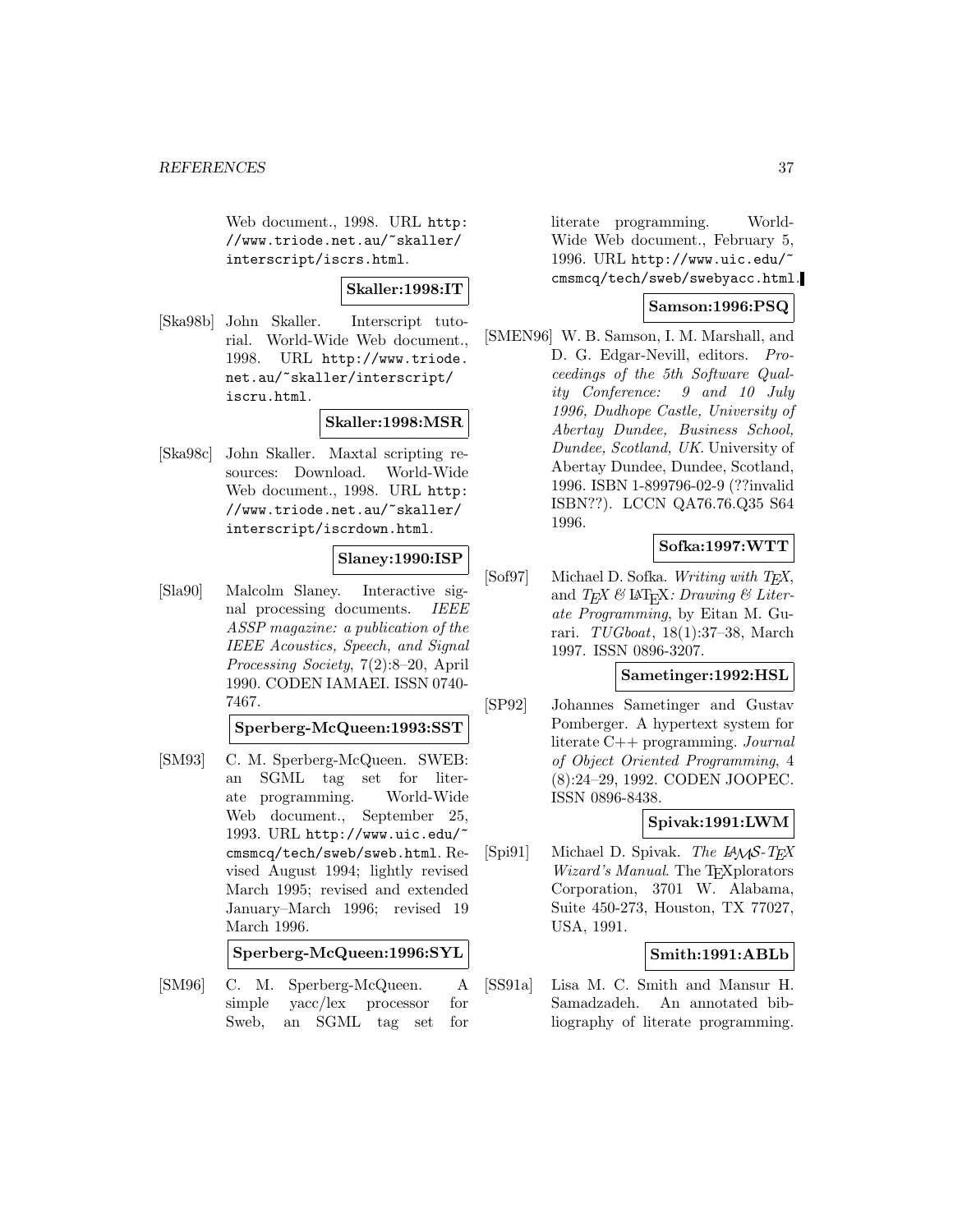Web document., 1998. URL http://www.triode.net.au/~skaller/interscript/iscrs.html.

**Skaller:1998:IT**

[Ska98b] John Skaller. Interscript tutorial. World-Wide Web document., 1998. URL http://www.triode.net.au/~skaller/interscript/iscru.html.

**Skaller:1998:MSR**

[Ska98c] John Skaller. Maxtal scripting resources: Download. World-Wide Web document., 1998. URL http://www.triode.net.au/~skaller/interscript/iscrdown.html.

**Slaney:1990:ISP**

[Sla90] Malcolm Slaney. Interactive signal processing documents. *IEEE ASSP magazine: a publication of the IEEE Acoustics, Speech, and Signal Processing Society*, 7(2):8–20, April 1990. CODEN IAMAEI. ISSN 0740-7467.

**Sperberg-McQueen:1993:SST**

[SM93] C. M. Sperberg-McQueen. SWEB: an SGML tag set for literate programming. World-Wide Web document., September 25, 1993. URL http://www.uic.edu/~cmsmcq/tech/sweb/sweb.html. Revised August 1994; lightly revised March 1995; revised and extended January–March 1996; revised 19 March 1996.

**Sperberg-McQueen:1996:SYL**

[SM96] C. M. Sperberg-McQueen. A simple yacc/lex processor for Sweb, an SGML tag set for literate programming. World-Wide Web document., February 5, 1996. URL http://www.uic.edu/~cmsmcq/tech/sweb/swebyacc.html.

**Samson:1996:PSQ**

[SMEN96] W. B. Samson, I. M. Marshall, and D. G. Edgar-Nevill, editors. *Proceedings of the 5th Software Quality Conference: 9 and 10 July 1996, Dudhope Castle, University of Abertay Dundee, Business School, Dundee, Scotland, UK*. University of Abertay Dundee, Dundee, Scotland, 1996. ISBN 1-899796-02-9 (??invalid ISBN??). LCCN QA76.76.Q35 S64 1996.

**Sofka:1997:WTT**

[Sof97] Michael D. Sofka. *Writing with TEX*, and *TEX & LATEX: Drawing & Literate Programming*, by Eitan M. Gurari. *TUGboat*, 18(1):37–38, March 1997. ISSN 0896-3207.

**Sametinger:1992:HSL**

[SP92] Johannes Sametinger and Gustav Pomberger. A hypertext system for literate C++ programming. *Journal of Object Oriented Programming*, 4 (8):24–29, 1992. CODEN JOOPEC. ISSN 0896-8438.

**Spivak:1991:LWM**

[Spi91] Michael D. Spivak. *The LAMS-TEX Wizard's Manual*. The TEXplorators Corporation, 3701 W. Alabama, Suite 450-273, Houston, TX 77027, USA, 1991.

**Smith:1991:ABLb**

[SS91a] Lisa M. C. Smith and Mansur H. Samadzadeh. An annotated bibliography of literate programming.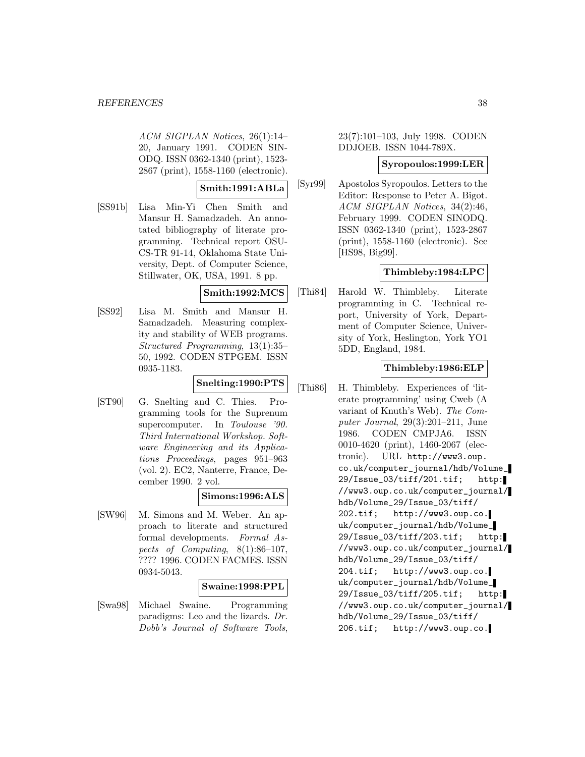*ACM SIGPLAN Notices*, 26(1):14–20, January 1991. CODEN SINODQ. ISSN 0362-1340 (print), 1523-2867 (print), 1558-1160 (electronic).

**Smith:1991:ABLa**

[SS91b] Lisa Min-Yi Chen Smith and Mansur H. Samadzadeh. An annotated bibliography of literate programming. Technical report OSU-CS-TR 91-14, Oklahoma State University, Dept. of Computer Science, Stillwater, OK, USA, 1991. 8 pp.

**Smith:1992:MCS**

[SS92] Lisa M. Smith and Mansur H. Samadzadeh. Measuring complexity and stability of WEB programs. *Structured Programming*, 13(1):35–50, 1992. CODEN STPGEM. ISSN 0935-1183.

**Snelting:1990:PTS**

[ST90] G. Snelting and C. Thies. Programming tools for the Suprenum supercomputer. In *Toulouse '90. Third International Workshop. Software Engineering and its Applications Proceedings*, pages 951–963 (vol. 2). EC2, Nanterre, France, December 1990. 2 vol.

**Simons:1996:ALS**

[SW96] M. Simons and M. Weber. An approach to literate and structured formal developments. *Formal Aspects of Computing*, 8(1):86–107, ???? 1996. CODEN FACMES. ISSN 0934-5043.

**Swaine:1998:PPL**

[Swa98] Michael Swaine. Programming paradigms: Leo and the lizards. *Dr. Dobb's Journal of Software Tools*, 23(7):101–103, July 1998. CODEN DDJOEB. ISSN 1044-789X.

**Syropoulos:1999:LER**

[Syr99] Apostolos Syropoulos. Letters to the Editor: Response to Peter A. Bigot. *ACM SIGPLAN Notices*, 34(2):46, February 1999. CODEN SINODQ. ISSN 0362-1340 (print), 1523-2867 (print), 1558-1160 (electronic). See [HS98, Big99].

**Thimbleby:1984:LPC**

[Thi84] Harold W. Thimbleby. Literate programming in C. Technical report, University of York, Department of Computer Science, University of York, Heslington, York YO1 5DD, England, 1984.

**Thimbleby:1986:ELP**

[Thi86] H. Thimbleby. Experiences of 'literate programming' using Cweb (A variant of Knuth's Web). *The Computer Journal*, 29(3):201–211, June 1986. CODEN CMPJA6. ISSN 0010-4620 (print), 1460-2067 (electronic). URL http://www3.oup.co.uk/computer_journal/hdb/Volume_29/Issue_03/tiff/201.tif; http://www3.oup.co.uk/computer_journal/hdb/Volume_29/Issue_03/tiff/202.tif; http://www3.oup.co.uk/computer_journal/hdb/Volume_29/Issue_03/tiff/203.tif; http://www3.oup.co.uk/computer_journal/hdb/Volume_29/Issue_03/tiff/204.tif; http://www3.oup.co.uk/computer_journal/hdb/Volume_29/Issue_03/tiff/205.tif; http://www3.oup.co.uk/computer_journal/hdb/Volume_29/Issue_03/tiff/206.tif; http://www3.oup.co.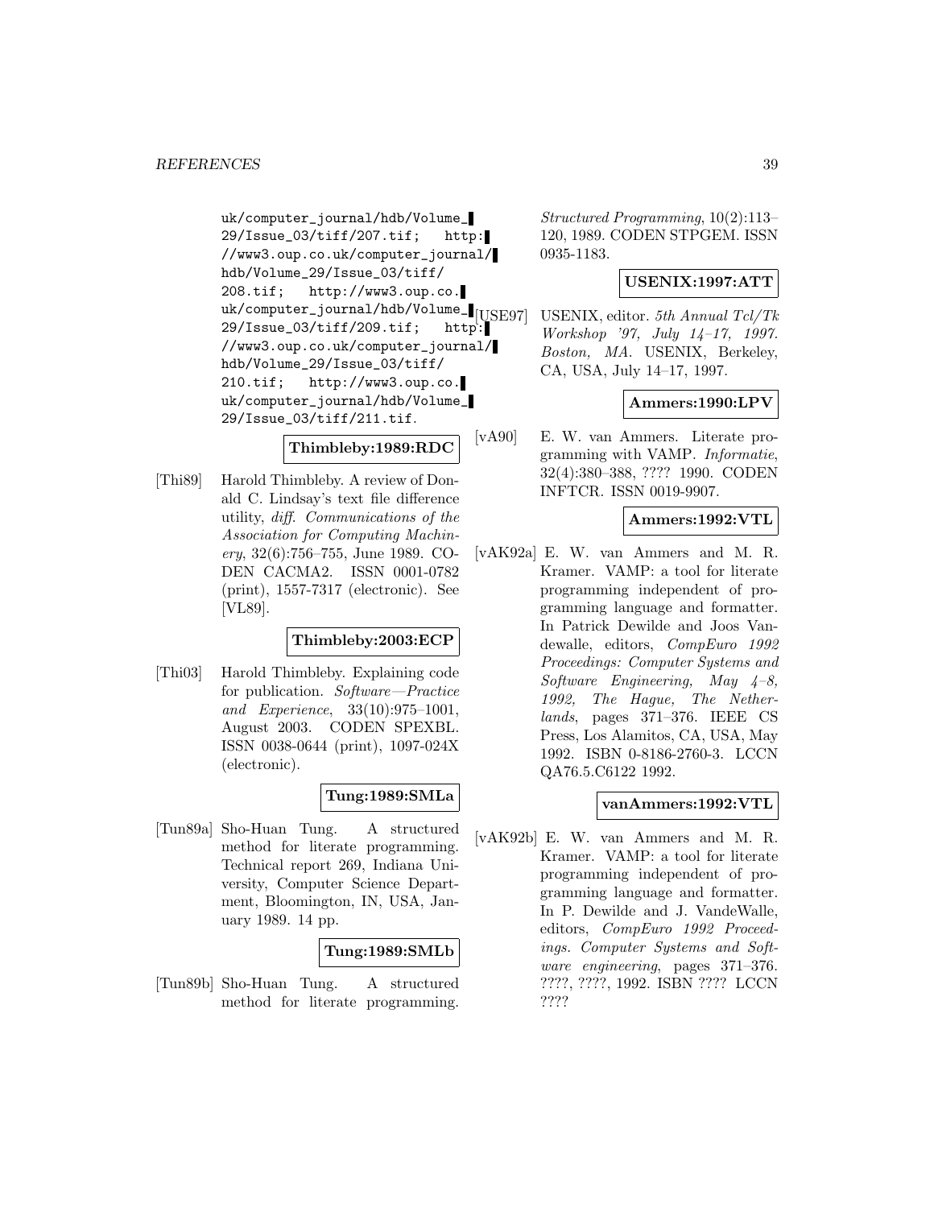uk/computer_journal/hdb/Volume_29/Issue_03/tiff/207.tif; http://www3.oup.co.uk/computer_journal/hdb/Volume_29/Issue_03/tiff/208.tif; http://www3.oup.co.uk/computer_journal/hdb/Volume_29/Issue_03/tiff/209.tif; http://www3.oup.co.uk/computer_journal/hdb/Volume_29/Issue_03/tiff/210.tif; http://www3.oup.co.uk/computer_journal/hdb/Volume_29/Issue_03/tiff/211.tif.

**Thimbleby:1989:RDC**

[Thi89] Harold Thimbleby. A review of Donald C. Lindsay's text file difference utility, *diff*. *Communications of the Association for Computing Machinery*, 32(6):756–755, June 1989. CODEN CACMA2. ISSN 0001-0782 (print), 1557-7317 (electronic). See [VL89].

**Thimbleby:2003:ECP**

[Thi03] Harold Thimbleby. Explaining code for publication. *Software—Practice and Experience*, 33(10):975–1001, August 2003. CODEN SPEXBL. ISSN 0038-0644 (print), 1097-024X (electronic).

**Tung:1989:SMLa**

[Tun89a] Sho-Huan Tung. A structured method for literate programming. Technical report 269, Indiana University, Computer Science Department, Bloomington, IN, USA, January 1989. 14 pp.

**Tung:1989:SMLb**

[Tun89b] Sho-Huan Tung. A structured method for literate programming. *Structured Programming*, 10(2):113–120, 1989. CODEN STPGEM. ISSN 0935-1183.

**USENIX:1997:ATT**

[USE97] USENIX, editor. *5th Annual Tcl/Tk Workshop '97, July 14–17, 1997. Boston, MA*. USENIX, Berkeley, CA, USA, July 14–17, 1997.

**Ammers:1990:LPV**

[vA90] E. W. van Ammers. Literate programming with VAMP. *Informatie*, 32(4):380–388, ???? 1990. CODEN INFTCR. ISSN 0019-9907.

**Ammers:1992:VTL**

[vAK92a] E. W. van Ammers and M. R. Kramer. VAMP: a tool for literate programming independent of programming language and formatter. In Patrick Dewilde and Joos Vandewalle, editors, *CompEuro 1992 Proceedings: Computer Systems and Software Engineering, May 4–8, 1992, The Hague, The Netherlands*, pages 371–376. IEEE CS Press, Los Alamitos, CA, USA, May 1992. ISBN 0-8186-2760-3. LCCN QA76.5.C6122 1992.

**vanAmmers:1992:VTL**

[vAK92b] E. W. van Ammers and M. R. Kramer. VAMP: a tool for literate programming independent of programming language and formatter. In P. Dewilde and J. VandeWalle, editors, *CompEuro 1992 Proceedings. Computer Systems and Software engineering*, pages 371–376. ????, ????, 1992. ISBN ???? LCCN ????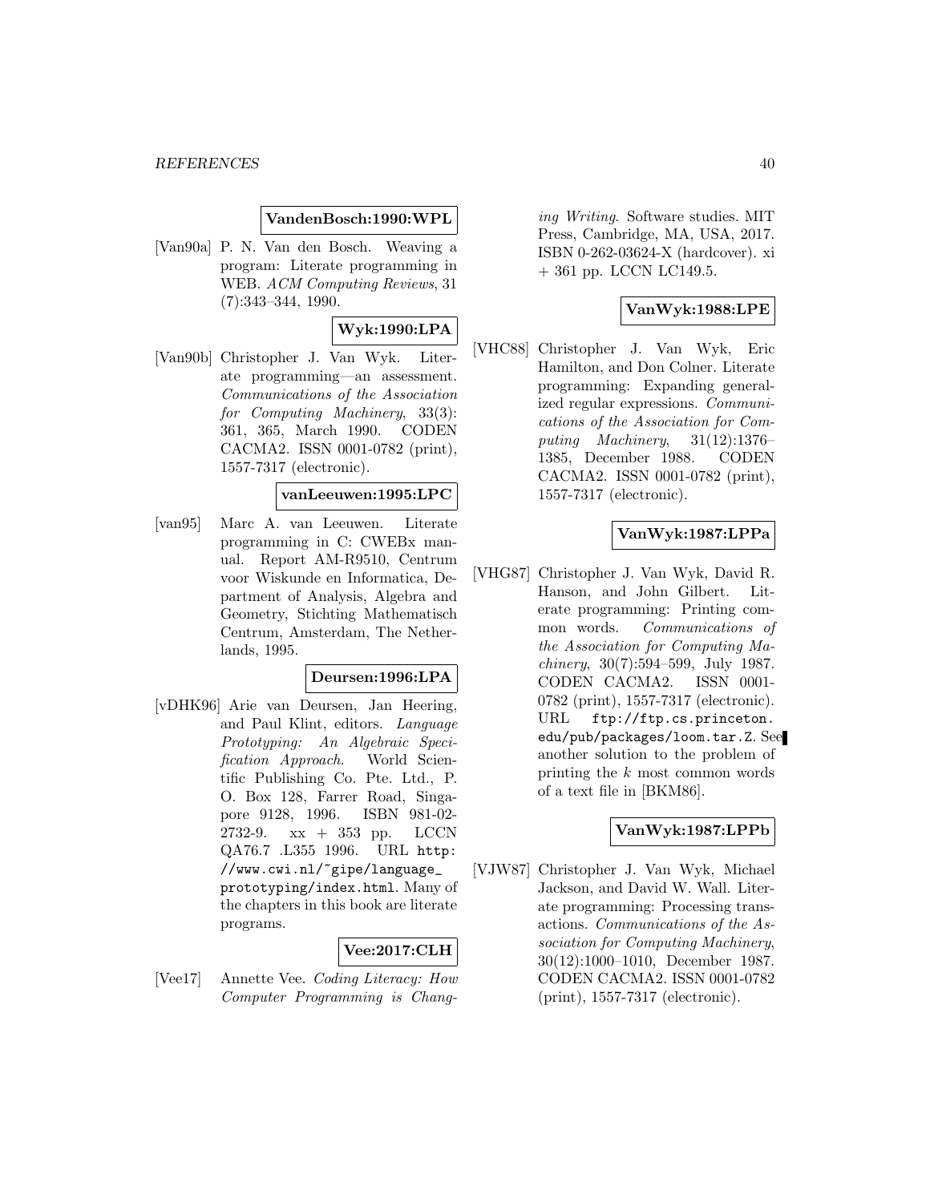**VandenBosch:1990:WPL**

[Van90a] P. N. Van den Bosch. Weaving a program: Literate programming in WEB. *ACM Computing Reviews*, 31 (7):343–344, 1990.

**Wyk:1990:LPA**

[Van90b] Christopher J. Van Wyk. Literate programming—an assessment. *Communications of the Association for Computing Machinery*, 33(3): 361, 365, March 1990. CODEN CACMA2. ISSN 0001-0782 (print), 1557-7317 (electronic).

**vanLeeuwen:1995:LPC**

[van95] Marc A. van Leeuwen. Literate programming in C: CWEBx manual. Report AM-R9510, Centrum voor Wiskunde en Informatica, Department of Analysis, Algebra and Geometry, Stichting Mathematisch Centrum, Amsterdam, The Netherlands, 1995.

**Deursen:1996:LPA**

[vDHK96] Arie van Deursen, Jan Heering, and Paul Klint, editors. *Language Prototyping: An Algebraic Specification Approach*. World Scientific Publishing Co. Pte. Ltd., P. O. Box 128, Farrer Road, Singapore 9128, 1996. ISBN 981-02-2732-9. xx + 353 pp. LCCN QA76.7 .L355 1996. URL `http://www.cwi.nl/~gipe/language_prototyping/index.html`. Many of the chapters in this book are literate programs.

**Vee:2017:CLH**

[Vee17] Annette Vee. *Coding Literacy: How Computer Programming is Changing Writing*. Software studies. MIT Press, Cambridge, MA, USA, 2017. ISBN 0-262-03624-X (hardcover). xi + 361 pp. LCCN LC149.5.

**VanWyk:1988:LPE**

[VHC88] Christopher J. Van Wyk, Eric Hamilton, and Don Colner. Literate programming: Expanding generalized regular expressions. *Communications of the Association for Computing Machinery*, 31(12):1376–1385, December 1988. CODEN CACMA2. ISSN 0001-0782 (print), 1557-7317 (electronic).

**VanWyk:1987:LPPa**

[VHG87] Christopher J. Van Wyk, David R. Hanson, and John Gilbert. Literate programming: Printing common words. *Communications of the Association for Computing Machinery*, 30(7):594–599, July 1987. CODEN CACMA2. ISSN 0001-0782 (print), 1557-7317 (electronic). URL `ftp://ftp.cs.princeton.edu/pub/packages/loom.tar.Z`. See another solution to the problem of printing the $k$ most common words of a text file in [BKM86].

**VanWyk:1987:LPPb**

[VJW87] Christopher J. Van Wyk, Michael Jackson, and David W. Wall. Literate programming: Processing transactions. *Communications of the Association for Computing Machinery*, 30(12):1000–1010, December 1987. CODEN CACMA2. ISSN 0001-0782 (print), 1557-7317 (electronic).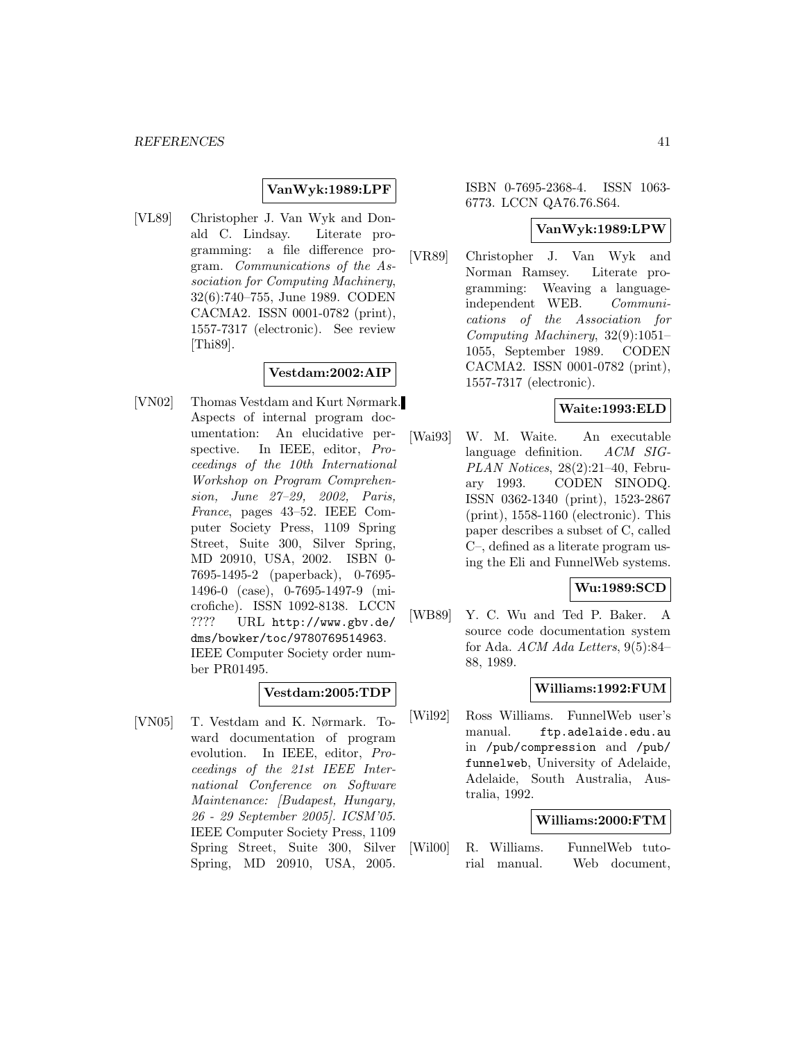**VanWyk:1989:LPF**

[VL89] Christopher J. Van Wyk and Donald C. Lindsay. Literate programming: a file difference program. *Communications of the Association for Computing Machinery*, 32(6):740–755, June 1989. CODEN CACMA2. ISSN 0001-0782 (print), 1557-7317 (electronic). See review [Thi89].

**Vestdam:2002:AIP**

[VN02] Thomas Vestdam and Kurt Nørmark. Aspects of internal program documentation: An elucidative perspective. In IEEE, editor, *Proceedings of the 10th International Workshop on Program Comprehension, June 27–29, 2002, Paris, France*, pages 43–52. IEEE Computer Society Press, 1109 Spring Street, Suite 300, Silver Spring, MD 20910, USA, 2002. ISBN 0-7695-1495-2 (paperback), 0-7695-1496-0 (case), 0-7695-1497-9 (microfiche). ISSN 1092-8138. LCCN ???? URL `http://www.gbv.de/dms/bowker/toc/9780769514963`. IEEE Computer Society order number PR01495.

**Vestdam:2005:TDP**

[VN05] T. Vestdam and K. Nørmark. Toward documentation of program evolution. In IEEE, editor, *Proceedings of the 21st IEEE International Conference on Software Maintenance: [Budapest, Hungary, 26 - 29 September 2005]. ICSM'05.* IEEE Computer Society Press, 1109 Spring Street, Suite 300, Silver Spring, MD 20910, USA, 2005. ISBN 0-7695-2368-4. ISSN 1063-6773. LCCN QA76.76.S64.

**VanWyk:1989:LPW**

[VR89] Christopher J. Van Wyk and Norman Ramsey. Literate programming: Weaving a language-independent WEB. *Communications of the Association for Computing Machinery*, 32(9):1051–1055, September 1989. CODEN CACMA2. ISSN 0001-0782 (print), 1557-7317 (electronic).

**Waite:1993:ELD**

[Wai93] W. M. Waite. An executable language definition. *ACM SIGPLAN Notices*, 28(2):21–40, February 1993. CODEN SINODQ. ISSN 0362-1340 (print), 1523-2867 (print), 1558-1160 (electronic). This paper describes a subset of C, called C–, defined as a literate program using the Eli and FunnelWeb systems.

**Wu:1989:SCD**

[WB89] Y. C. Wu and Ted P. Baker. A source code documentation system for Ada. *ACM Ada Letters*, 9(5):84–88, 1989.

**Williams:1992:FUM**

[Wil92] Ross Williams. FunnelWeb user's manual. `ftp.adelaide.edu.au` in `/pub/compression` and `/pub/funnelweb`, University of Adelaide, Adelaide, South Australia, Australia, 1992.

**Williams:2000:FTM**

[Wil00] R. Williams. FunnelWeb tutorial manual. Web document,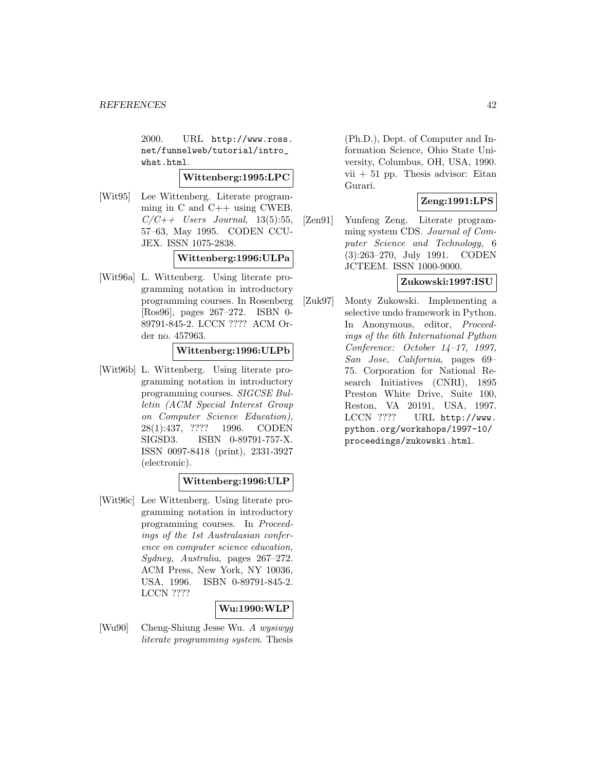2000. URL http://www.ross.net/funnelweb/tutorial/intro_what.html.

**Wittenberg:1995:LPC**

[Wit95] Lee Wittenberg. Literate programming in C and C++ using CWEB. *C/C++ Users Journal*, 13(5):55, 57–63, May 1995. CODEN CCUJEX. ISSN 1075-2838.

**Wittenberg:1996:ULPa**

[Wit96a] L. Wittenberg. Using literate programming notation in introductory programming courses. In Rosenberg [Ros96], pages 267–272. ISBN 0-89791-845-2. LCCN ???? ACM Order no. 457963.

**Wittenberg:1996:ULPb**

[Wit96b] L. Wittenberg. Using literate programming notation in introductory programming courses. *SIGCSE Bulletin (ACM Special Interest Group on Computer Science Education)*, 28(1):437, ???? 1996. CODEN SIGSD3. ISBN 0-89791-757-X. ISSN 0097-8418 (print), 2331-3927 (electronic).

**Wittenberg:1996:ULP**

[Wit96c] Lee Wittenberg. Using literate programming notation in introductory programming courses. In *Proceedings of the 1st Australasian conference on computer science education, Sydney, Australia*, pages 267–272. ACM Press, New York, NY 10036, USA, 1996. ISBN 0-89791-845-2. LCCN ????

**Wu:1990:WLP**

[Wu90] Cheng-Shiung Jesse Wu. *A wysiwyg literate programming system*. Thesis (Ph.D.), Dept. of Computer and Information Science, Ohio State University, Columbus, OH, USA, 1990. vii + 51 pp. Thesis advisor: Eitan Gurari.

**Zeng:1991:LPS**

[Zen91] Yunfeng Zeng. Literate programming system CDS. *Journal of Computer Science and Technology*, 6 (3):263–270, July 1991. CODEN JCTEEM. ISSN 1000-9000.

**Zukowski:1997:ISU**

[Zuk97] Monty Zukowski. Implementing a selective undo framework in Python. In Anonymous, editor, *Proceedings of the 6th International Python Conference: October 14–17, 1997, San Jose, California*, pages 69–75. Corporation for National Research Initiatives (CNRI), 1895 Preston White Drive, Suite 100, Reston, VA 20191, USA, 1997. LCCN ???? URL http://www.python.org/workshops/1997-10/proceedings/zukowski.html.